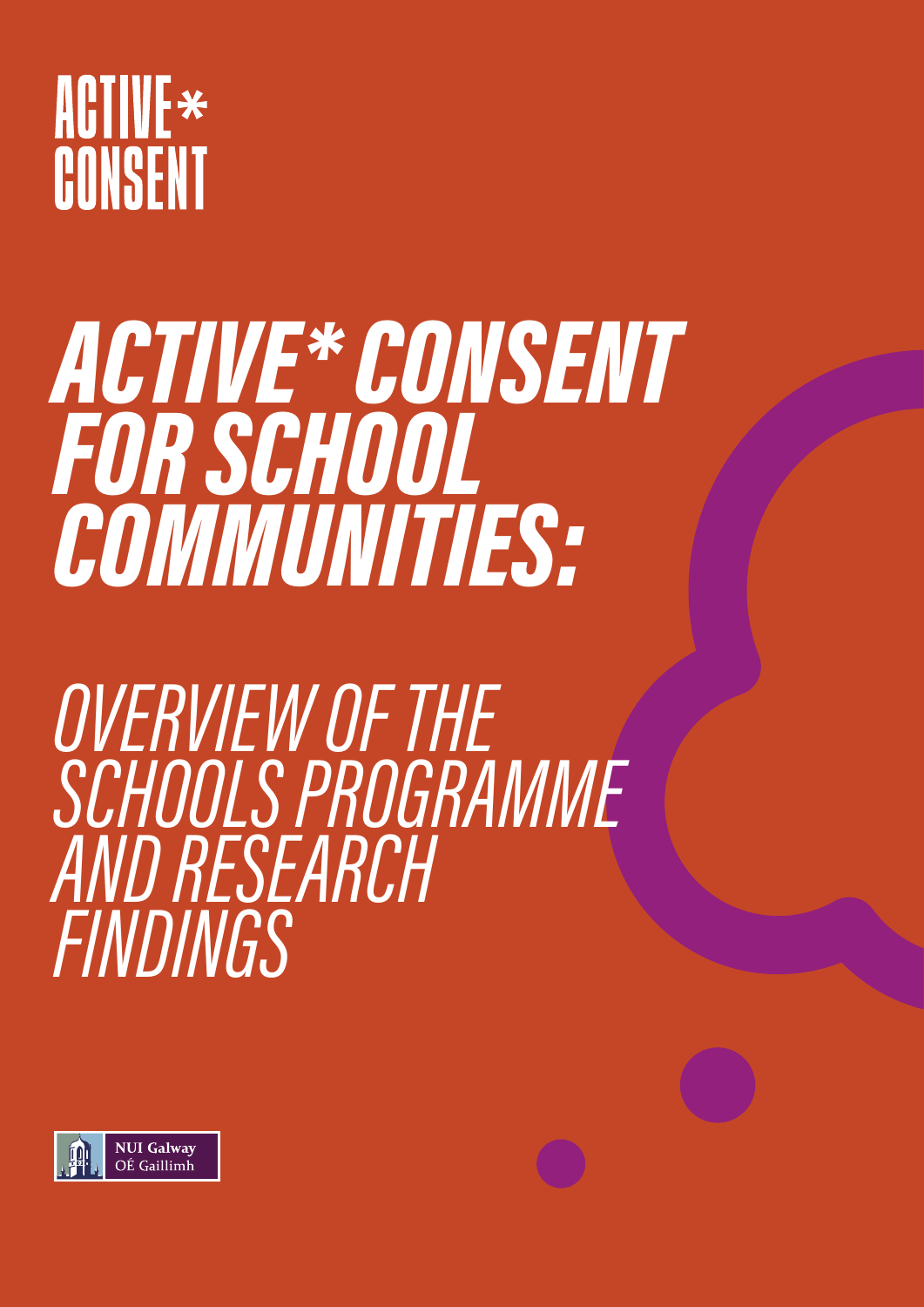ACTIVE* CONSENT

# ACTIVE* CONSENT FOR SCHOOL COMMUNITIES:

## OVERVIEW OF THE SCHOOLS PROGRAMME AND RESEARCH FINDINGS

NUI Galway
OÉ Gaillimh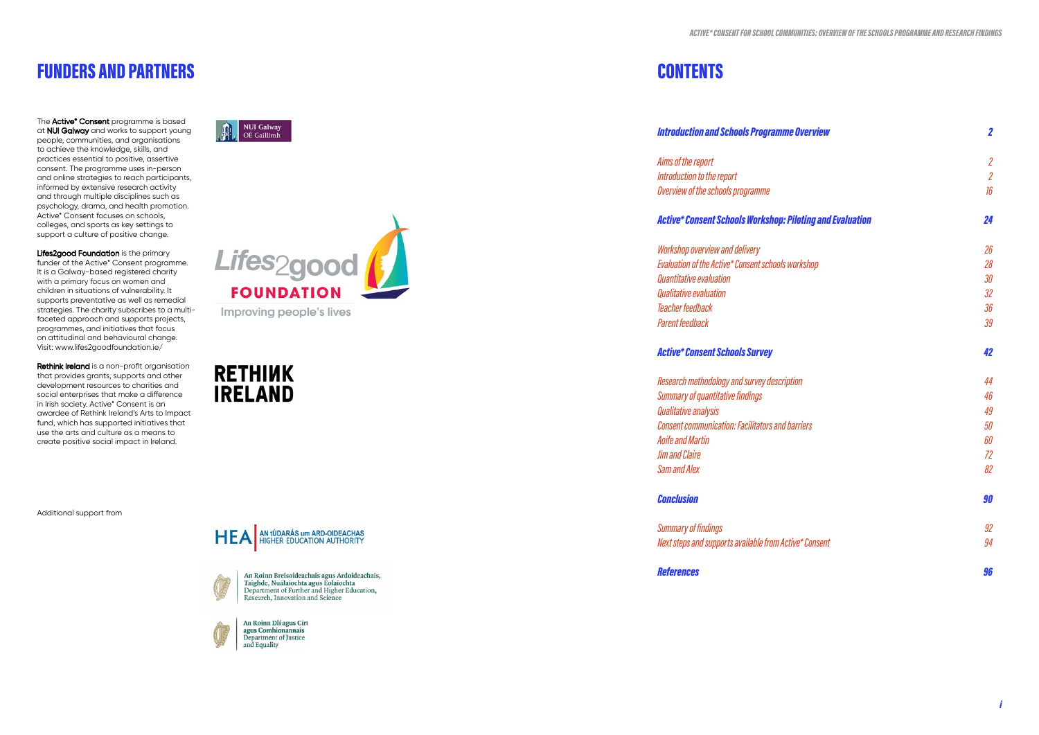# FUNDERS AND PARTNERS

The **Active* Consent** programme is based at **NUI Galway** and works to support young people, communities, and organisations to achieve the knowledge, skills, and practices essential to positive, assertive consent. The programme uses in-person and online strategies to reach participants, informed by extensive research activity and through multiple disciplines such as psychology, drama, and health promotion. Active* Consent focuses on schools, colleges, and sports as key settings to support a culture of positive change.

**Lifes2good Foundation** is the primary funder of the Active* Consent programme. It is a Galway-based registered charity with a primary focus on women and children in situations of vulnerability. It supports preventative as well as remedial strategies. The charity subscribes to a multi-faceted approach and supports projects, programmes, and initiatives that focus on attitudinal and behavioural change. Visit: www.lifes2goodfoundation.ie/

**Rethink Ireland** is a non-profit organisation that provides grants, supports and other development resources to charities and social enterprises that make a difference in Irish society. Active* Consent is an awardee of Rethink Ireland's Arts to Impact fund, which has supported initiatives that use the arts and culture as a means to create positive social impact in Ireland.

Additional support from

HEA – An tÚdarás um Ard-Oideachas – Higher Education Authority

An Roinn Breisoideachais agus Ardoideachais, Taighde, Nuálaíochta agus Eolaíochta – Department of Further and Higher Education, Research, Innovation and Science

An Roinn Dlí agus Cirt agus Comhionannais – Department of Justice and Equality

# CONTENTS

| | |
|---|---|
| ***Introduction and Schools Programme Overview*** | ***2*** |
| *Aims of the report* | *2* |
| *Introduction to the report* | *2* |
| *Overview of the schools programme* | *16* |
| ***Active* Consent Schools Workshop: Piloting and Evaluation*** | ***24*** |
| *Workshop overview and delivery* | *26* |
| *Evaluation of the Active* Consent schools workshop* | *28* |
| *Quantitative evaluation* | *30* |
| *Qualitative evaluation* | *32* |
| *Teacher feedback* | *36* |
| *Parent feedback* | *39* |
| ***Active* Consent Schools Survey*** | ***42*** |
| *Research methodology and survey description* | *44* |
| *Summary of quantitative findings* | *46* |
| *Qualitative analysis* | *49* |
| *Consent communication: Facilitators and barriers* | *50* |
| *Aoife and Martin* | *60* |
| *Jim and Claire* | *72* |
| *Sam and Alex* | *82* |
| ***Conclusion*** | ***90*** |
| *Summary of findings* | *92* |
| *Next steps and supports available from Active* Consent* | *94* |
| ***References*** | ***96*** |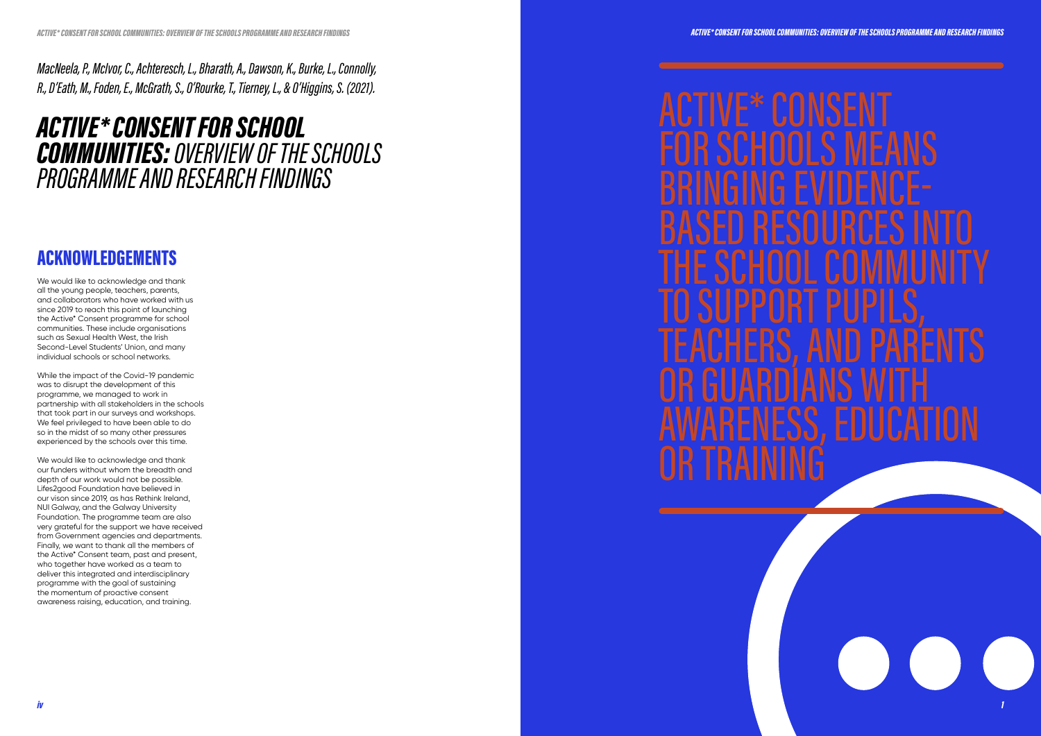*MacNeela, P., McIvor, C., Achteresch, L., Bharath, A., Dawson, K., Burke, L., Connolly, R., D'Eath, M., Foden, E., McGrath, S., O'Rourke, T., Tierney, L., & O'Higgins, S. (2021).*

# *ACTIVE* CONSENT FOR SCHOOL COMMUNITIES: OVERVIEW OF THE SCHOOLS PROGRAMME AND RESEARCH FINDINGS*

## ACKNOWLEDGEMENTS

We would like to acknowledge and thank all the young people, teachers, parents, and collaborators who have worked with us since 2019 to reach this point of launching the Active* Consent programme for school communities. These include organisations such as Sexual Health West, the Irish Second-Level Students' Union, and many individual schools or school networks.

While the impact of the Covid-19 pandemic was to disrupt the development of this programme, we managed to work in partnership with all stakeholders in the schools that took part in our surveys and workshops. We feel privileged to have been able to do so in the midst of so many other pressures experienced by the schools over this time.

We would like to acknowledge and thank our funders without whom the breadth and depth of our work would not be possible. Lifes2good Foundation have believed in our vison since 2019, as has Rethink Ireland, NUI Galway, and the Galway University Foundation. The programme team are also very grateful for the support we have received from Government agencies and departments. Finally, we want to thank all the members of the Active* Consent team, past and present, who together have worked as a team to deliver this integrated and interdisciplinary programme with the goal of sustaining the momentum of proactive consent awareness raising, education, and training.

# ACTIVE* CONSENT FOR SCHOOLS MEANS BRINGING EVIDENCE-BASED RESOURCES INTO THE SCHOOL COMMUNITY TO SUPPORT PUPILS, TEACHERS, AND PARENTS OR GUARDIANS WITH AWARENESS, EDUCATION OR TRAINING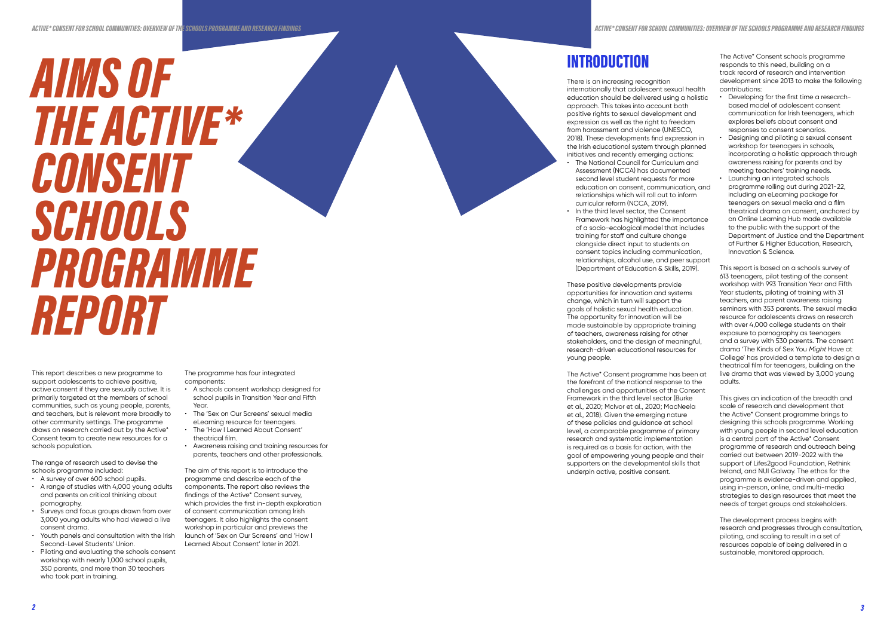# AIMS OF THE ACTIVE* CONSENT SCHOOLS PROGRAMME REPORT

This report describes a new programme to support adolescents to achieve positive, active consent if they are sexually active. It is primarily targeted at the members of school communities, such as young people, parents, and teachers, but is relevant more broadly to other community settings. The programme draws on research carried out by the Active* Consent team to create new resources for a schools population.

The range of research used to devise the schools programme included:

- A survey of over 600 school pupils.
- A range of studies with 4,000 young adults and parents on critical thinking about pornography.
- Surveys and focus groups drawn from over 3,000 young adults who had viewed a live consent drama.
- Youth panels and consultation with the Irish Second-Level Students' Union.
- Piloting and evaluating the schools consent workshop with nearly 1,000 school pupils, 350 parents, and more than 30 teachers who took part in training.

The programme has four integrated components:

- A schools consent workshop designed for school pupils in Transition Year and Fifth Year.
- The 'Sex on Our Screens' sexual media eLearning resource for teenagers.
- The 'How I Learned About Consent' theatrical film.
- Awareness raising and training resources for parents, teachers and other professionals.

The aim of this report is to introduce the programme and describe each of the components. The report also reviews the findings of the Active* Consent survey, which provides the first in-depth exploration of consent communication among Irish teenagers. It also highlights the consent workshop in particular and previews the launch of 'Sex on Our Screens' and 'How I Learned About Consent' later in 2021.

# INTRODUCTION

There is an increasing recognition internationally that adolescent sexual health education should be delivered using a holistic approach. This takes into account both positive rights to sexual development and expression as well as the right to freedom from harassment and violence (UNESCO, 2018). These developments find expression in the Irish educational system through planned initiatives and recently emerging actions:

- The National Council for Curriculum and Assessment (NCCA) has documented second level student requests for more education on consent, communication, and relationships which will roll out to inform curricular reform (NCCA, 2019).
- In the third level sector, the Consent Framework has highlighted the importance of a socio-ecological model that includes training for staff and culture change alongside direct input to students on consent topics including communication, relationships, alcohol use, and peer support (Department of Education & Skills, 2019).

These positive developments provide opportunities for innovation and systems change, which in turn will support the goals of holistic sexual health education. The opportunity for innovation will be made sustainable by appropriate training of teachers, awareness raising for other stakeholders, and the design of meaningful, research-driven educational resources for young people.

The Active* Consent programme has been at the forefront of the national response to the challenges and opportunities of the Consent Framework in the third level sector (Burke et al., 2020; McIvor et al., 2020; MacNeela et al., 2018). Given the emerging nature of these policies and guidance at school level, a comparable programme of primary research and systematic implementation is required as a basis for action, with the goal of empowering young people and their supporters on the developmental skills that underpin active, positive consent.

The Active* Consent schools programme responds to this need, building on a track record of research and intervention development since 2013 to make the following contributions:

- Developing for the first time a research-based model of adolescent consent communication for Irish teenagers, which explores beliefs about consent and responses to consent scenarios.
- Designing and piloting a sexual consent workshop for teenagers in schools, incorporating a holistic approach through awareness raising for parents and by meeting teachers' training needs.
- Launching an integrated schools programme rolling out during 2021-22, including an eLearning package for teenagers on sexual media and a film theatrical drama on consent, anchored by an Online Learning Hub made available to the public with the support of the Department of Justice and the Department of Further & Higher Education, Research, Innovation & Science.

This report is based on a schools survey of 613 teenagers, pilot testing of the consent workshop with 993 Transition Year and Fifth Year students, piloting of training with 31 teachers, and parent awareness raising seminars with 353 parents. The sexual media resource for adolescents draws on research with over 4,000 college students on their exposure to pornography as teenagers and a survey with 530 parents. The consent drama 'The Kinds of Sex You *Might* Have at College' has provided a template to design a theatrical film for teenagers, building on the live drama that was viewed by 3,000 young adults.

This gives an indication of the breadth and scale of research and development that the Active* Consent programme brings to designing this schools programme. Working with young people in second level education is a central part of the Active* Consent programme of research and outreach being carried out between 2019-2022 with the support of Lifes2good Foundation, Rethink Ireland, and NUI Galway. The ethos for the programme is evidence-driven and applied, using in-person, online, and multi-media strategies to design resources that meet the needs of target groups and stakeholders.

The development process begins with research and progresses through consultation, piloting, and scaling to result in a set of resources capable of being delivered in a sustainable, monitored approach.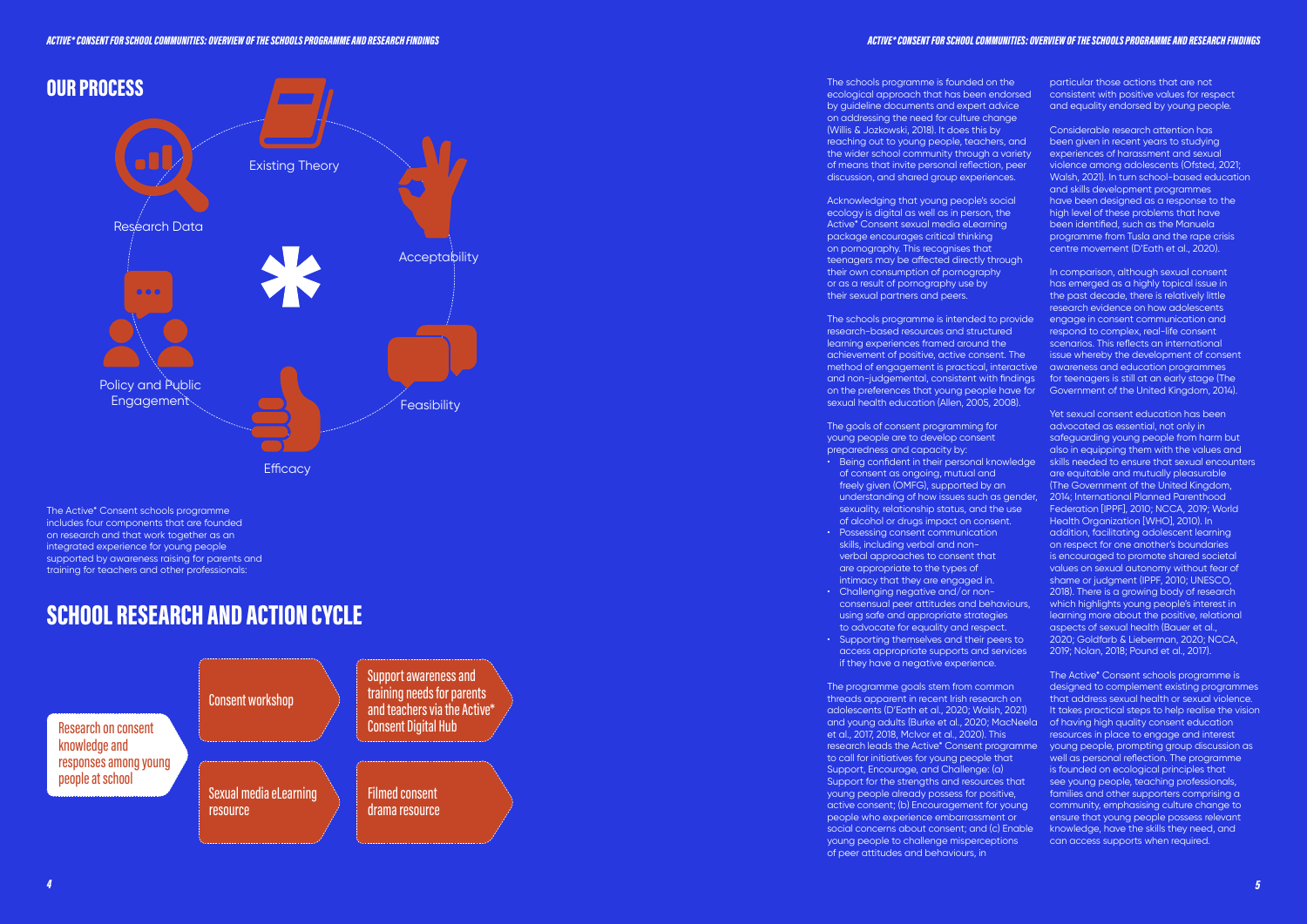## OUR PROCESS

Research Data

Existing Theory

Acceptability

Feasibility

Efficacy

Policy and Public Engagement

The Active* Consent schools programme includes four components that are founded on research and that work together as an integrated experience for young people supported by awareness raising for parents and training for teachers and other professionals:

## SCHOOL RESEARCH AND ACTION CYCLE

Research on consent knowledge and responses among young people at school

Consent workshop

Sexual media eLearning resource

Support awareness and training needs for parents and teachers via the Active* Consent Digital Hub

Filmed consent drama resource

The schools programme is founded on the ecological approach that has been endorsed by guideline documents and expert advice on addressing the need for culture change (Willis & Jozkowski, 2018). It does this by reaching out to young people, teachers, and the wider school community through a variety of means that invite personal reflection, peer discussion, and shared group experiences.

Acknowledging that young people's social ecology is digital as well as in person, the Active* Consent sexual media eLearning package encourages critical thinking on pornography. This recognises that teenagers may be affected directly through their own consumption of pornography or as a result of pornography use by their sexual partners and peers.

The schools programme is intended to provide research-based resources and structured learning experiences framed around the achievement of positive, active consent. The method of engagement is practical, interactive and non-judgemental, consistent with findings on the preferences that young people have for sexual health education (Allen, 2005, 2008).

The goals of consent programming for young people are to develop consent preparedness and capacity by:

- Being confident in their personal knowledge of consent as ongoing, mutual and freely given (OMFG), supported by an understanding of how issues such as gender, sexuality, relationship status, and the use of alcohol or drugs impact on consent.
- Possessing consent communication skills, including verbal and non-verbal approaches to consent that are appropriate to the types of intimacy that they are engaged in.
- Challenging negative and/or non-consensual peer attitudes and behaviours, using safe and appropriate strategies to advocate for equality and respect.
- Supporting themselves and their peers to access appropriate supports and services if they have a negative experience.

The programme goals stem from common threads apparent in recent Irish research on adolescents (D'Eath et al., 2020; Walsh, 2021) and young adults (Burke et al., 2022; MacNeela et al., 2017, 2018, McIvor et al., 2020). This research leads the Active* Consent programme to call for initiatives for young people that Support, Encourage, and Challenge: (a) Support for the strengths and resources that young people already possess for positive, active consent; (b) Encouragement for young people who experience embarrassment or social concerns about consent; and (c) Enable young people to challenge misperceptions of peer attitudes and behaviours, in particular those actions that are not consistent with positive values for respect and equality endorsed by young people.

Considerable research attention has been given in recent years to studying experiences of harassment and sexual violence among adolescents (Ofsted, 2021; Walsh, 2021). In turn school-based education and skills development programmes have been designed as a response to the high level of these problems that have been identified, such as the Manuela programme from Tusla and the rape crisis centre movement (D'Eath et al., 2020).

In comparison, although sexual consent has emerged as a highly topical issue in the past decade, there is relatively little research evidence on how adolescents engage in consent communication and respond to complex, real-life consent scenarios. This reflects an international issue whereby the development of consent awareness and education programmes for teenagers is still at an early stage (The Government of the United Kingdom, 2014).

Yet sexual consent education has been advocated as essential, not only in safeguarding young people from harm but also in equipping them with the values and skills needed to ensure that sexual encounters are equitable and mutually pleasurable (The Government of the United Kingdom, 2014; International Planned Parenthood Federation [IPPF], 2010; NCCA, 2019; World Health Organization [WHO], 2010). In addition, facilitating adolescent learning on respect for one another's boundaries is encouraged to promote shared societal values on sexual autonomy without fear of shame or judgment (IPPF, 2010; UNESCO, 2018). There is a growing body of research which highlights young people's interest in learning more about the positive, relational aspects of sexual health (Bauer et al., 2020; Goldfarb & Lieberman, 2020; NCCA, 2019; Nolan, 2018; Pound et al., 2017).

The Active* Consent schools programme is designed to complement existing programmes that address sexual health or sexual violence. It takes practical steps to help realise the vision of having high quality consent education resources in place to engage and interest young people, prompting group discussion as well as personal reflection. The programme is founded on ecological principles that see young people, teaching professionals, families and other supporters comprising a community, emphasising culture change to ensure that young people possess relevant knowledge, have the skills they need, and can access supports when required.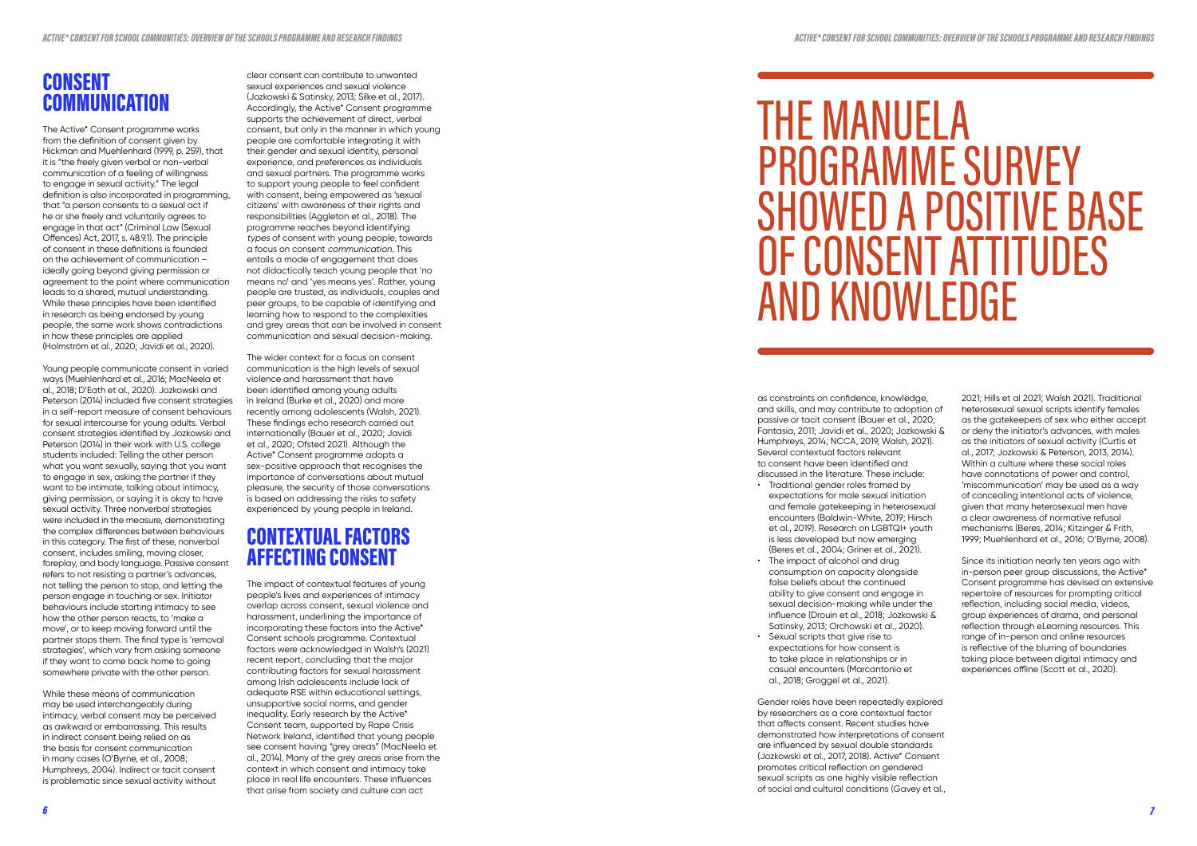## CONSENT COMMUNICATION

The Active* Consent programme works from the definition of consent given by Hickman and Muehlenhard (1999, p. 259), that it is "the freely given verbal or non-verbal communication of a feeling of willingness to engage in sexual activity." The legal definition is also incorporated in programming, that "a person consents to a sexual act if he or she freely and voluntarily agrees to engage in that act" (Criminal Law (Sexual Offences) Act, 2017, s. 48.9.1). The principle of consent in these definitions is founded on the achievement of communication – ideally going beyond giving permission or agreement to the point where communication leads to a shared, mutual understanding. While these principles have been identified in research as being endorsed by young people, the same work shows contradictions in how these principles are applied (Holmström et al., 2020; Javidi et al., 2020).

Young people communicate consent in varied ways (Muehlenhard et al., 2016; MacNeela et al., 2018; D'Eath et al., 2020). Jozkowski and Peterson (2014) included five consent strategies in a self-report measure of consent behaviours for sexual intercourse for young adults. Verbal consent strategies identified by Jozkowski and Peterson (2014) in their work with U.S. college students included: Telling the other person what you want sexually, saying that you want to engage in sex, asking the partner if they want to be intimate, talking about intimacy, giving permission, or saying it is okay to have sexual activity. Three nonverbal strategies were included in the measure, demonstrating the complex differences between behaviours in this category. The first of these, nonverbal consent, includes smiling, moving closer, foreplay, and body language. Passive consent refers to not resisting a partner's advances, not telling the person to stop, and letting the person engage in touching or sex. Initiator behaviours include starting intimacy to see how the other person reacts, to 'make a move', or to keep moving forward until the partner stops them. The final type is 'removal strategies', which vary from asking someone if they want to come back home to going somewhere private with the other person.

While these means of communication may be used interchangeably during intimacy, verbal consent may be perceived as awkward or embarrassing. This results in indirect consent being relied on as the basis for consent communication in many cases (O'Byrne, et al., 2008; Humphreys, 2004). Indirect or tacit consent is problematic since sexual activity without clear consent can contribute to unwanted sexual experiences and sexual violence (Jozkowski & Satinsky, 2013; Silke et al., 2017). Accordingly, the Active* Consent programme supports the achievement of direct, verbal consent, but only in the manner in which young people are comfortable integrating it with their gender and sexual identity, personal experience, and preferences as individuals and sexual partners. The programme works to support young people to feel confident with consent, being empowered as 'sexual citizens' with awareness of their rights and responsibilities (Aggleton et al., 2018). The programme reaches beyond identifying *types* of consent with young people, towards a focus on consent *communication*. This entails a mode of engagement that does not didactically teach young people that 'no means no' and 'yes means yes'. Rather, young people are trusted, as individuals, couples and peer groups, to be capable of identifying and learning how to respond to the complexities and grey areas that can be involved in consent communication and sexual decision-making.

The wider context for a focus on consent communication is the high levels of sexual violence and harassment that have been identified among young adults in Ireland (Burke et al., 2020) and more recently among adolescents (Walsh, 2021). These findings echo research carried out internationally (Bauer et al., 2020; Javidi et al., 2020; Ofsted 2021). Although the Active* Consent programme adopts a sex-positive approach that recognises the importance of conversations about mutual pleasure, the security of those conversations is based on addressing the risks to safety experienced by young people in Ireland.

## CONTEXTUAL FACTORS AFFECTING CONSENT

The impact of contextual features of young people's lives and experiences of intimacy overlap across consent, sexual violence and harassment, underlining the importance of incorporating these factors into the Active* Consent schools programme. Contextual factors were acknowledged in Walsh's (2021) recent report, concluding that the major contributing factors for sexual harassment among Irish adolescents include lack of adequate RSE within educational settings, unsupportive social norms, and gender inequality. Early research by the Active* Consent team, supported by Rape Crisis Network Ireland, identified that young people see consent having "grey areas" (MacNeela et al., 2014). Many of the grey areas arise from the context in which consent and intimacy take place in real life encounters. These influences that arise from society and culture can act as constraints on confidence, knowledge, and skills, and may contribute to adoption of passive or tacit consent (Bauer et al., 2020; Fantasia, 2011; Javidi et al., 2020; Jozkowski & Humphreys, 2014; NCCA, 2019, Walsh, 2021). Several contextual factors relevant to consent have been identified and discussed in the literature. These include:

- Traditional gender roles framed by expectations for male sexual initiation and female gatekeeping in heterosexual encounters (Baldwin-White, 2019; Hirsch et al., 2019). Research on LGBTQI+ youth is less developed but now emerging (Beres et al., 2004; Griner et al., 2021).
- The impact of alcohol and drug consumption on capacity alongside false beliefs about the continued ability to give consent and engage in sexual decision-making while under the influence (Drouin et al., 2018; Jozkowski & Satinsky, 2013; Orchowski et al., 2020).
- Sexual scripts that give rise to expectations for how consent is to take place in relationships or in casual encounters (Marcantonio et al., 2018; Groggel et al., 2021).

Gender roles have been repeatedly explored by researchers as a core contextual factor that affects consent. Recent studies have demonstrated how interpretations of consent are influenced by sexual double standards (Jozkowski et al., 2017, 2018). Active* Consent promotes critical reflection on gendered sexual scripts as one highly visible reflection of social and cultural conditions (Gavey et al., 2021; Hills et al 2021; Walsh 2021). Traditional heterosexual sexual scripts identify females as the gatekeepers of sex who either accept or deny the initiator's advances, with males as the initiators of sexual activity (Curtis et al., 2017; Jozkowski & Peterson, 2013, 2014). Within a culture where these social roles have connotations of power and control, 'miscommunication' may be used as a way of concealing intentional acts of violence, given that many heterosexual men have a clear awareness of normative refusal mechanisms (Beres, 2014; Kitzinger & Frith, 1999; Muehlenhard et al., 2016; O'Byrne, 2008).

Since its initiation nearly ten years ago with in-person peer group discussions, the Active* Consent programme has devised an extensive repertoire of resources for prompting critical reflection, including social media, videos, group experiences of drama, and personal reflection through eLearning resources. This range of in-person and online resources is reflective of the blurring of boundaries taking place between digital intimacy and experiences offline (Scott et al., 2020).

# THE MANUELA PROGRAMME SURVEY SHOWED A POSITIVE BASE OF CONSENT ATTITUDES AND KNOWLEDGE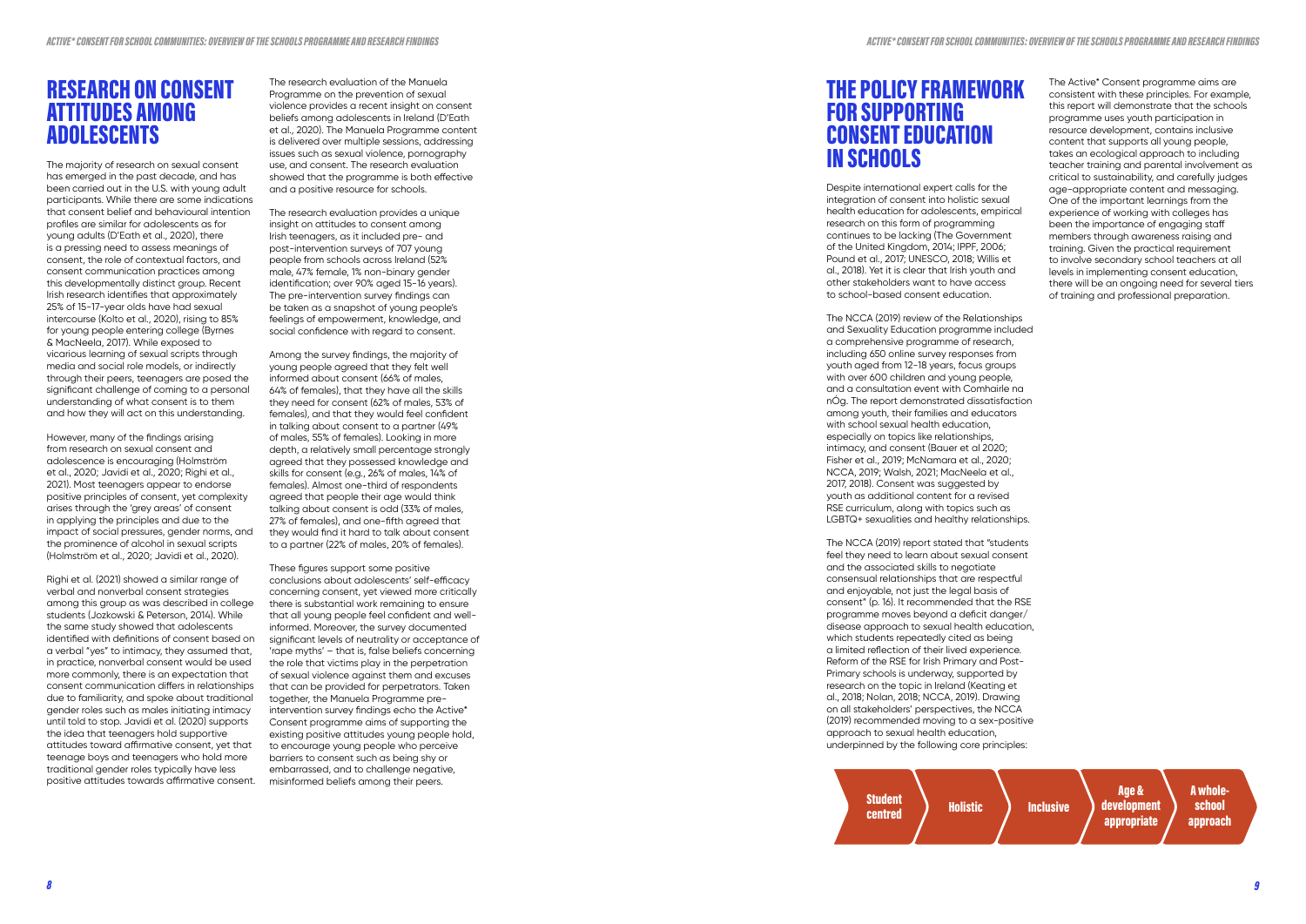# RESEARCH ON CONSENT ATTITUDES AMONG ADOLESCENTS

The majority of research on sexual consent has emerged in the past decade, and has been carried out in the U.S. with young adult participants. While there are some indications that consent belief and behavioural intention profiles are similar for adolescents as for young adults (D'Eath et al., 2020), there is a pressing need to assess meanings of consent, the role of contextual factors, and consent communication practices among this developmentally distinct group. Recent Irish research identifies that approximately 25% of 15-17-year olds have had sexual intercourse (Kolto et al., 2020), rising to 85% for young people entering college (Byrnes & MacNeela, 2017). While exposed to vicarious learning of sexual scripts through media and social role models, or indirectly through their peers, teenagers are posed the significant challenge of coming to a personal understanding of what consent is to them and how they will act on this understanding.

However, many of the findings arising from research on sexual consent and adolescence is encouraging (Holmström et al., 2020; Javidi et al., 2020; Righi et al., 2021). Most teenagers appear to endorse positive principles of consent, yet complexity arises through the 'grey areas' of consent in applying the principles and due to the impact of social pressures, gender norms, and the prominence of alcohol in sexual scripts (Holmström et al., 2020; Javidi et al., 2020).

Righi et al. (2021) showed a similar range of verbal and nonverbal consent strategies among this group as was described in college students (Jozkowski & Peterson, 2014). While the same study showed that adolescents identified with definitions of consent based on a verbal "yes" to intimacy, they assumed that, in practice, nonverbal consent would be used more commonly, there is an expectation that consent communication differs in relationships due to familiarity, and spoke about traditional gender roles such as males initiating intimacy until told to stop. Javidi et al. (2020) supports the idea that teenagers hold supportive attitudes toward affirmative consent, yet that teenage boys and teenagers who hold more traditional gender roles typically have less positive attitudes towards affirmative consent.

The research evaluation of the Manuela Programme on the prevention of sexual violence provides a recent insight on consent beliefs among adolescents in Ireland (D'Eath et al., 2020). The Manuela Programme content is delivered over multiple sessions, addressing issues such as sexual violence, pornography use, and consent. The research evaluation showed that the programme is both effective and a positive resource for schools.

The research evaluation provides a unique insight on attitudes to consent among Irish teenagers, as it included pre- and post-intervention surveys of 707 young people from schools across Ireland (52% male, 47% female, 1% non-binary gender identification; over 90% aged 15-16 years). The pre-intervention survey findings can be taken as a snapshot of young people's feelings of empowerment, knowledge, and social confidence with regard to consent.

Among the survey findings, the majority of young people agreed that they felt well informed about consent (66% of males, 64% of females), that they have all the skills they need for consent (62% of males, 53% of females), and that they would feel confident in talking about consent to a partner (49% of males, 55% of females). Looking in more depth, a relatively small percentage strongly agreed that they possessed knowledge and skills for consent (e.g., 26% of males, 14% of females). Almost one-third of respondents agreed that people their age would think talking about consent is odd (33% of males, 27% of females), and one-fifth agreed that they would find it hard to talk about consent to a partner (22% of males, 20% of females).

These figures support some positive conclusions about adolescents' self-efficacy concerning consent, yet viewed more critically there is substantial work remaining to ensure that all young people feel confident and well-informed. Moreover, the survey documented significant levels of neutrality or acceptance of 'rape myths' – that is, false beliefs concerning the role that victims play in the perpetration of sexual violence against them and excuses that can be provided for perpetrators. Taken together, the Manuela Programme pre-intervention survey findings echo the Active* Consent programme aims of supporting the existing positive attitudes young people hold, to encourage young people who perceive barriers to consent such as being shy or embarrassed, and to challenge negative, misinformed beliefs among their peers.

# THE POLICY FRAMEWORK FOR SUPPORTING CONSENT EDUCATION IN SCHOOLS

Despite international expert calls for the integration of consent into holistic sexual health education for adolescents, empirical research on this form of programming continues to be lacking (The Government of the United Kingdom, 2014; IPPF, 2006; Pound et al., 2017; UNESCO, 2018; Willis et al., 2018). Yet it is clear that Irish youth and other stakeholders want to have access to school-based consent education.

The NCCA (2019) review of the Relationships and Sexuality Education programme included a comprehensive programme of research, including 650 online survey responses from youth aged from 12-18 years, focus groups with over 600 children and young people, and a consultation event with Comhairle na nÓg. The report demonstrated dissatisfaction among youth, their families and educators with school sexual health education, especially on topics like relationships, intimacy, and consent (Bauer et al 2020; Fisher et al., 2019; McNamara et al., 2020; NCCA, 2019; Walsh, 2021; MacNeela et al., 2017, 2018). Consent was suggested by youth as additional content for a revised RSE curriculum, along with topics such as LGBTQ+ sexualities and healthy relationships.

The NCCA (2019) report stated that "students feel they need to learn about sexual consent and the associated skills to negotiate consensual relationships that are respectful and enjoyable, not just the legal basis of consent" (p. 16). It recommended that the RSE programme moves beyond a deficit danger/disease approach to sexual health education, which students repeatedly cited as being a limited reflection of their lived experience. Reform of the RSE for Irish Primary and Post-Primary schools is underway, supported by research on the topic in Ireland (Keating et al., 2018; Nolan, 2018; NCCA, 2019). Drawing on all stakeholders' perspectives, the NCCA (2019) recommended moving to a sex-positive approach to sexual health education, underpinned by the following core principles:

- Student centred
- Holistic
- Inclusive
- Age & development appropriate
- A whole-school approach

The Active* Consent programme aims are consistent with these principles. For example, this report will demonstrate that the schools programme uses youth participation in resource development, contains inclusive content that supports all young people, takes an ecological approach to including teacher training and parental involvement as critical to sustainability, and carefully judges age-appropriate content and messaging. One of the important learnings from the experience of working with colleges has been the importance of engaging staff members through awareness raising and training. Given the practical requirement to involve secondary school teachers at all levels in implementing consent education, there will be an ongoing need for several tiers of training and professional preparation.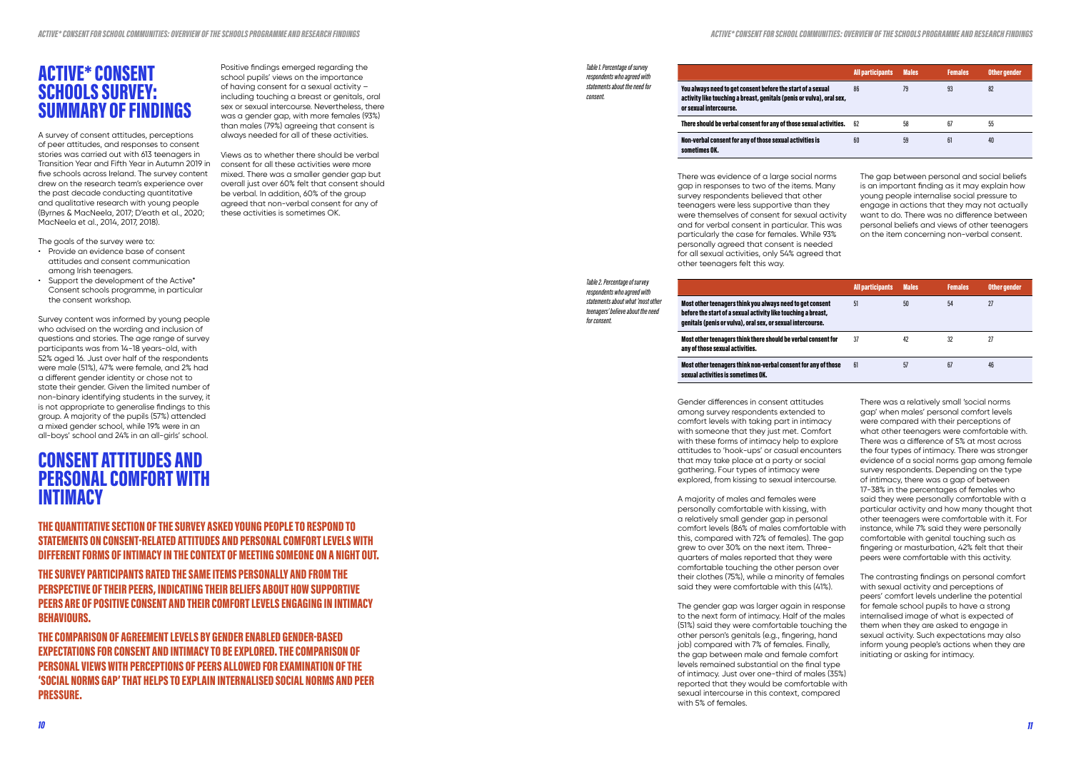# ACTIVE* CONSENT SCHOOLS SURVEY: SUMMARY OF FINDINGS

A survey of consent attitudes, perceptions of peer attitudes, and responses to consent stories was carried out with 613 teenagers in Transition Year and Fifth Year in Autumn 2019 in five schools across Ireland. The survey content drew on the research team's experience over the past decade conducting quantitative and qualitative research with young people (Byrnes & MacNeela, 2017; D'eath et al., 2020; MacNeela et al., 2014, 2017, 2018).

The goals of the survey were to:

- Provide an evidence base of consent attitudes and consent communication among Irish teenagers.
- Support the development of the Active* Consent schools programme, in particular the consent workshop.

Survey content was informed by young people who advised on the wording and inclusion of questions and stories. The age range of survey participants was from 14-18 years-old, with 52% aged 16. Just over half of the respondents were male (51%), 47% were female, and 2% had a different gender identity or chose not to state their gender. Given the limited number of non-binary identifying students in the survey, it is not appropriate to generalise findings to this group. A majority of the pupils (57%) attended a mixed gender school, while 19% were in an all-boys' school and 24% in an all-girls' school.

Positive findings emerged regarding the school pupils' views on the importance of having consent for a sexual activity – including touching a breast or genitals, oral sex or sexual intercourse. Nevertheless, there was a gender gap, with more females (93%) than males (79%) agreeing that consent is always needed for all of these activities.

Views as to whether there should be verbal consent for all these activities were more mixed. There was a smaller gender gap but overall just over 60% felt that consent should be verbal. In addition, 60% of the group agreed that non-verbal consent for any of these activities is sometimes OK.

# CONSENT ATTITUDES AND PERSONAL COMFORT WITH INTIMACY

**THE QUANTITATIVE SECTION OF THE SURVEY ASKED YOUNG PEOPLE TO RESPOND TO STATEMENTS ON CONSENT-RELATED ATTITUDES AND PERSONAL COMFORT LEVELS WITH DIFFERENT FORMS OF INTIMACY IN THE CONTEXT OF MEETING SOMEONE ON A NIGHT OUT.**

**THE SURVEY PARTICIPANTS RATED THE SAME ITEMS PERSONALLY AND FROM THE PERSPECTIVE OF THEIR PEERS, INDICATING THEIR BELIEFS ABOUT HOW SUPPORTIVE PEERS ARE OF POSITIVE CONSENT AND THEIR COMFORT LEVELS ENGAGING IN INTIMACY BEHAVIOURS.**

**THE COMPARISON OF AGREEMENT LEVELS BY GENDER ENABLED GENDER-BASED EXPECTATIONS FOR CONSENT AND INTIMACY TO BE EXPLORED. THE COMPARISON OF PERSONAL VIEWS WITH PERCEPTIONS OF PEERS ALLOWED FOR EXAMINATION OF THE 'SOCIAL NORMS GAP' THAT HELPS TO EXPLAIN INTERNALISED SOCIAL NORMS AND PEER PRESSURE.**

*Table 1. Percentage of survey respondents who agreed with statements about the need for consent.*

| | All participants | Males | Females | Other gender |
|---|---|---|---|---|
| You always need to get consent before the start of a sexual activity like touching a breast, genitals (penis or vulva), oral sex, or sexual intercourse. | 86 | 79 | 93 | 82 |
| There should be verbal consent for any of those sexual activities. | 62 | 58 | 67 | 55 |
| Non-verbal consent for any of those sexual activities is sometimes OK. | 60 | 59 | 61 | 40 |

There was evidence of a large social norms gap in responses to two of the items. Many survey respondents believed that other teenagers were less supportive than they were themselves of consent for sexual activity and for verbal consent in particular. This was particularly the case for females. While 93% personally agreed that consent is needed for all sexual activities, only 54% agreed that other teenagers felt this way.

The gap between personal and social beliefs is an important finding as it may explain how young people internalise social pressure to engage in actions that they may not actually want to do. There was no difference between personal beliefs and views of other teenagers on the item concerning non-verbal consent.

*Table 2. Percentage of survey respondents who agreed with statements about what 'most other teenagers' believe about the need for consent.*

| | All participants | Males | Females | Other gender |
|---|---|---|---|---|
| Most other teenagers think you always need to get consent before the start of a sexual activity like touching a breast, genitals (penis or vulva), oral sex, or sexual intercourse. | 51 | 50 | 54 | 27 |
| Most other teenagers think there should be verbal consent for any of those sexual activities. | 37 | 42 | 32 | 27 |
| Most other teenagers think non-verbal consent for any of those sexual activities is sometimes OK. | 61 | 57 | 67 | 46 |

Gender differences in consent attitudes among survey respondents extended to comfort levels with taking part in intimacy with someone that they just met. Comfort with these forms of intimacy help to explore attitudes to 'hook-ups' or casual encounters that may take place at a party or social gathering. Four types of intimacy were explored, from kissing to sexual intercourse.

A majority of males and females were personally comfortable with kissing, with a relatively small gender gap in personal comfort levels (86% of males comfortable with this, compared with 72% of females). The gap grew to over 30% on the next item. Three-quarters of males reported that they were comfortable touching the other person over their clothes (75%), while a minority of females said they were comfortable with this (41%).

The gender gap was larger again in response to the next form of intimacy. Half of the males (51%) said they were comfortable touching the other person's genitals (e.g., fingering, hand job) compared with 7% of females. Finally, the gap between male and female comfort levels remained substantial on the final type of intimacy. Just over one-third of males (35%) reported that they would be comfortable with sexual intercourse in this context, compared with 5% of females.

There was a relatively small 'social norms gap' when males' personal comfort levels were compared with their perceptions of what other teenagers were comfortable with. There was a difference of 5% at most across the four types of intimacy. There was stronger evidence of a social norms gap among female survey respondents. Depending on the type of intimacy, there was a gap of between 17-38% in the percentages of females who said they were personally comfortable with a particular activity and how many thought that other teenagers were comfortable with it. For instance, while 7% said they were personally comfortable with genital touching such as fingering or masturbation, 42% felt that their peers were comfortable with this activity.

The contrasting findings on personal comfort with sexual activity and perceptions of peers' comfort levels underline the potential for female school pupils to have a strong internalised image of what is expected of them when they are asked to engage in sexual activity. Such expectations may also inform young people's actions when they are initiating or asking for intimacy.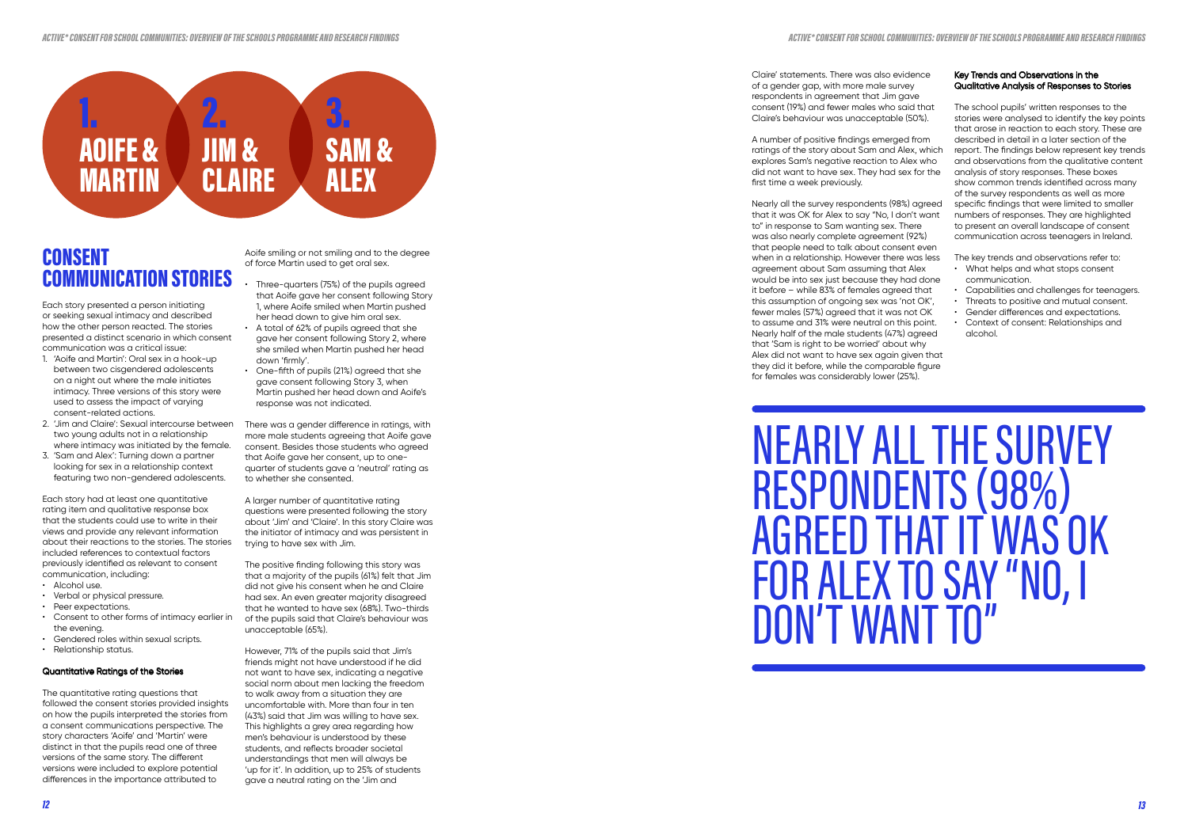**1. AOIFE & MARTIN** **2. JIM & CLAIRE** **3. SAM & ALEX**

## CONSENT COMMUNICATION STORIES

Each story presented a person initiating or seeking sexual intimacy and described how the other person reacted. The stories presented a distinct scenario in which consent communication was a critical issue:

1. 'Aoife and Martin': Oral sex in a hook-up between two cisgendered adolescents on a night out where the male initiates intimacy. Three versions of this story were used to assess the impact of varying consent-related actions.
2. 'Jim and Claire': Sexual intercourse between two young adults not in a relationship where intimacy was initiated by the female.
3. 'Sam and Alex': Turning down a partner looking for sex in a relationship context featuring two non-gendered adolescents.

Each story had at least one quantitative rating item and qualitative response box that the students could use to write in their views and provide any relevant information about their reactions to the stories. The stories included references to contextual factors previously identified as relevant to consent communication, including:

- Alcohol use.
- Verbal or physical pressure.
- Peer expectations.
- Consent to other forms of intimacy earlier in the evening.
- Gendered roles within sexual scripts.
- Relationship status.

#### Quantitative Ratings of the Stories

The quantitative rating questions that followed the consent stories provided insights on how the pupils interpreted the stories from a consent communications perspective. The story characters 'Aoife' and 'Martin' were distinct in that the pupils read one of three versions of the same story. The different versions were included to explore potential differences in the importance attributed to Aoife smiling or not smiling and to the degree of force Martin used to get oral sex.

- Three-quarters (75%) of the pupils agreed that Aoife gave her consent following Story 1, where Aoife smiled when Martin pushed her head down to give him oral sex.
- A total of 62% of pupils agreed that she gave her consent following Story 2, where she smiled when Martin pushed her head down 'firmly'.
- One-fifth of pupils (21%) agreed that she gave consent following Story 3, when Martin pushed her head down and Aoife's response was not indicated.

There was a gender difference in ratings, with more male students agreeing that Aoife gave consent. Besides those students who agreed that Aoife gave her consent, up to one-quarter of students gave a 'neutral' rating as to whether she consented.

A larger number of quantitative rating questions were presented following the story about 'Jim' and 'Claire'. In this story Claire was the initiator of intimacy and was persistent in trying to have sex with Jim.

The positive finding following this story was that a majority of the pupils (61%) felt that Jim did not give his consent when he and Claire had sex. An even greater majority disagreed that he wanted to have sex (68%). Two-thirds of the pupils said that Claire's behaviour was unacceptable (65%).

However, 71% of the pupils said that Jim's friends might not have understood if he did not want to have sex, indicating a negative social norm about men lacking the freedom to walk away from a situation they are uncomfortable with. More than four in ten (43%) said that Jim was willing to have sex. This highlights a grey area regarding how men's behaviour is understood by these students, and reflects broader societal understandings that men will always be 'up for it'. In addition, up to 25% of students gave a neutral rating on the 'Jim and Claire' statements. There was also evidence of a gender gap, with more male survey respondents in agreement that Jim gave consent (19%) and fewer males who said that Claire's behaviour was unacceptable (50%).

A number of positive findings emerged from ratings of the story about Sam and Alex, which explores Sam's negative reaction to Alex who did not want to have sex. They had sex for the first time a week previously.

Nearly all the survey respondents (98%) agreed that it was OK for Alex to say "No, I don't want to" in response to Sam wanting sex. There was also nearly complete agreement (92%) that people need to talk about consent even when in a relationship. However there was less agreement about Sam assuming that Alex would be into sex just because they had done it before – while 83% of females agreed that this assumption of ongoing sex was 'not OK', fewer males (57%) agreed that it was not OK to assume and 31% were neutral on this point. Nearly half of the male students (47%) agreed that 'Sam is right to be worried' about why Alex did not want to have sex again given that they did it before, while the comparable figure for females was considerably lower (25%).

#### Key Trends and Observations in the Qualitative Analysis of Responses to Stories

The school pupils' written responses to the stories were analysed to identify the key points that arose in reaction to each story. These are described in detail in a later section of the report. The findings below represent key trends and observations from the qualitative content analysis of story responses. These boxes show common trends identified across many of the survey respondents as well as more specific findings that were limited to smaller numbers of responses. They are highlighted to present an overall landscape of consent communication across teenagers in Ireland.

The key trends and observations refer to:

- What helps and what stops consent communication.
- Capabilities and challenges for teenagers.
- Threats to positive and mutual consent.
- Gender differences and expectations.
- Context of consent: Relationships and alcohol.

> NEARLY ALL THE SURVEY RESPONDENTS (98%) AGREED THAT IT WAS OK FOR ALEX TO SAY "NO, I DON'T WANT TO"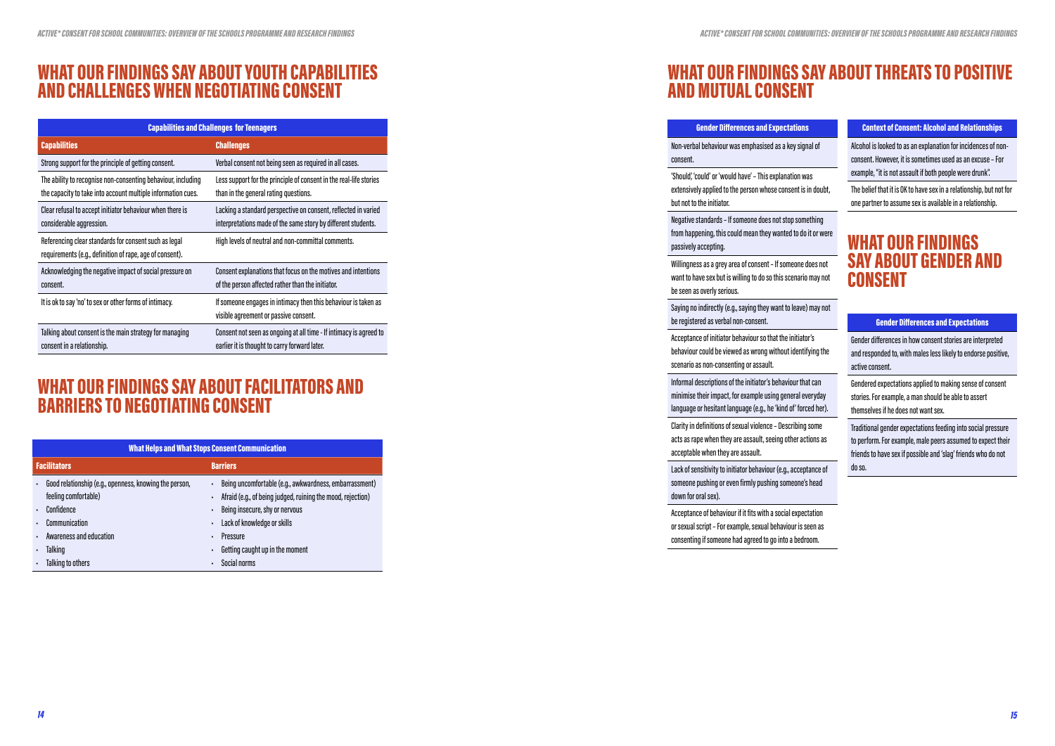## WHAT OUR FINDINGS SAY ABOUT YOUTH CAPABILITIES AND CHALLENGES WHEN NEGOTIATING CONSENT

| Capabilities and Challenges for Teenagers | |
|---|---|
| **Capabilities** | **Challenges** |
| Strong support for the principle of getting consent. | Verbal consent not being seen as required in all cases. |
| The ability to recognise non-consenting behaviour, including the capacity to take into account multiple information cues. | Less support for the principle of consent in the real-life stories than in the general rating questions. |
| Clear refusal to accept initiator behaviour when there is considerable aggression. | Lacking a standard perspective on consent, reflected in varied interpretations made of the same story by different students. |
| Referencing clear standards for consent such as legal requirements (e.g., definition of rape, age of consent). | High levels of neutral and non-committal comments. |
| Acknowledging the negative impact of social pressure on consent. | Consent explanations that focus on the motives and intentions of the person affected rather than the initiator. |
| It is ok to say 'no' to sex or other forms of intimacy. | If someone engages in intimacy then this behaviour is taken as visible agreement or passive consent. |
| Talking about consent is the main strategy for managing consent in a relationship. | Consent not seen as ongoing at all time - If intimacy is agreed to earlier it is thought to carry forward later. |

## WHAT OUR FINDINGS SAY ABOUT FACILITATORS AND BARRIERS TO NEGOTIATING CONSENT

| What Helps and What Stops Consent Communication | |
|---|---|
| **Facilitators** | **Barriers** |
| • Good relationship (e.g., openness, knowing the person, feeling comfortable)<br>• Confidence<br>• Communication<br>• Awareness and education<br>• Talking<br>• Talking to others | • Being uncomfortable (e.g., awkwardness, embarrassment)<br>• Afraid (e.g., of being judged, ruining the mood, rejection)<br>• Being insecure, shy or nervous<br>• Lack of knowledge or skills<br>• Pressure<br>• Getting caught up in the moment<br>• Social norms |

## WHAT OUR FINDINGS SAY ABOUT THREATS TO POSITIVE AND MUTUAL CONSENT

| Gender Differences and Expectations |
|---|
| Non-verbal behaviour was emphasised as a key signal of consent. |
| 'Should', 'could' or 'would have' – This explanation was extensively applied to the person whose consent is in doubt, but not to the initiator. |
| Negative standards – If someone does not stop something from happening, this could mean they wanted to do it or were passively accepting. |
| Willingness as a grey area of consent – If someone does not want to have sex but is willing to do so this scenario may not be seen as overly serious. |
| Saying no indirectly (e.g., saying they want to leave) may not be registered as verbal non-consent. |
| Acceptance of initiator behaviour so that the initiator's behaviour could be viewed as wrong without identifying the scenario as non-consenting or assault. |
| Informal descriptions of the initiator's behaviour that can minimise their impact, for example using general everyday language or hesitant language (e.g., he 'kind of' forced her). |
| Clarity in definitions of sexual violence – Describing some acts as rape when they are assault, seeing other actions as acceptable when they are assault. |
| Lack of sensitivity to initiator behaviour (e.g., acceptance of someone pushing or even firmly pushing someone's head down for oral sex). |
| Acceptance of behaviour if it fits with a social expectation or sexual script – For example, sexual behaviour is seen as consenting if someone had agreed to go into a bedroom. |

| Context of Consent: Alcohol and Relationships |
|---|
| Alcohol is looked to as an explanation for incidences of non-consent. However, it is sometimes used as an excuse – For example, "it is not assault if both people were drunk". |
| The belief that it is OK to have sex in a relationship, but not for one partner to assume sex is available in a relationship. |

## WHAT OUR FINDINGS SAY ABOUT GENDER AND CONSENT

| Gender Differences and Expectations |
|---|
| Gender differences in how consent stories are interpreted and responded to, with males less likely to endorse positive, active consent. |
| Gendered expectations applied to making sense of consent stories. For example, a man should be able to assert themselves if he does not want sex. |
| Traditional gender expectations feeding into social pressure to perform. For example, male peers assumed to expect their friends to have sex if possible and 'slag' friends who do not do so. |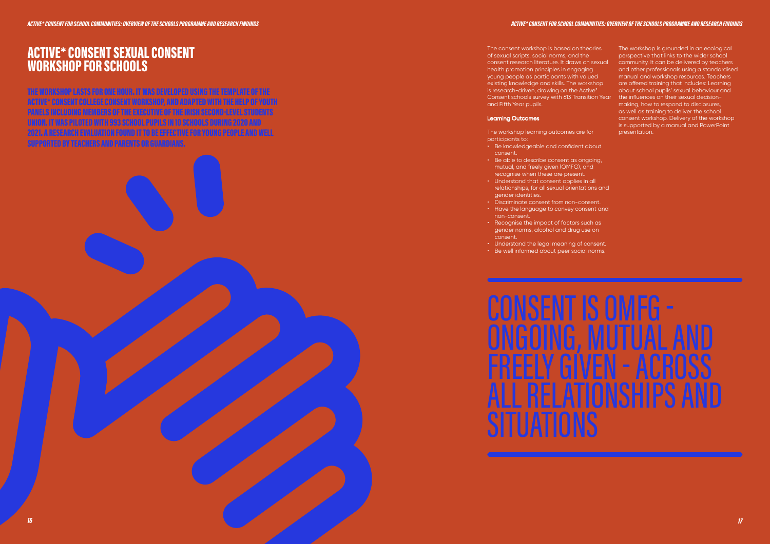# ACTIVE* CONSENT SEXUAL CONSENT WORKSHOP FOR SCHOOLS

**THE WORKSHOP LASTS FOR ONE HOUR. IT WAS DEVELOPED USING THE TEMPLATE OF THE ACTIVE* CONSENT COLLEGE CONSENT WORKSHOP, AND ADAPTED WITH THE HELP OF YOUTH PANELS INCLUDING MEMBERS OF THE EXECUTIVE OF THE IRISH SECOND-LEVEL STUDENTS UNION. IT WAS PILOTED WITH 993 SCHOOL PUPILS IN 10 SCHOOLS DURING 2020 AND 2021. A RESEARCH EVALUATION FOUND IT TO BE EFFECTIVE FOR YOUNG PEOPLE AND WELL SUPPORTED BY TEACHERS AND PARENTS OR GUARDIANS.**

The consent workshop is based on theories of sexual scripts, social norms, and the consent research literature. It draws on sexual health promotion principles in engaging young people as participants with valued existing knowledge and skills. The workshop is research-driven, drawing on the Active* Consent schools survey with 613 Transition Year and Fifth Year pupils.

### Learning Outcomes

The workshop learning outcomes are for participants to:

- Be knowledgeable and confident about consent.
- Be able to describe consent as ongoing, mutual, and freely given (OMFG), and recognise when these are present.
- Understand that consent applies in all relationships, for all sexual orientations and gender identities.
- Discriminate consent from non-consent.
- Have the language to convey consent and non-consent.
- Recognise the impact of factors such as gender norms, alcohol and drug use on consent.
- Understand the legal meaning of consent.
- Be well informed about peer social norms.

The workshop is grounded in an ecological perspective that links to the wider school community. It can be delivered by teachers and other professionals using a standardised manual and workshop resources. Teachers are offered training that includes: Learning about school pupils' sexual behaviour and the influences on their sexual decision-making, how to respond to disclosures, as well as training to deliver the school consent workshop. Delivery of the workshop is supported by a manual and PowerPoint presentation.

## CONSENT IS OMFG - ONGOING, MUTUAL AND FREELY GIVEN - ACROSS ALL RELATIONSHIPS AND SITUATIONS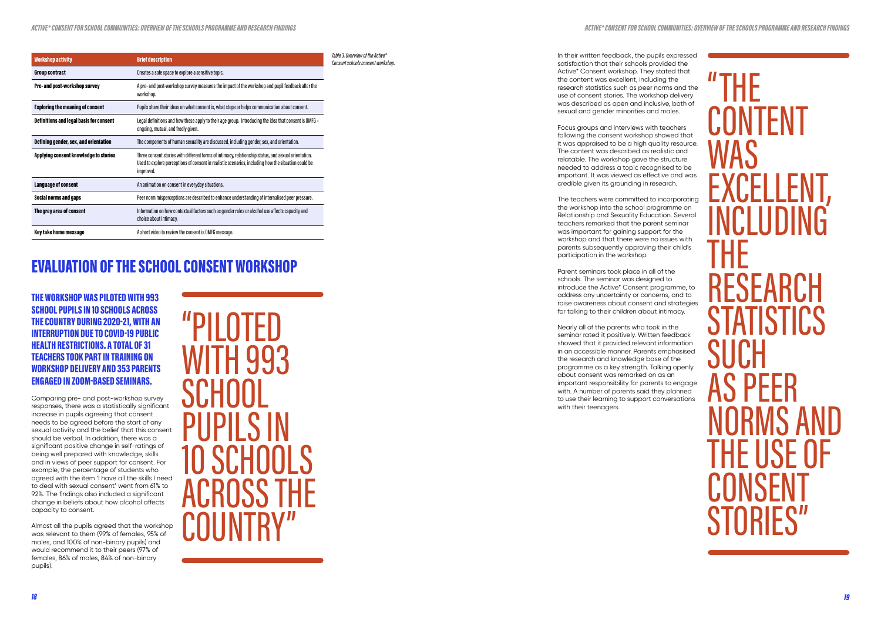| Workshop activity | Brief description |
|---|---|
| Group contract | Creates a safe space to explore a sensitive topic. |
| Pre- and post-workshop survey | A pre- and post-workshop survey measures the impact of the workshop and pupil feedback after the workshop. |
| Exploring the meaning of consent | Pupils share their ideas on what consent is, what stops or helps communication about consent. |
| Definitions and legal basis for consent | Legal definitions and how these apply to their age group. Introducing the idea that consent is OMFG – ongoing, mutual, and freely given. |
| Defining gender, sex, and orientation | The components of human sexuality are discussed, including gender, sex, and orientation. |
| Applying consent knowledge to stories | Three consent stories with different forms of intimacy, relationship status, and sexual orientation. Used to explore perceptions of consent in realistic scenarios, including how the situation could be improved. |
| Language of consent | An animation on consent in everyday situations. |
| Social norms and gaps | Peer norm misperceptions are described to enhance understanding of internalised peer pressure. |
| The grey area of consent | Information on how contextual factors such as gender roles or alcohol use affects capacity and choice about intimacy. |
| Key take home message | A short video to review the consent is OMFG message. |

*Table 3. Overview of the Active* Consent schools consent workshop.*

## EVALUATION OF THE SCHOOL CONSENT WORKSHOP

### THE WORKSHOP WAS PILOTED WITH 993 SCHOOL PUPILS IN 10 SCHOOLS ACROSS THE COUNTRY DURING 2020-21, WITH AN INTERRUPTION DUE TO COVID-19 PUBLIC HEALTH RESTRICTIONS. A TOTAL OF 31 TEACHERS TOOK PART IN TRAINING ON WORKSHOP DELIVERY AND 353 PARENTS ENGAGED IN ZOOM-BASED SEMINARS.

Comparing pre- and post-workshop survey responses, there was a statistically significant increase in pupils agreeing that consent needs to be agreed before the start of any sexual activity and the belief that this consent should be verbal. In addition, there was a significant positive change in self-ratings of being well prepared with knowledge, skills and in views of peer support for consent. For example, the percentage of students who agreed with the item 'I have all the skills I need to deal with sexual consent' went from 61% to 92%. The findings also included a significant change in beliefs about how alcohol affects capacity to consent.

Almost all the pupils agreed that the workshop was relevant to them (99% of females, 95% of males, and 100% of non-binary pupils) and would recommend it to their peers (97% of females, 86% of males, 84% of non-binary pupils).

> "PILOTED WITH 993 SCHOOL PUPILS IN 10 SCHOOLS ACROSS THE COUNTRY"

In their written feedback, the pupils expressed satisfaction that their schools provided the Active* Consent workshop. They stated that the content was excellent, including the research statistics such as peer norms and the use of consent stories. The workshop delivery was described as open and inclusive, both of sexual and gender minorities and males.

Focus groups and interviews with teachers following the consent workshop showed that it was appraised to be a high quality resource. The content was described as realistic and relatable. The workshop gave the structure needed to address a topic recognised to be important. It was viewed as effective and was credible given its grounding in research.

The teachers were committed to incorporating the workshop into the school programme on Relationship and Sexuality Education. Several teachers remarked that the parent seminar was important for gaining support for the workshop and that there were no issues with parents subsequently approving their child's participation in the workshop.

Parent seminars took place in all of the schools. The seminar was designed to introduce the Active* Consent programme, to address any uncertainty or concerns, and to raise awareness about consent and strategies for talking to their children about intimacy.

Nearly all of the parents who took in the seminar rated it positively. Written feedback showed that it provided relevant information in an accessible manner. Parents emphasised the research and knowledge base of the programme as a key strength. Talking openly about consent was remarked on as an important responsibility for parents to engage with. A number of parents said they planned to use their learning to support conversations with their teenagers.

> "THE CONTENT WAS EXCELLENT, INCLUDING THE RESEARCH STATISTICS SUCH AS PEER NORMS AND THE USE OF CONSENT STORIES"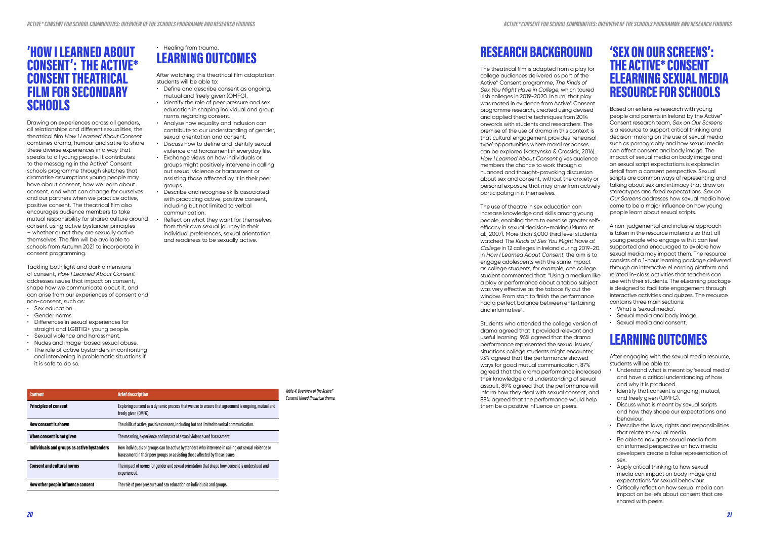## 'HOW I LEARNED ABOUT CONSENT': THE ACTIVE* CONSENT THEATRICAL FILM FOR SECONDARY SCHOOLS

Drawing on experiences across all genders, all relationships and different sexualities, the theatrical film *How I Learned About Consent* combines drama, humour and satire to share these diverse experiences in a way that speaks to all young people. It contributes to the messaging in the Active* Consent schools programme through sketches that dramatise assumptions young people may have about consent, how we learn about consent, and what can change for ourselves and our partners when we practice active, positive consent. The theatrical film also encourages audience members to take mutual responsibility for shared culture around consent using active bystander principles – whether or not they are sexually active themselves. The film will be available to schools from Autumn 2021 to incorporate in consent programming.

Tackling both light and dark dimensions of consent, *How I Learned About Consent* addresses issues that impact on consent, shape how we communicate about it, and can arise from our experiences of consent and non-consent, such as:

- Sex education.
- Gender norms.
- Differences in sexual experiences for straight and LGBTIQ+ young people.
- Sexual violence and harassment.
- Nudes and image-based sexual abuse.
- The role of active bystanders in confronting and intervening in problematic situations if it is safe to do so.
- Healing from trauma.

## LEARNING OUTCOMES

After watching this theatrical film adaptation, students will be able to:

- Define and describe consent as ongoing, mutual and freely given (OMFG).
- Identify the role of peer pressure and sex education in shaping individual and group norms regarding consent.
- Analyse how equality and inclusion can contribute to our understanding of gender, sexual orientation and consent.
- Discuss how to define and identify sexual violence and harassment in everyday life.
- Exchange views on how individuals or groups might positively intervene in calling out sexual violence or harassment or assisting those affected by it in their peer groups.
- Describe and recognise skills associated with practicing active, positive consent, including but not limited to verbal communication.
- Reflect on what they want for themselves from their own sexual journey in their individual preferences, sexual orientation, and readiness to be sexually active.

| Content | Brief description |
|---|---|
| **Principles of consent** | Exploring consent as a dynamic process that we use to ensure that agreement is ongoing, mutual and freely given (OMFG). |
| **How consent is shown** | The skills of active, positive consent, including but not limited to verbal communication. |
| **When consent is not given** | The meaning, experience and impact of sexual violence and harassment. |
| **Individuals and groups as active bystanders** | How individuals or groups can be active bystanders who intervene in calling out sexual violence or harassment in their peer groups or assisting those affected by these issues. |
| **Consent and cultural norms** | The impact of norms for gender and sexual orientation that shape how consent is understood and experienced. |
| **How other people influence consent** | The role of peer pressure and sex education on individuals and groups. |

*Table 4. Overview of the Active* Consent filmed theatrical drama.*

## RESEARCH BACKGROUND

The theatrical film is adapted from a play for college audiences delivered as part of the Active* Consent programme, *The Kinds of Sex You Might Have in College*, which toured Irish colleges in 2019-2020. In turn, that play was rooted in evidence from Active* Consent programme research, created using devised and applied theatre techniques from 2014 onwards with students and researchers. The premise of the use of drama in this context is that cultural engagement provides 'rehearsal type' opportunities where moral responses can be explored (Kaszynska & Crossick, 2016). *How I Learned About Consent* gives audience members the chance to work through a nuanced and thought-provoking discussion about sex and consent, without the anxiety or personal exposure that may arise from actively participating in it themselves.

The use of theatre in sex education can increase knowledge and skills among young people, enabling them to exercise greater self-efficacy in sexual decision-making (Munro et al., 2007). More than 3,000 third level students watched *The Kinds of Sex You Might Have at College* in 12 colleges in Ireland during 2019-20. In *How I Learned About Consent*, the aim is to engage adolescents with the same impact as college students, for example, one college student commented that: "Using a medium like a play or performance about a taboo subject was very effective as the taboos fly out the window. From start to finish the performance had a perfect balance between entertaining and informative".

Students who attended the college version of drama agreed that it provided relevant and useful learning: 96% agreed that the drama performance represented the sexual issues/situations college students might encounter, 93% agreed that the performance showed ways for good mutual communication, 87% agreed that the drama performance increased their knowledge and understanding of sexual assault, 89% agreed that the performance will inform how they deal with sexual consent, and 88% agreed that the performance would help them be a positive influence on peers.

## 'SEX ON OUR SCREENS': THE ACTIVE* CONSENT ELEARNING SEXUAL MEDIA RESOURCE FOR SCHOOLS

Based on extensive research with young people and parents in Ireland by the Active* Consent research team, *Sex on Our Screens* is a resource to support critical thinking and decision-making on the use of sexual media such as pornography and how sexual media can affect consent and body image. The impact of sexual media on body image and on sexual script expectations is explored in detail from a consent perspective. Sexual scripts are common ways of representing and talking about sex and intimacy that draw on stereotypes and fixed expectations. *Sex on Our Screens* addresses how sexual media have come to be a major influence on how young people learn about sexual scripts.

A non-judgemental and inclusive approach is taken in the resource materials so that all young people who engage with it can feel supported and encouraged to explore how sexual media may impact them. The resource consists of a 1-hour learning package delivered through an interactive eLearning platform and related in-class activities that teachers can use with their students. The eLearning package is designed to facilitate engagement through interactive activities and quizzes. The resource contains three main sections:

- What is 'sexual media'.
- Sexual media and body image.
- Sexual media and consent.

## LEARNING OUTCOMES

After engaging with the sexual media resource, students will be able to:

- Understand what is meant by 'sexual media' and have a critical understanding of how and why it is produced.
- Identify that consent is ongoing, mutual, and freely given (OMFG).
- Discuss what is meant by sexual scripts and how they shape our expectations and behaviour.
- Describe the laws, rights and responsibilities that relate to sexual media.
- Be able to navigate sexual media from an informed perspective on how media developers create a false representation of sex.
- Apply critical thinking to how sexual media can impact on body image and expectations for sexual behaviour.
- Critically reflect on how sexual media can impact on beliefs about consent that are shared with peers.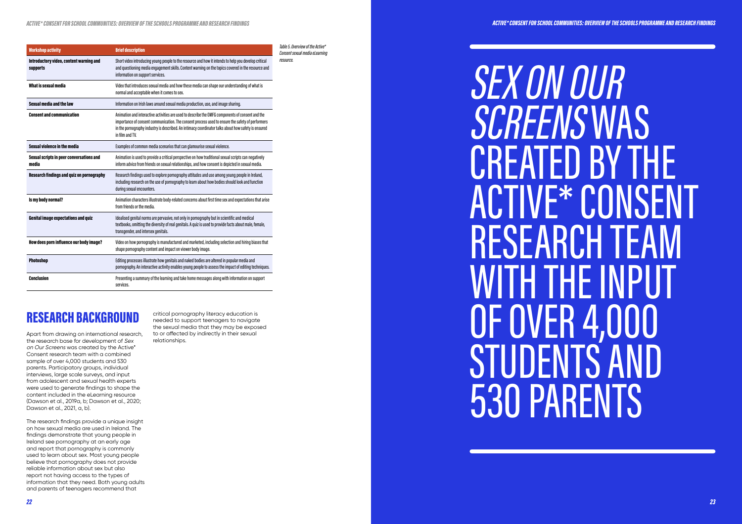| Workshop activity | Brief description |
| --- | --- |
| **Introductory video, content warning and supports** | Short video introducing young people to the resource and how it intends to help you develop critical and questioning media engagement skills. Content warning on the topics covered in the resource and information on support services. |
| **What is sexual media** | Video that introduces sexual media and how these media can shape our understanding of what is normal and acceptable when it comes to sex. |
| **Sexual media and the law** | Information on Irish laws around sexual media production, use, and image sharing. |
| **Consent and communication** | Animation and interactive activities are used to describe the OMFG components of consent and the importance of consent communication. The consent process used to ensure the safety of performers in the pornography industry is described. An intimacy coordinator talks about how safety is ensured in film and TV. |
| **Sexual violence in the media** | Examples of common media scenarios that can glamourise sexual violence. |
| **Sexual scripts in peer conversations and media** | Animation is used to provide a critical perspective on how traditional sexual scripts can negatively inform advice from friends on sexual relationships, and how consent is depicted in sexual media. |
| **Research findings and quiz on pornography** | Research findings used to explore pornography attitudes and use among young people in Ireland, including research on the use of pornography to learn about how bodies should look and function during sexual encounters. |
| **Is my body normal?** | Animation characters illustrate body-related concerns about first time sex and expectations that arise from friends or the media. |
| **Genital image expectations and quiz** | Idealised genital norms are pervasive, not only in pornography but in scientific and medical textbooks, omitting the diversity of real genitals. A quiz is used to provide facts about male, female, transgender, and intersex genitals. |
| **How does porn influence our body image?** | Video on how pornography is manufactured and marketed, including selection and hiring biases that shape pornography content and impact on viewer body image. |
| **Photoshop** | Editing processes illustrate how genitals and naked bodies are altered in popular media and pornography. An interactive activity enables young people to assess the impact of editing techniques. |
| **Conclusion** | Presenting a summary of the learning and take home messages along with information on support services. |

*Table 5. Overview of the Active\* Consent sexual media eLearning resource.*

## RESEARCH BACKGROUND

Apart from drawing on international research, the research base for development of *Sex on Our Screens* was created by the Active* Consent research team with a combined sample of over 4,000 students and 530 parents. Participatory groups, individual interviews, large scale surveys, and input from adolescent and sexual health experts were used to generate findings to shape the content included in the eLearning resource (Dawson et al., 2019a, b; Dawson et al., 2020; Dawson et al., 2021, a, b).

The research findings provide a unique insight on how sexual media are used in Ireland. The findings demonstrate that young people in Ireland see pornography at an early age and report that pornography is commonly used to learn about sex. Most young people believe that pornography does not provide reliable information about sex but also report not having access to the types of information that they need. Both young adults and parents of teenagers recommend that critical pornography literacy education is needed to support teenagers to navigate the sexual media that they may be exposed to or affected by indirectly in their sexual relationships.

# *SEX ON OUR SCREENS* WAS CREATED BY THE ACTIVE* CONSENT RESEARCH TEAM WITH THE INPUT OF OVER 4,000 STUDENTS AND 530 PARENTS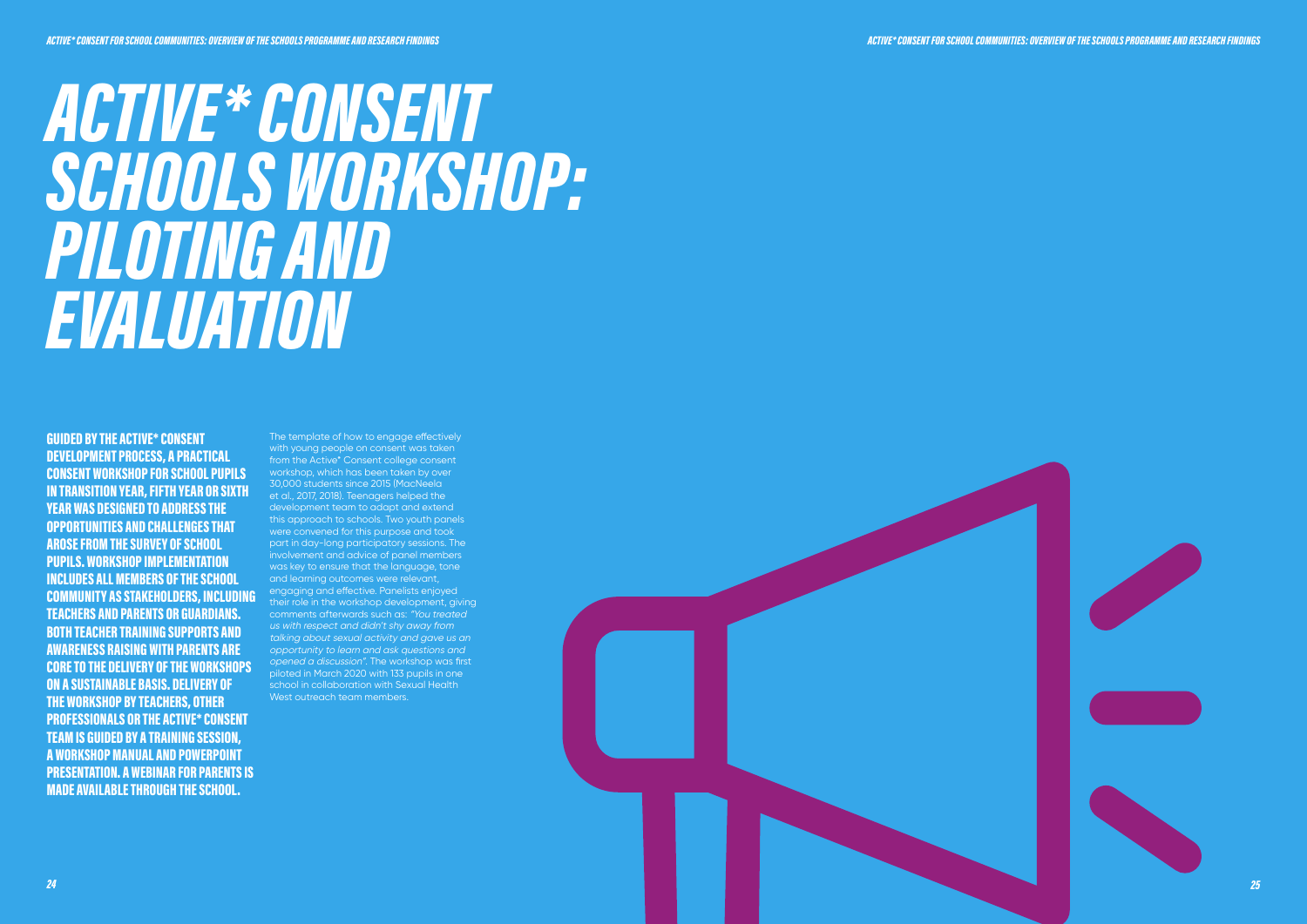# ACTIVE* CONSENT SCHOOLS WORKSHOP: PILOTING AND EVALUATION

**GUIDED BY THE ACTIVE* CONSENT DEVELOPMENT PROCESS, A PRACTICAL CONSENT WORKSHOP FOR SCHOOL PUPILS IN TRANSITION YEAR, FIFTH YEAR OR SIXTH YEAR WAS DESIGNED TO ADDRESS THE OPPORTUNITIES AND CHALLENGES THAT AROSE FROM THE SURVEY OF SCHOOL PUPILS. WORKSHOP IMPLEMENTATION INCLUDES ALL MEMBERS OF THE SCHOOL COMMUNITY AS STAKEHOLDERS, INCLUDING TEACHERS AND PARENTS OR GUARDIANS. BOTH TEACHER TRAINING SUPPORTS AND AWARENESS RAISING WITH PARENTS ARE CORE TO THE DELIVERY OF THE WORKSHOPS ON A SUSTAINABLE BASIS. DELIVERY OF THE WORKSHOP BY TEACHERS, OTHER PROFESSIONALS OR THE ACTIVE* CONSENT TEAM IS GUIDED BY A TRAINING SESSION, A WORKSHOP MANUAL AND POWERPOINT PRESENTATION. A WEBINAR FOR PARENTS IS MADE AVAILABLE THROUGH THE SCHOOL.**

The template of how to engage effectively with young people on consent was taken from the Active* Consent college consent workshop, which has been taken by over 30,000 students since 2015 (MacNeela et al., 2017, 2018). Teenagers helped the development team to adapt and extend this approach to schools. Two youth panels were convened for this purpose and took part in day-long participatory sessions. The involvement and advice of panel members was key to ensure that the language, tone and learning outcomes were relevant, engaging and effective. Panelists enjoyed their role in the workshop development, giving comments afterwards such as: *"You treated us with respect and didn't shy away from talking about sexual activity and gave us an opportunity to learn and ask questions and opened a discussion"*. The workshop was first piloted in March 2020 with 133 pupils in one school in collaboration with Sexual Health West outreach team members.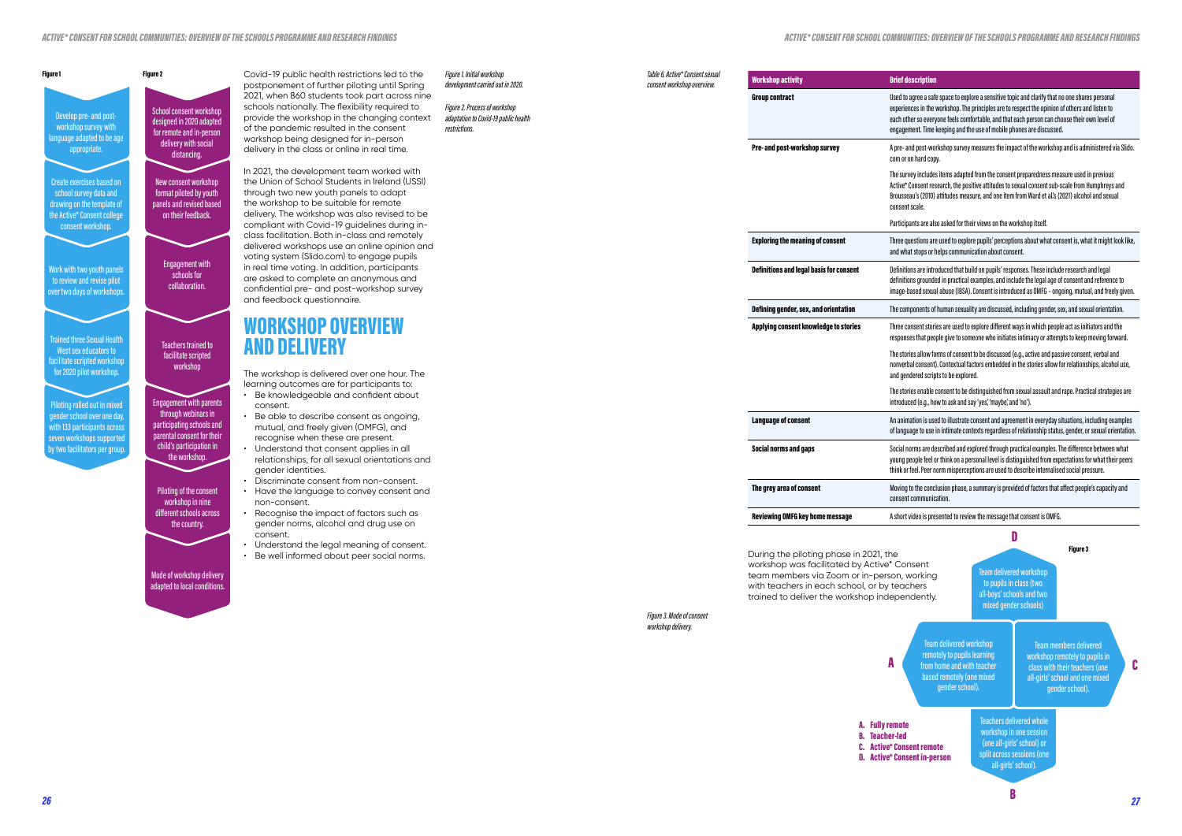**Figure 1**

Develop pre- and post-workshop survey with language adapted to be age appropriate.

Create exercises based on school survey data and drawing on the template of the Active* Consent college consent workshop.

Work with two youth panels to review and revise pilot over two days of workshops.

Trained three Sexual Health West sex educators to facilitate scripted workshop for 2020 pilot workshop.

Piloting rolled out in mixed gender school over one day, with 133 participants across seven workshops supported by two facilitators per group.

*Figure 1. Initial workshop development carried out in 2020.*

**Figure 2**

School consent workshop designed in 2020 adapted for remote and in-person delivery with social distancing.

New consent workshop format piloted by youth panels and revised based on their feedback.

Engagement with schools for collaboration.

Teachers trained to facilitate scripted workshop

Engagement with parents through webinars in participating schools and parental consent for their child's participation in the workshop.

Piloting of the consent workshop in nine different schools across the country.

Mode of workshop delivery adapted to local conditions.

*Figure 2. Process of workshop adaptation to Covid-19 public health restrictions.*

Covid-19 public health restrictions led to the postponement of further piloting until Spring 2021, when 860 students took part across nine schools nationally. The flexibility required to provide the workshop in the changing context of the pandemic resulted in the consent workshop being designed for in-person delivery in the class or online in real time.

In 2021, the development team worked with the Union of School Students in Ireland (USSI) through two new youth panels to adapt the workshop to be suitable for remote delivery. The workshop was also revised to be compliant with Covid-19 guidelines during in-class facilitation. Both in-class and remotely delivered workshops use an online opinion and voting system (Slido.com) to engage pupils in real time voting. In addition, participants are asked to complete an anonymous and confidential pre- and post-workshop survey and feedback questionnaire.

## WORKSHOP OVERVIEW AND DELIVERY

The workshop is delivered over one hour. The learning outcomes are for participants to:

- Be knowledgeable and confident about consent.
- Be able to describe consent as ongoing, mutual, and freely given (OMFG), and recognise when these are present.
- Understand that consent applies in all relationships, for all sexual orientations and gender identities.
- Discriminate consent from non-consent.
- Have the language to convey consent and non-consent.
- Recognise the impact of factors such as gender norms, alcohol and drug use on consent.
- Understand the legal meaning of consent.
- Be well informed about peer social norms.

*Table 6. Active* Consent sexual consent workshop overview.*

| Workshop activity | Brief description |
|---|---|
| Group contract | Used to agree a safe space to explore a sensitive topic and clarify that no one shares personal experiences in the workshop. The principles are to respect the opinion of others and listen to each other so everyone feels comfortable, and that each person can choose their own level of engagement. Time keeping and the use of mobile phones are discussed. |
| Pre- and post-workshop survey | A pre- and post-workshop survey measures the impact of the workshop and is administered via Slido.com or on hard copy. The survey includes items adapted from the consent preparedness measure used in previous Active* Consent research, the positive attitudes to sexual consent sub-scale from Humphreys and Brousseau's (2010) attitudes measure, and one item from Ward et al.'s (2021) alcohol and sexual consent scale. Participants are also asked for their views on the workshop itself. |
| Exploring the meaning of consent | Three questions are used to explore pupils' perceptions about what consent is, what it might look like, and what stops or helps communication about consent. |
| Definitions and legal basis for consent | Definitions are introduced that build on pupils' responses. These include research and legal definitions grounded in practical examples, and include the legal age of consent and reference to image-based sexual abuse (IBSA). Consent is introduced as OMFG – ongoing, mutual, and freely given. |
| Defining gender, sex, and orientation | The components of human sexuality are discussed, including gender, sex, and sexual orientation. |
| Applying consent knowledge to stories | Three consent stories are used to explore different ways in which people act as initiators and the responses that people give to someone who initiates intimacy or attempts to keep moving forward. The stories allow forms of consent to be discussed (e.g., active and passive consent, verbal and nonverbal consent). Contextual factors embedded in the stories allow for relationships, alcohol use, and gendered scripts to be explored. The stories enable consent to be distinguished from sexual assault and rape. Practical strategies are introduced (e.g., how to ask and say 'yes', 'maybe', and 'no'). |
| Language of consent | An animation is used to illustrate consent and agreement in everyday situations, including examples of language to use in intimate contexts regardless of relationship status, gender, or sexual orientation. |
| Social norms and gaps | Social norms are described and explored through practical examples. The difference between what young people feel or think on a personal level is distinguished from expectations for what their peers think or feel. Peer norm misperceptions are used to describe internalised social pressure. |
| The grey area of consent | Moving to the conclusion phase, a summary is provided of factors that affect people's capacity and consent communication. |
| Reviewing OMFG key home message | A short video is presented to review the message that consent is OMFG. |

During the piloting phase in 2021, the workshop was facilitated by Active* Consent team members via Zoom or in-person, working with teachers in each school, or by teachers trained to deliver the workshop independently.

**Figure 3**

**D** – Team delivered workshop to pupils in class (two all-boys' schools and two mixed gender schools)

**A** – Team delivered workshop remotely to pupils learning from home and with teacher based remotely (one mixed gender school).

**C** – Team members delivered workshop remotely to pupils in class with their teachers (one all-girls' school and one mixed gender school).

**B** – Teachers delivered whole workshop in one session (one all-girls' school) or split across sessions (one all-girls' school).

- **A. Fully remote**
- **B. Teacher-led**
- **C. Active* Consent remote**
- **D. Active* Consent in-person**

*Figure 3. Mode of consent workshop delivery.*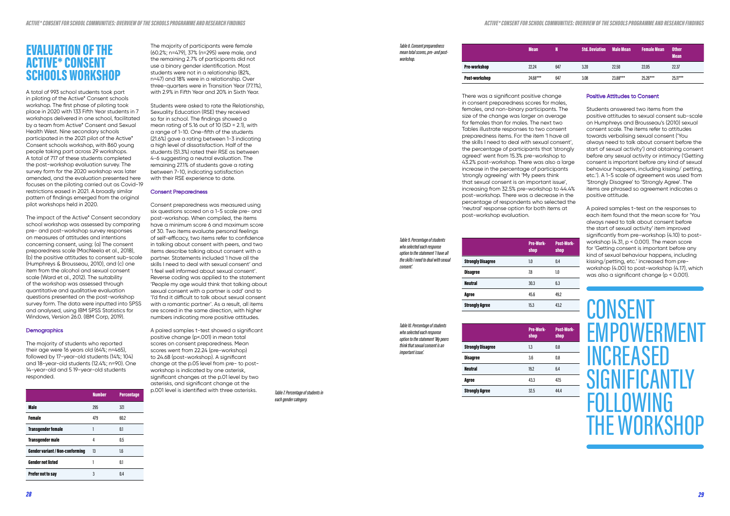# EVALUATION OF THE ACTIVE* CONSENT SCHOOLS WORKSHOP

A total of 993 school students took part in piloting of the Active* Consent schools workshop. The first phase of piloting took place in 2020 with 133 Fifth Year students in 7 workshops delivered in one school, facilitated by a team from Active* Consent and Sexual Health West. Nine secondary schools participated in the 2021 pilot of the Active* Consent schools workshop, with 860 young people taking part across 29 workshops. A total of 717 of these students completed the post-workshop evaluation survey. The survey form for the 2020 workshop was later amended, and the evaluation presented here focuses on the piloting carried out as Covid-19 restrictions eased in 2021. A broadly similar pattern of findings emerged from the original pilot workshops held in 2020.

The impact of the Active* Consent secondary school workshop was assessed by comparing pre- and post-workshop survey responses on measures of attitudes and intentions concerning consent, using: (a) The consent preparedness scale (MacNeela et al., 2018), (b) the positive attitudes to consent sub-scale (Humphreys & Brousseau, 2010), and (c) one item from the alcohol and sexual consent scale (Ward et al., 2012). The suitability of the workshop was assessed through quantitative and qualitative evaluation questions presented on the post-workshop survey form. The data were inputted into SPSS and analysed, using IBM SPSS Statistics for Windows, Version 26.0. (IBM Corp, 2019).

### Demographics

The majority of students who reported their age were 16 years old (64%; n=465), followed by 17-year-old students (14%; 104) and 18-year-old students (12.4%; n=90). One 14-year-old and 5 19-year-old students responded.

|  | Number | Percentage |
|---|---|---|
| Male | 295 | 37.1 |
| Female | 479 | 60.2 |
| Transgender female | 1 | 0.1 |
| Transgender male | 4 | 0.5 |
| Gender variant / Non-conforming | 13 | 1.6 |
| Gender not listed | 1 | 0.1 |
| Prefer not to say | 3 | 0.4 |

*Table 7. Percentage of students in each gender category.*

The majority of participants were female (60.2%; n=479), 37% (n=295) were male, and the remaining 2.7% of participants did not use a binary gender identification. Most students were not in a relationship (82%, n=47) and 18% were in a relationship. Over three-quarters were in Transition Year (77.1%), with 2.9% in Fifth Year and 20% in Sixth Year.

Students were asked to rate the Relationship, Sexuality Education (RSE) they received so far in school. The findings showed a mean rating of 5.16 out of 10 (SD = 2.1), with a range of 1-10. One-fifth of the students (21.6%) gave a rating between 1-3 indicating a high level of dissatisfaction. Half of the students (51.3%) rated their RSE as between 4-6 suggesting a neutral evaluation. The remaining 27.1% of students gave a rating between 7-10, indicating satisfaction with their RSE experience to date.

### Consent Preparedness

Consent preparedness was measured using six questions scored on a 1-5 scale pre- and post-workshop. When compiled, the items have a minimum score 6 and maximum score of 30. Two items evaluate personal feelings of self-efficacy, two items refer to confidence in talking about consent with peers, and two items describe talking about consent with a partner. Statements included 'I have all the skills I need to deal with sexual consent' and 'I feel well informed about sexual consent'. Reverse coding was applied to the statement 'People my age would think that talking about sexual consent with a partner is odd' and to 'I'd find it difficult to talk about sexual consent with a romantic partner'. As a result, all items are scored in the same direction, with higher numbers indicating more positive attitudes.

A paired samples t-test showed a significant positive change ($p<.001$) in mean total scores on consent preparedness. Mean scores went from 22.24 (pre-workshop) to 24.68 (post-workshop). A significant change at the p.05 level from pre- to post-workshop is indicated by one asterisk, significant changes at the p.01 level by two asterisks, and significant change at the p.001 level is identified with three asterisks.

*Table 8. Consent preparedness mean total scores, pre- and post-workshop.*

|  | Mean | N | Std. Deviation | Male Mean | Female Mean | Other Mean |
|---|---|---|---|---|---|---|
| Pre-workshop | 22.24 | 647 | 3.20 | 22.50 | 22.05 | 22.37 |
| Post-workshop | 24.68*** | 647 | 3.08 | 23.88*** | 25.26*** | 25.11*** |

There was a significant positive change in consent preparedness scores for males, females, and non-binary participants. The size of the change was larger on average for females than for males. The next two Tables illustrate responses to two consent preparedness items. For the item 'I have all the skills I need to deal with sexual consent', the percentage of participants that 'strongly agreed' went from 15.3% pre-workshop to 43.2% post-workshop. There was also a large increase in the percentage of participants 'strongly agreeing' with 'My peers think that sexual consent is an important issue', increasing from 32.5% pre-workshop to 44.4% post-workshop. There was a decrease in the percentage of respondents who selected the 'neutral' response option for both items at post-workshop evaluation.

*Table 9. Percentage of students who selected each response option to the statement 'I have all the skills I need to deal with sexual consent'.*

|  | Pre-Workshop | Post-Workshop |
|---|---|---|
| Strongly Disagree | 1.0 | 0.4 |
| Disagree | 7.8 | 1.0 |
| Neutral | 30.3 | 6.3 |
| Agree | 45.6 | 49.2 |
| Strongly Agree | 15.3 | 43.2 |

*Table 10. Percentage of students who selected each response option to the statement 'My peers think that sexual consent is an important issue'.*

|  | Pre-Workshop | Post-Workshop |
|---|---|---|
| Strongly Disagree | 1.3 | 0.8 |
| Disagree | 3.6 | 0.8 |
| Neutral | 19.2 | 6.4 |
| Agree | 43.3 | 47.5 |
| Strongly Agree | 32.5 | 44.4 |

### Positive Attitudes to Consent

Students answered two items from the positive attitudes to sexual consent sub-scale on Humphreys and Brousseau's (2010) sexual consent scale. The items refer to attitudes towards verbalising sexual consent ('You always need to talk about consent before the start of sexual activity') and obtaining consent before any sexual activity or intimacy ('Getting consent is important before any kind of sexual behaviour happens, including kissing/ petting, etc.'). A 1-5 scale of agreement was used from 'Strongly Disagree' to 'Strongly Agree'. The items are phrased so agreement indicates a positive attitude.

A paired samples t-test on the responses to each item found that the mean score for 'You always need to talk about consent before the start of sexual activity' item improved significantly from pre-workshop (4.10) to post-workshop (4.31, $p < 0.001$). The mean score for 'Getting consent is important before any kind of sexual behaviour happens, including kissing/petting, etc.' increased from pre-workshop (4.00) to post-workshop (4.17), which was also a significant change ($p < 0.001$).

CONSENT EMPOWERMENT INCREASED SIGNIFICANTLY FOLLOWING THE WORKSHOP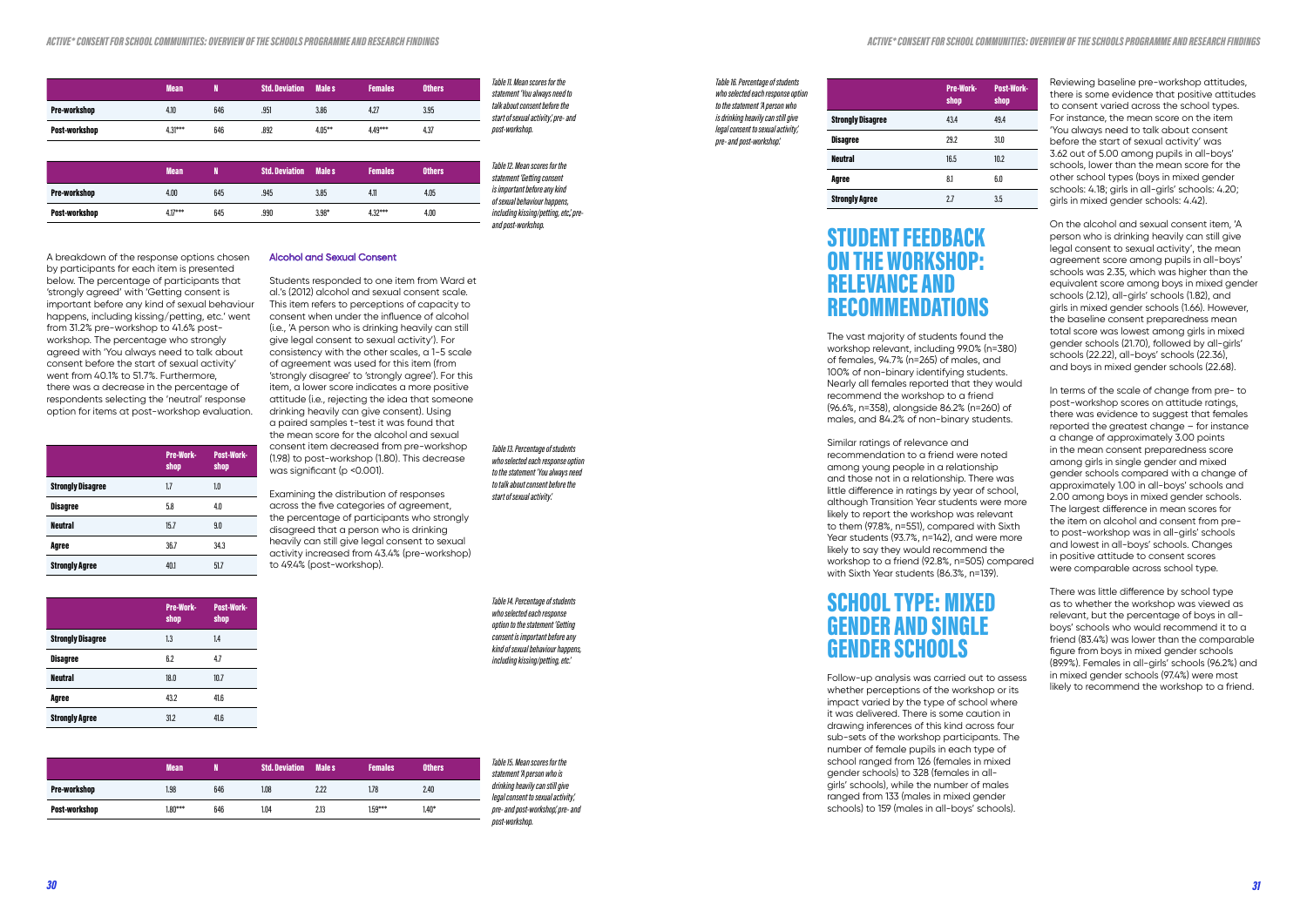| | Mean | N | Std. Deviation | Male s | Females | Others |
|---|---|---|---|---|---|---|
| Pre-workshop | 4.10 | 646 | .951 | 3.86 | 4.27 | 3.95 |
| Post-workshop | 4.31*** | 646 | .892 | 4.05** | 4.49*** | 4.37 |

*Table 11. Mean scores for the statement 'You always need to talk about consent before the start of sexual activity,' pre- and post-workshop.*

| | Mean | N | Std. Deviation | Male s | Females | Others |
|---|---|---|---|---|---|---|
| Pre-workshop | 4.00 | 645 | .945 | 3.85 | 4.11 | 4.05 |
| Post-workshop | 4.17*** | 645 | .990 | 3.98* | 4.32*** | 4.00 |

*Table 12. Mean scores for the statement 'Getting consent is important before any kind of sexual behaviour happens, including kissing/petting, etc.,' pre- and post-workshop.*

A breakdown of the response options chosen by participants for each item is presented below. The percentage of participants that 'strongly agreed' with 'Getting consent is important before any kind of sexual behaviour happens, including kissing/petting, etc.' went from 31.2% pre-workshop to 41.6% post-workshop. The percentage who strongly agreed with 'You always need to talk about consent before the start of sexual activity' went from 40.1% to 51.7%. Furthermore, there was a decrease in the percentage of respondents selecting the 'neutral' response option for items at post-workshop evaluation.

| | Pre-Work-shop | Post-Work-shop |
|---|---|---|
| Strongly Disagree | 1.7 | 1.0 |
| Disagree | 5.8 | 4.0 |
| Neutral | 15.7 | 9.0 |
| Agree | 36.7 | 34.3 |
| Strongly Agree | 40.1 | 51.7 |

*Table 13. Percentage of students who selected each response option to the statement 'You always need to talk about consent before the start of sexual activity.'*

| | Pre-Work-shop | Post-Work-shop |
|---|---|---|
| Strongly Disagree | 1.3 | 1.4 |
| Disagree | 6.2 | 4.7 |
| Neutral | 18.0 | 10.7 |
| Agree | 43.2 | 41.6 |
| Strongly Agree | 31.2 | 41.6 |

*Table 14. Percentage of students who selected each response option to the statement 'Getting consent is important before any kind of sexual behaviour happens, including kissing/petting, etc.'*

### Alcohol and Sexual Consent

Students responded to one item from Ward et al.'s (2012) alcohol and sexual consent scale. This item refers to perceptions of capacity to consent when under the influence of alcohol (i.e., 'A person who is drinking heavily can still give legal consent to sexual activity'). For consistency with the other scales, a 1-5 scale of agreement was used for this item (from 'strongly disagree' to 'strongly agree'). For this item, a lower score indicates a more positive attitude (i.e., rejecting the idea that someone drinking heavily can give consent). Using a paired samples t-test it was found that the mean score for the alcohol and sexual consent item decreased from pre-workshop (1.98) to post-workshop (1.80). This decrease was significant ($p < 0.001$).

Examining the distribution of responses across the five categories of agreement, the percentage of participants who strongly disagreed that a person who is drinking heavily can still give legal consent to sexual activity increased from 43.4% (pre-workshop) to 49.4% (post-workshop).

| | Mean | N | Std. Deviation | Male s | Females | Others |
|---|---|---|---|---|---|---|
| Pre-workshop | 1.98 | 646 | 1.08 | 2.22 | 1.78 | 2.40 |
| Post-workshop | 1.80*** | 646 | 1.04 | 2.13 | 1.59*** | 1.40* |

*Table 15. Mean scores for the statement 'A person who is drinking heavily can still give legal consent to sexual activity,' pre- and post-workshop,' pre- and post-workshop.*

| | Pre-Work-shop | Post-Work-shop |
|---|---|---|
| Strongly Disagree | 43.4 | 49.4 |
| Disagree | 29.2 | 31.0 |
| Neutral | 16.5 | 10.2 |
| Agree | 8.1 | 6.0 |
| Strongly Agree | 2.7 | 3.5 |

*Table 16. Percentage of students who selected each response option to the statement 'A person who is drinking heavily can still give legal consent to sexual activity,' pre- and post-workshop.'*

# STUDENT FEEDBACK ON THE WORKSHOP: RELEVANCE AND RECOMMENDATIONS

The vast majority of students found the workshop relevant, including 99.0% (n=380) of females, 94.7% (n=265) of males, and 100% of non-binary identifying students. Nearly all females reported that they would recommend the workshop to a friend (96.6%, n=358), alongside 86.2% (n=260) of males, and 84.2% of non-binary students.

Similar ratings of relevance and recommendation to a friend were noted among young people in a relationship and those not in a relationship. There was little difference in ratings by year of school, although Transition Year students were more likely to report the workshop was relevant to them (97.8%, n=551), compared with Sixth Year students (93.7%, n=142), and were more likely to say they would recommend the workshop to a friend (92.8%, n=505) compared with Sixth Year students (86.3%, n=139).

# SCHOOL TYPE: MIXED GENDER AND SINGLE GENDER SCHOOLS

Follow-up analysis was carried out to assess whether perceptions of the workshop or its impact varied by the type of school where it was delivered. There is some caution in drawing inferences of this kind across four sub-sets of the workshop participants. The number of female pupils in each type of school ranged from 126 (females in mixed gender schools) to 328 (females in all-girls' schools), while the number of males ranged from 133 (males in mixed gender schools) to 159 (males in all-boys' schools).

Reviewing baseline pre-workshop attitudes, there is some evidence that positive attitudes to consent varied across the school types. For instance, the mean score on the item 'You always need to talk about consent before the start of sexual activity' was 3.62 out of 5.00 among pupils in all-boys' schools, lower than the mean score for the other school types (boys in mixed gender schools: 4.18; girls in all-girls' schools: 4.20; girls in mixed gender schools: 4.42).

On the alcohol and sexual consent item, 'A person who is drinking heavily can still give legal consent to sexual activity', the mean agreement score among pupils in all-boys' schools was 2.35, which was higher than the equivalent score among boys in mixed gender schools (2.12), all-girls' schools (1.82), and girls in mixed gender schools (1.66). However, the baseline consent preparedness mean total score was lowest among girls in mixed gender schools (21.70), followed by all-girls' schools (22.22), all-boys' schools (22.36), and boys in mixed gender schools (22.68).

In terms of the scale of change from pre- to post-workshop scores on attitude ratings, there was evidence to suggest that females reported the greatest change – for instance a change of approximately 3.00 points in the mean consent preparedness score among girls in single gender and mixed gender schools compared with a change of approximately 1.00 in all-boys' schools and 2.00 among boys in mixed gender schools. The largest difference in mean scores for the item on alcohol and consent from pre- to post-workshop was in all-girls' schools and lowest in all-boys' schools. Changes in positive attitude to consent scores were comparable across school type.

There was little difference by school type as to whether the workshop was viewed as relevant, but the percentage of boys in all-boys' schools who would recommend it to a friend (83.4%) was lower than the comparable figure from boys in mixed gender schools (89.9%). Females in all-girls' schools (96.2%) and in mixed gender schools (97.4%) were most likely to recommend the workshop to a friend.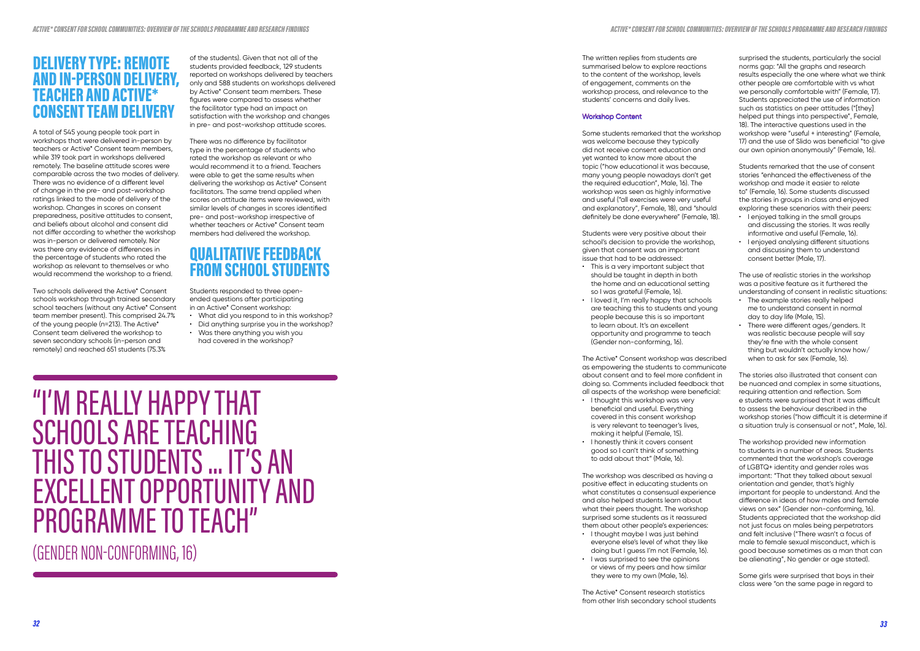## DELIVERY TYPE: REMOTE AND IN-PERSON DELIVERY, TEACHER AND ACTIVE* CONSENT TEAM DELIVERY

A total of 545 young people took part in workshops that were delivered in-person by teachers or Active* Consent team members, while 319 took part in workshops delivered remotely. The baseline attitude scores were comparable across the two modes of delivery. There was no evidence of a different level of change in the pre- and post-workshop ratings linked to the mode of delivery of the workshop. Changes in scores on consent preparedness, positive attitudes to consent, and beliefs about alcohol and consent did not differ according to whether the workshop was in-person or delivered remotely. Nor was there any evidence of differences in the percentage of students who rated the workshop as relevant to themselves or who would recommend the workshop to a friend.

Two schools delivered the Active* Consent schools workshop through trained secondary school teachers (without any Active* Consent team member present). This comprised 24.7% of the young people (n=213). The Active* Consent team delivered the workshop to seven secondary schools (in-person and remotely) and reached 651 students (75.3% of the students). Given that not all of the students provided feedback, 129 students reported on workshops delivered by teachers only and 588 students on workshops delivered by Active* Consent team members. These figures were compared to assess whether the facilitator type had an impact on satisfaction with the workshop and changes in pre- and post-workshop attitude scores.

There was no difference by facilitator type in the percentage of students who rated the workshop as relevant or who would recommend it to a friend. Teachers were able to get the same results when delivering the workshop as Active* Consent facilitators. The same trend applied when scores on attitude items were reviewed, with similar levels of changes in scores identified pre- and post-workshop irrespective of whether teachers or Active* Consent team members had delivered the workshop.

## QUALITATIVE FEEDBACK FROM SCHOOL STUDENTS

Students responded to three open-ended questions after participating in an Active* Consent workshop:

- What did you respond to in this workshop?
- Did anything surprise you in the workshop?
- Was there anything you wish you had covered in the workshop?

> "I'M REALLY HAPPY THAT SCHOOLS ARE TEACHING THIS TO STUDENTS ... IT'S AN EXCELLENT OPPORTUNITY AND PROGRAMME TO TEACH"
>
> (GENDER NON-CONFORMING, 16)

The written replies from students are summarised below to explore reactions to the content of the workshop, levels of engagement, comments on the workshop process, and relevance to the students' concerns and daily lives.

### Workshop Content

Some students remarked that the workshop was welcome because they typically did not receive consent education and yet wanted to know more about the topic ("how educational it was because, many young people nowadays don't get the required education", Male, 16). The workshop was seen as highly informative and useful ("all exercises were very useful and explanatory", Female, 18), and "should definitely be done everywhere" (Female, 18).

Students were very positive about their school's decision to provide the workshop, given that consent was an important issue that had to be addressed:

- This is a very important subject that should be taught in depth in both the home and an educational setting so I was grateful (Female, 16).
- I loved it, I'm really happy that schools are teaching this to students and young people because this is so important to learn about. It's an excellent opportunity and programme to teach (Gender non-conforming, 16).

The Active* Consent workshop was described as empowering the students to communicate about consent and to feel more confident in doing so. Comments included feedback that all aspects of the workshop were beneficial:

- I thought this workshop was very beneficial and useful. Everything covered in this consent workshop is very relevant to teenager's lives, making it helpful (Female, 15).
- I honestly think it covers consent good so I can't think of something to add about that" (Male, 16).

The workshop was described as having a positive effect in educating students on what constitutes a consensual experience and also helped students learn about what their peers thought. The workshop surprised some students as it reassured them about other people's experiences:

- I thought maybe I was just behind everyone else's level of what they like doing but I guess I'm not (Female, 16).
- I was surprised to see the opinions or views of my peers and how similar they were to my own (Male, 16).

The Active* Consent research statistics from other Irish secondary school students surprised the students, particularly the social norms gap: "All the graphs and research results especially the one where what we think other people are comfortable with vs what we personally comfortable with" (Female, 17). Students appreciated the use of information such as statistics on peer attitudes ("[they] helped put things into perspective", Female, 18). The interactive questions used in the workshop were "useful + interesting" (Female, 17) and the use of Slido was beneficial "to give our own opinion anonymously" (Female, 16).

Students remarked that the use of consent stories "enhanced the effectiveness of the workshop and made it easier to relate to" (Female, 16). Some students discussed the stories in groups in class and enjoyed exploring these scenarios with their peers:

- I enjoyed talking in the small groups and discussing the stories. It was really informative and useful (Female, 16).
- I enjoyed analysing different situations and discussing them to understand consent better (Male, 17).

The use of realistic stories in the workshop was a positive feature as it furthered the understanding of consent in realistic situations:

- The example stories really helped me to understand consent in normal day to day life (Male, 15).
- There were different ages/genders. It was realistic because people will say they're fine with the whole consent thing but wouldn't actually know how/ when to ask for sex (Female, 16).

The stories also illustrated that consent can be nuanced and complex in some situations, requiring attention and reflection. Some students were surprised that it was difficult to assess the behaviour described in the workshop stories ("how difficult it is determine if a situation truly is consensual or not", Male, 16).

The workshop provided new information to students in a number of areas. Students commented that the workshop's coverage of LGBTQ+ identity and gender roles was important: "That they talked about sexual orientation and gender, that's highly important for people to understand. And the difference in ideas of how males and female views on sex" (Gender non-conforming, 16). Students appreciated that the workshop did not just focus on males being perpetrators and felt inclusive ("There wasn't a focus of male to female sexual misconduct, which is good because sometimes as a man that can be alienating", No gender or age stated).

Some girls were surprised that boys in their class were "on the same page in regard to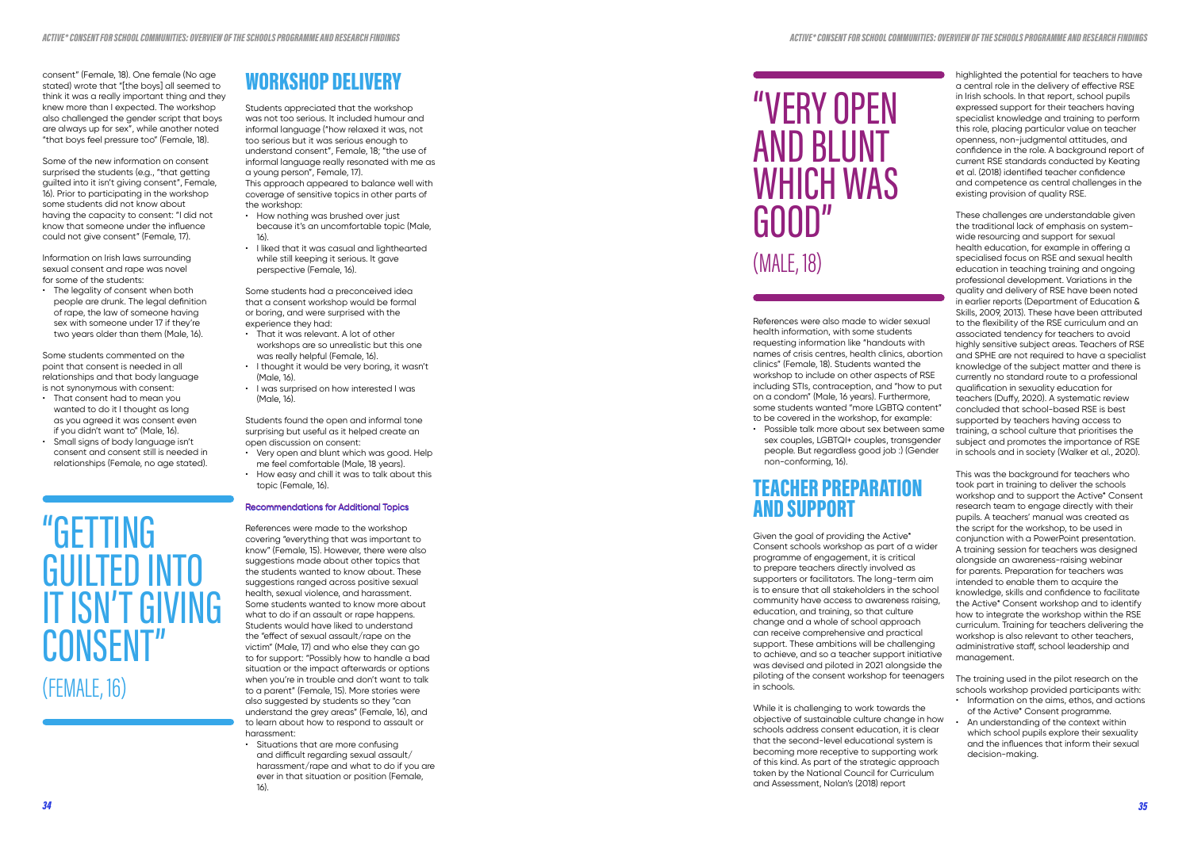consent" (Female, 18). One female (No age stated) wrote that "[the boys] all seemed to think it was a really important thing and they knew more than I expected. The workshop also challenged the gender script that boys are always up for sex", while another noted "that boys feel pressure too" (Female, 18).

Some of the new information on consent surprised the students (e.g., "that getting guilted into it isn't giving consent", Female, 16). Prior to participating in the workshop some students did not know about having the capacity to consent: "I did not know that someone under the influence could not give consent" (Female, 17).

Information on Irish laws surrounding sexual consent and rape was novel for some of the students:

- The legality of consent when both people are drunk. The legal definition of rape, the law of someone having sex with someone under 17 if they're two years older than them (Male, 16).

Some students commented on the point that consent is needed in all relationships and that body language is not synonymous with consent:

- That consent had to mean you wanted to do it I thought as long as you agreed it was consent even if you didn't want to" (Male, 16).
- Small signs of body language isn't consent and consent still is needed in relationships (Female, no age stated).

> "GETTING GUILTED INTO IT ISN'T GIVING CONSENT" (FEMALE, 16)

## WORKSHOP DELIVERY

Students appreciated that the workshop was not too serious. It included humour and informal language ("how relaxed it was, not too serious but it was serious enough to understand consent", Female, 18; "the use of informal language really resonated with me as a young person", Female, 17).
This approach appeared to balance well with coverage of sensitive topics in other parts of the workshop:

- How nothing was brushed over just because it's an uncomfortable topic (Male, 16).
- I liked that it was casual and lighthearted while still keeping it serious. It gave perspective (Female, 16).

Some students had a preconceived idea that a consent workshop would be formal or boring, and were surprised with the experience they had:

- That it was relevant. A lot of other workshops are so unrealistic but this one was really helpful (Female, 16).
- I thought it would be very boring, it wasn't (Male, 16).
- I was surprised on how interested I was (Male, 16).

Students found the open and informal tone surprising but useful as it helped create an open discussion on consent:

- Very open and blunt which was good. Help me feel comfortable (Male, 18 years).
- How easy and chill it was to talk about this topic (Female, 16).

### Recommendations for Additional Topics

References were made to the workshop covering "everything that was important to know" (Female, 15). However, there were also suggestions made about other topics that the students wanted to know about. These suggestions ranged across positive sexual health, sexual violence, and harassment. Some students wanted to know more about what to do if an assault or rape happens. Students would have liked to understand the "effect of sexual assault/rape on the victim" (Male, 17) and who else they can go to for support: "Possibly how to handle a bad situation or the impact afterwards or options when you're in trouble and don't want to talk to a parent" (Female, 15). More stories were also suggested by students so they "can understand the grey areas" (Female, 16), and to learn about how to respond to assault or harassment:

- Situations that are more confusing and difficult regarding sexual assault/harassment/rape and what to do if you are ever in that situation or position (Female, 16).

> "VERY OPEN AND BLUNT WHICH WAS GOOD" (MALE, 18)

References were also made to wider sexual health information, with some students requesting information like "handouts with names of crisis centres, health clinics, abortion clinics" (Female, 18). Students wanted the workshop to include on other aspects of RSE including STIs, contraception, and "how to put on a condom" (Male, 16 years). Furthermore, some students wanted "more LGBTQ content" to be covered in the workshop, for example:

- Possible talk more about sex between same sex couples, LGBTQI+ couples, transgender people. But regardless good job :) (Gender non-conforming, 16).

## TEACHER PREPARATION AND SUPPORT

Given the goal of providing the Active* Consent schools workshop as part of a wider programme of engagement, it is critical to prepare teachers directly involved as supporters or facilitators. The long-term aim is to ensure that all stakeholders in the school community have access to awareness raising, education, and training, so that culture change and a whole of school approach can receive comprehensive and practical support. These ambitions will be challenging to achieve, and so a teacher support initiative was devised and piloted in 2021 alongside the piloting of the consent workshop for teenagers in schools.

While it is challenging to work towards the objective of sustainable culture change in how schools address consent education, it is clear that the second-level educational system is becoming more receptive to supporting work of this kind. As part of the strategic approach taken by the National Council for Curriculum and Assessment, Nolan's (2018) report highlighted the potential for teachers to have a central role in the delivery of effective RSE in Irish schools. In that report, school pupils expressed support for their teachers having specialist knowledge and training to perform this role, placing particular value on teacher openness, non-judgmental attitudes, and confidence in the role. A background report of current RSE standards conducted by Keating et al. (2018) identified teacher confidence and competence as central challenges in the existing provision of quality RSE.

These challenges are understandable given the traditional lack of emphasis on system-wide resourcing and support for sexual health education, for example in offering a specialised focus on RSE and sexual health education in teaching training and ongoing professional development. Variations in the quality and delivery of RSE have been noted in earlier reports (Department of Education & Skills, 2009, 2013). These have been attributed to the flexibility of the RSE curriculum and an associated tendency for teachers to avoid highly sensitive subject areas. Teachers of RSE and SPHE are not required to have a specialist knowledge of the subject matter and there is currently no standard route to a professional qualification in sexuality education for teachers (Duffy, 2020). A systematic review concluded that school-based RSE is best supported by teachers having access to training, a school culture that prioritises the subject and promotes the importance of RSE in schools and in society (Walker et al., 2020).

This was the background for teachers who took part in training to deliver the schools workshop and to support the Active* Consent research team to engage directly with their pupils. A teachers' manual was created as the script for the workshop, to be used in conjunction with a PowerPoint presentation. A training session for teachers was designed alongside an awareness-raising webinar for parents. Preparation for teachers was intended to enable them to acquire the knowledge, skills and confidence to facilitate the Active* Consent workshop and to identify how to integrate the workshop within the RSE curriculum. Training for teachers delivering the workshop is also relevant to other teachers, administrative staff, school leadership and management.

The training used in the pilot research on the schools workshop provided participants with:

- Information on the aims, ethos, and actions of the Active* Consent programme.
- An understanding of the context within which school pupils explore their sexuality and the influences that inform their sexual decision-making.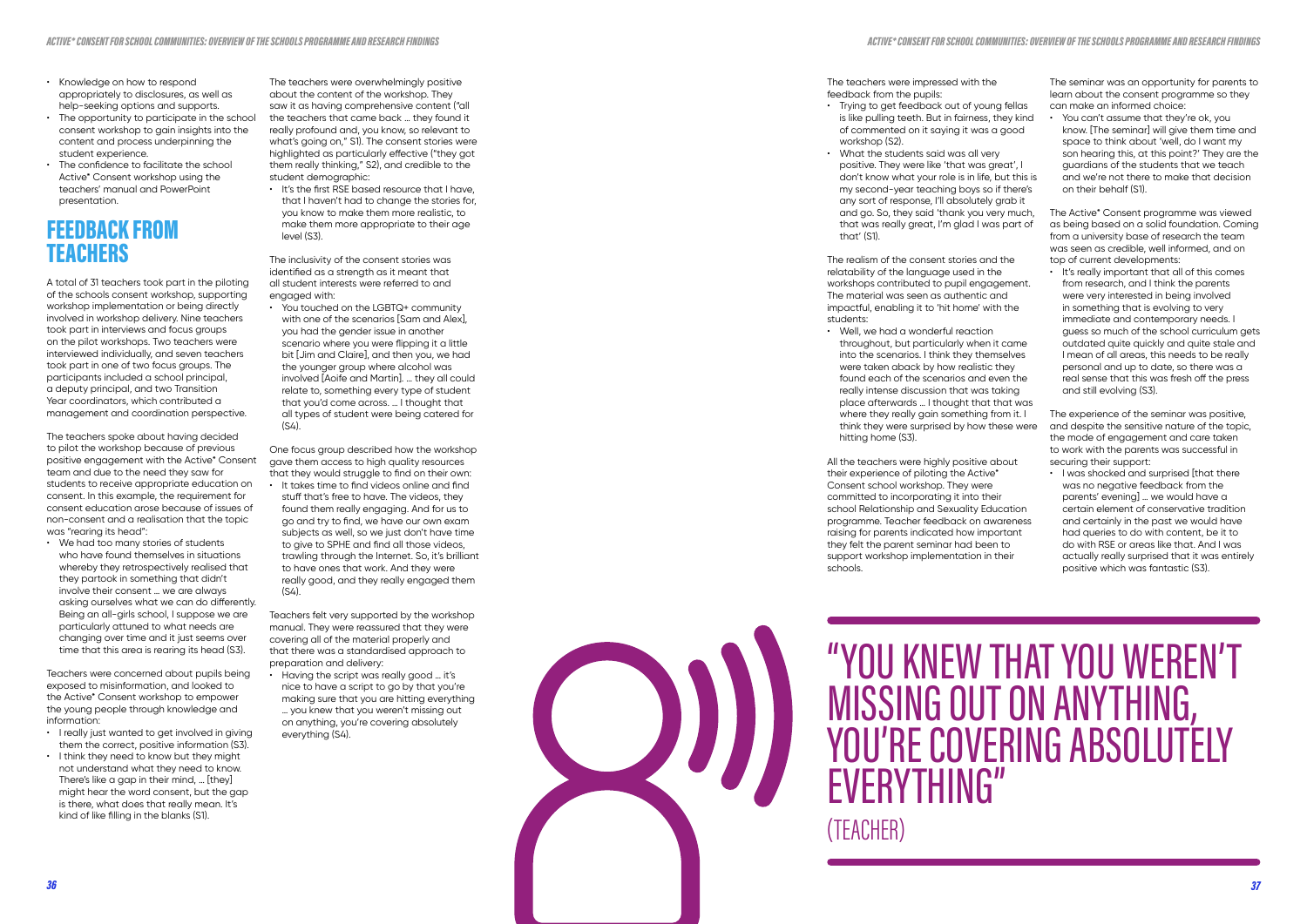- Knowledge on how to respond appropriately to disclosures, as well as help-seeking options and supports.
- The opportunity to participate in the school consent workshop to gain insights into the content and process underpinning the student experience.
- The confidence to facilitate the school Active* Consent workshop using the teachers' manual and PowerPoint presentation.

## FEEDBACK FROM TEACHERS

A total of 31 teachers took part in the piloting of the schools consent workshop, supporting workshop implementation or being directly involved in workshop delivery. Nine teachers took part in interviews and focus groups on the pilot workshops. Two teachers were interviewed individually, and seven teachers took part in one of two focus groups. The participants included a school principal, a deputy principal, and two Transition Year coordinators, which contributed a management and coordination perspective.

The teachers spoke about having decided to pilot the workshop because of previous positive engagement with the Active* Consent team and due to the need they saw for students to receive appropriate education on consent. In this example, the requirement for consent education arose because of issues of non-consent and a realisation that the topic was "rearing its head":

- We had too many stories of students who have found themselves in situations whereby they retrospectively realised that they partook in something that didn't involve their consent … we are always asking ourselves what we can do differently. Being an all-girls school, I suppose we are particularly attuned to what needs are changing over time and it just seems over time that this area is rearing its head (S3).

Teachers were concerned about pupils being exposed to misinformation, and looked to the Active* Consent workshop to empower the young people through knowledge and information:

- I really just wanted to get involved in giving them the correct, positive information (S3).
- I think they need to know but they might not understand what they need to know. There's like a gap in their mind, … [they] might hear the word consent, but the gap is there, what does that really mean. It's kind of like filling in the blanks (S1).

The teachers were overwhelmingly positive about the content of the workshop. They saw it as having comprehensive content ("all the teachers that came back … they found it really profound and, you know, so relevant to what's going on," S1). The consent stories were highlighted as particularly effective ("they got them really thinking," S2), and credible to the student demographic:

- It's the first RSE based resource that I have, that I haven't had to change the stories for, you know to make them more realistic, to make them more appropriate to their age level (S3).

The inclusivity of the consent stories was identified as a strength as it meant that all student interests were referred to and engaged with:

- You touched on the LGBTQ+ community with one of the scenarios [Sam and Alex], you had the gender issue in another scenario where you were flipping it a little bit [Jim and Claire], and then you, we had the younger group where alcohol was involved [Aoife and Martin]. … they all could relate to, something every type of student that you'd come across. … I thought that all types of student were being catered for (S4).

One focus group described how the workshop gave them access to high quality resources that they would struggle to find on their own:

- It takes time to find videos online and find stuff that's free to have. The videos, they found them really engaging. And for us to go and try to find, we have our own exam subjects as well, so we just don't have time to give to SPHE and find all those videos, trawling through the Internet. So, it's brilliant to have ones that work. And they were really good, and they really engaged them (S4).

Teachers felt very supported by the workshop manual. They were reassured that they were covering all of the material properly and that there was a standardised approach to preparation and delivery:

- Having the script was really good … it's nice to have a script to go by that you're making sure that you are hitting everything … you knew that you weren't missing out on anything, you're covering absolutely everything (S4).

The teachers were impressed with the feedback from the pupils:

- Trying to get feedback out of young fellas is like pulling teeth. But in fairness, they kind of commented on it saying it was a good workshop (S2).
- What the students said was all very positive. They were like 'that was great', I don't know what your role is in life, but this is my second-year teaching boys so if there's any sort of response, I'll absolutely grab it and go. So, they said 'thank you very much, that was really great, I'm glad I was part of that' (S1).

The realism of the consent stories and the relatability of the language used in the workshops contributed to pupil engagement. The material was seen as authentic and impactful, enabling it to 'hit home' with the students:

- Well, we had a wonderful reaction throughout, but particularly when it came into the scenarios. I think they themselves were taken aback by how realistic they found each of the scenarios and even the really intense discussion that was taking place afterwards … I thought that that was where they really gain something from it. I think they were surprised by how these were hitting home (S3).

All the teachers were highly positive about their experience of piloting the Active* Consent school workshop. They were committed to incorporating it into their school Relationship and Sexuality Education programme. Teacher feedback on awareness raising for parents indicated how important they felt the parent seminar had been to support workshop implementation in their schools.

The seminar was an opportunity for parents to learn about the consent programme so they can make an informed choice:

- You can't assume that they're ok, you know. [The seminar] will give them time and space to think about 'well, do I want my son hearing this, at this point?' They are the guardians of the students that we teach and we're not there to make that decision on their behalf (S1).

The Active* Consent programme was viewed as being based on a solid foundation. Coming from a university base of research the team was seen as credible, well informed, and on top of current developments:

- It's really important that all of this comes from research, and I think the parents were very interested in being involved in something that is evolving to very immediate and contemporary needs. I guess so much of the school curriculum gets outdated quite quickly and quite stale and I mean of all areas, this needs to be really personal and up to date, so there was a real sense that this was fresh off the press and still evolving (S3).

The experience of the seminar was positive, and despite the sensitive nature of the topic, the mode of engagement and care taken to work with the parents was successful in securing their support:

- I was shocked and surprised [that there was no negative feedback from the parents' evening] … we would have a certain element of conservative tradition and certainly in the past we would have had queries to do with content, be it to do with RSE or areas like that. And I was actually really surprised that it was entirely positive which was fantastic (S3).

> "YOU KNEW THAT YOU WEREN'T MISSING OUT ON ANYTHING, YOU'RE COVERING ABSOLUTELY EVERYTHING"
> (TEACHER)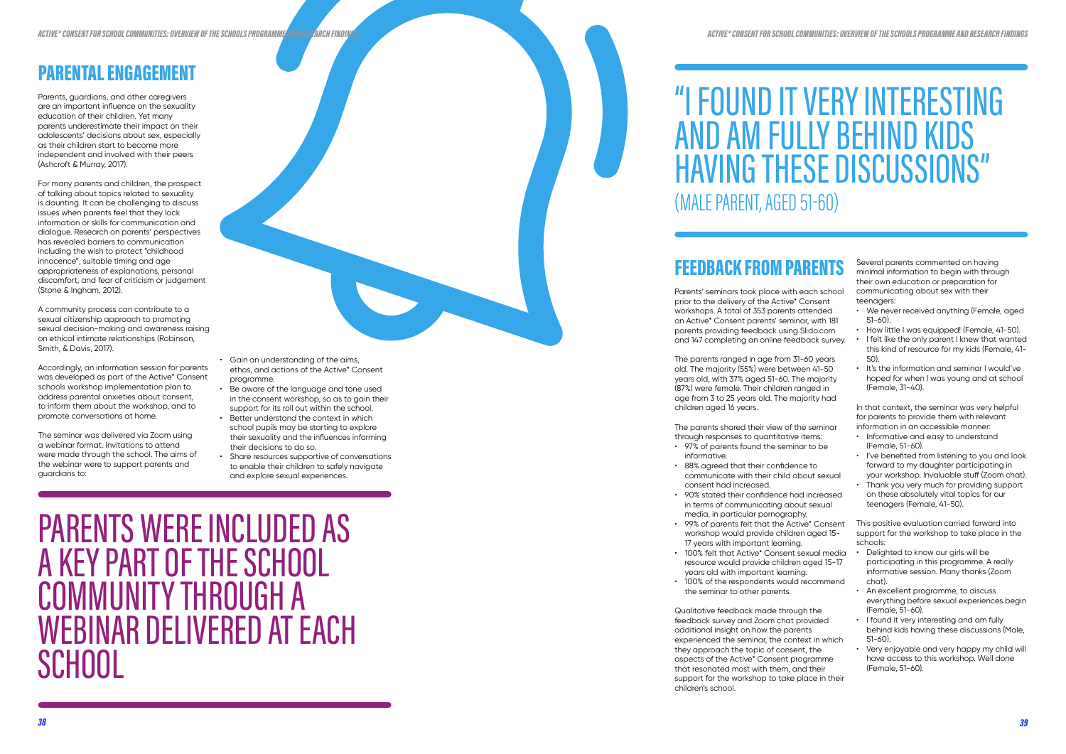## PARENTAL ENGAGEMENT

Parents, guardians, and other caregivers are an important influence on the sexuality education of their children. Yet many parents underestimate their impact on their adolescents' decisions about sex, especially as their children start to become more independent and involved with their peers (Ashcroft & Murray, 2017).

For many parents and children, the prospect of talking about topics related to sexuality is daunting. It can be challenging to discuss issues when parents feel that they lack information or skills for communication and dialogue. Research on parents' perspectives has revealed barriers to communication including the wish to protect "childhood innocence", suitable timing and age appropriateness of explanations, personal discomfort, and fear of criticism or judgement (Stone & Ingham, 2012).

A community process can contribute to a sexual citizenship approach to promoting sexual decision-making and awareness raising on ethical intimate relationships (Robinson, Smith, & Davis, 2017).

Accordingly, an information session for parents was developed as part of the Active* Consent schools workshop implementation plan to address parental anxieties about consent, to inform them about the workshop, and to promote conversations at home.

The seminar was delivered via Zoom using a webinar format. Invitations to attend were made through the school. The aims of the webinar were to support parents and guardians to:

- Gain an understanding of the aims, ethos, and actions of the Active* Consent programme.
- Be aware of the language and tone used in the consent workshop, so as to gain their support for its roll out within the school.
- Better understand the context in which school pupils may be starting to explore their sexuality and the influences informing their decisions to do so.
- Share resources supportive of conversations to enable their children to safely navigate and explore sexual experiences.

# PARENTS WERE INCLUDED AS A KEY PART OF THE SCHOOL COMMUNITY THROUGH A WEBINAR DELIVERED AT EACH SCHOOL

# "I FOUND IT VERY INTERESTING AND AM FULLY BEHIND KIDS HAVING THESE DISCUSSIONS" (MALE PARENT, AGED 51-60)

## FEEDBACK FROM PARENTS

Parents' seminars took place with each school prior to the delivery of the Active* Consent workshops. A total of 353 parents attended an Active* Consent parents' seminar, with 181 parents providing feedback using Slido.com and 147 completing an online feedback survey.

The parents ranged in age from 31-60 years old. The majority (55%) were between 41-50 years old, with 37% aged 51-60. The majority (87%) were female. Their children ranged in age from 3 to 25 years old. The majority had children aged 16 years.

The parents shared their view of the seminar through responses to quantitative items:

- 97% of parents found the seminar to be informative.
- 88% agreed that their confidence to communicate with their child about sexual consent had increased.
- 90% stated their confidence had increased in terms of communicating about sexual media, in particular pornography.
- 99% of parents felt that the Active* Consent workshop would provide children aged 15-17 years with important learning.
- 100% felt that Active* Consent sexual media resource would provide children aged 15-17 years old with important learning.
- 100% of the respondents would recommend the seminar to other parents.

Qualitative feedback made through the feedback survey and Zoom chat provided additional insight on how the parents experienced the seminar, the context in which they approach the topic of consent, the aspects of the Active* Consent programme that resonated most with them, and their support for the workshop to take place in their children's school.

Several parents commented on having minimal information to begin with through their own education or preparation for communicating about sex with their teenagers:

- We never received anything (Female, aged 51-60).
- How little I was equipped! (Female, 41-50).
- I felt like the only parent I knew that wanted this kind of resource for my kids (Female, 41-50).
- It's the information and seminar I would've hoped for when I was young and at school (Female, 31-40).

In that context, the seminar was very helpful for parents to provide them with relevant information in an accessible manner:

- Informative and easy to understand (Female, 51-60).
- I've benefited from listening to you and look forward to my daughter participating in your workshop. Invaluable stuff (Zoom chat).
- Thank you very much for providing support on these absolutely vital topics for our teenagers (Female, 41-50).

This positive evaluation carried forward into support for the workshop to take place in the schools:

- Delighted to know our girls will be participating in this programme. A really informative session. Many thanks (Zoom chat).
- An excellent programme, to discuss everything before sexual experiences begin (Female, 51-60).
- I found it very interesting and am fully behind kids having these discussions (Male, 51-60).
- Very enjoyable and very happy my child will have access to this workshop. Well done (Female, 51-60).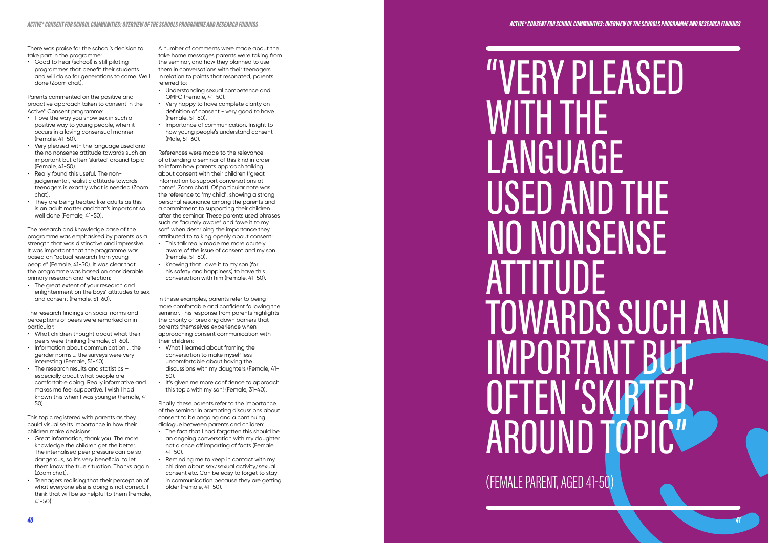There was praise for the school's decision to take part in the programme:

- Good to hear (school) is still piloting programmes that benefit their students and will do so for generations to come. Well done (Zoom chat).

Parents commented on the positive and proactive approach taken to consent in the Active* Consent programme:

- I love the way you show sex in such a positive way to young people, when it occurs in a loving consensual manner (Female, 41-50).
- Very pleased with the language used and the no nonsense attitude towards such an important but often 'skirted' around topic (Female, 41-50).
- Really found this useful. The non-judgemental, realistic attitude towards teenagers is exactly what is needed (Zoom chat).
- They are being treated like adults as this is an adult matter and that's important so well done (Female, 41-50).

The research and knowledge base of the programme was emphasised by parents as a strength that was distinctive and impressive. It was important that the programme was based on "actual research from young people" (Female, 41-50). It was clear that the programme was based on considerable primary research and reflection:

- The great extent of your research and enlightenment on the boys' attitudes to sex and consent (Female, 51-60).

The research findings on social norms and perceptions of peers were remarked on in particular:

- What children thought about what their peers were thinking (Female, 51-60).
- Information about communication … the gender norms … the surveys were very interesting (Female, 51-60).
- The research results and statistics – especially about what people are comfortable doing. Really informative and makes me feel supportive. I wish I had known this when I was younger (Female, 41-50).

This topic registered with parents as they could visualise its importance in how their children make decisions:

- Great information, thank you. The more knowledge the children get the better. The internalised peer pressure can be so dangerous, so it's very beneficial to let them know the true situation. Thanks again (Zoom chat).
- Teenagers realising that their perception of what everyone else is doing is not correct. I think that will be so helpful to them (Female, 41-50).

A number of comments were made about the take home messages parents were taking from the seminar, and how they planned to use them in conversations with their teenagers. In relation to points that resonated, parents referred to:

- Understanding sexual competence and OMFG (Female, 41-50).
- Very happy to have complete clarity on definition of consent - very good to have (Female, 51-60).
- Importance of communication. Insight to how young people's understand consent (Male, 51-60).

References were made to the relevance of attending a seminar of this kind in order to inform how parents approach talking about consent with their children ("great information to support conversations at home", Zoom chat). Of particular note was the reference to 'my child', showing a strong personal resonance among the parents and a commitment to supporting their children after the seminar. These parents used phrases such as "acutely aware" and "owe it to my son" when describing the importance they attributed to talking openly about consent:

- This talk really made me more acutely aware of the issue of consent and my son (Female, 51-60).
- Knowing that I owe it to my son (for his safety and happiness) to have this conversation with him (Female, 41-50).

In these examples, parents refer to being more comfortable and confident following the seminar. This response from parents highlights the priority of breaking down barriers that parents themselves experience when approaching consent communication with their children:

- What I learned about framing the conversation to make myself less uncomfortable about having the discussions with my daughters (Female, 41-50).
- It's given me more confidence to approach this topic with my son! (Female, 31-40).

Finally, these parents refer to the importance of the seminar in prompting discussions about consent to be ongoing and a continuing dialogue between parents and children:

- The fact that I had forgotten this should be an ongoing conversation with my daughter not a once off imparting of facts (Female, 41-50).
- Reminding me to keep in contact with my children about sex/sexual activity/sexual consent etc. Can be easy to forget to stay in communication because they are getting older (Female, 41-50).

# "VERY PLEASED WITH THE LANGUAGE USED AND THE NO NONSENSE ATTITUDE TOWARDS SUCH AN IMPORTANT BUT OFTEN 'SKIRTED' AROUND TOPIC"

(FEMALE PARENT, AGED 41-50)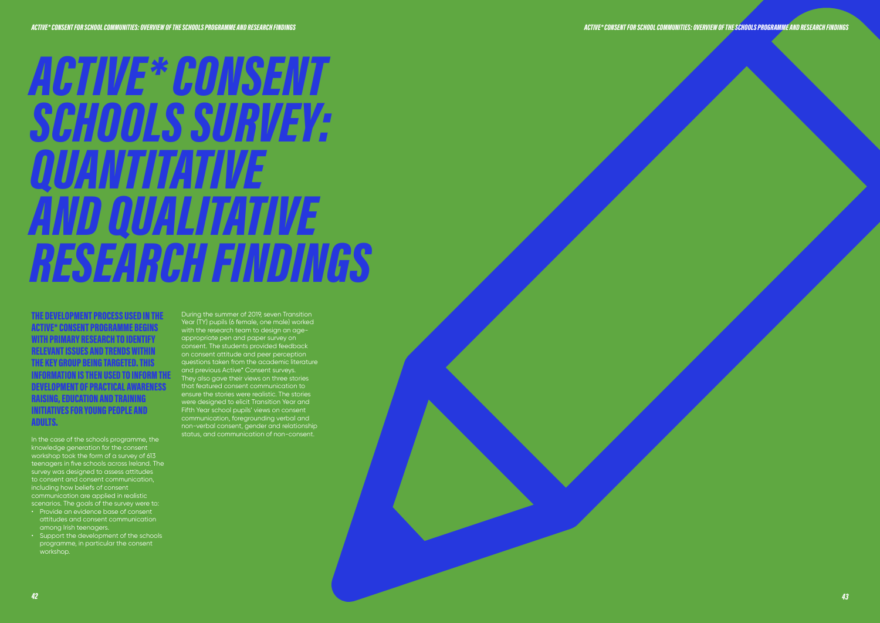# ACTIVE* CONSENT SCHOOLS SURVEY: QUANTITATIVE AND QUALITATIVE RESEARCH FINDINGS

**THE DEVELOPMENT PROCESS USED IN THE ACTIVE* CONSENT PROGRAMME BEGINS WITH PRIMARY RESEARCH TO IDENTIFY RELEVANT ISSUES AND TRENDS WITHIN THE KEY GROUP BEING TARGETED. THIS INFORMATION IS THEN USED TO INFORM THE DEVELOPMENT OF PRACTICAL AWARENESS RAISING, EDUCATION AND TRAINING INITIATIVES FOR YOUNG PEOPLE AND ADULTS.**

In the case of the schools programme, the knowledge generation for the consent workshop took the form of a survey of 613 teenagers in five schools across Ireland. The survey was designed to assess attitudes to consent and consent communication, including how beliefs of consent communication are applied in realistic scenarios. The goals of the survey were to:

- Provide an evidence base of consent attitudes and consent communication among Irish teenagers.
- Support the development of the schools programme, in particular the consent workshop.

During the summer of 2019, seven Transition Year (TY) pupils (6 female, one male) worked with the research team to design an age-appropriate pen and paper survey on consent. The students provided feedback on consent attitude and peer perception questions taken from the academic literature and previous Active* Consent surveys. They also gave their views on three stories that featured consent communication to ensure the stories were realistic. The stories were designed to elicit Transition Year and Fifth Year school pupils' views on consent communication, foregrounding verbal and non-verbal consent, gender and relationship status, and communication of non-consent.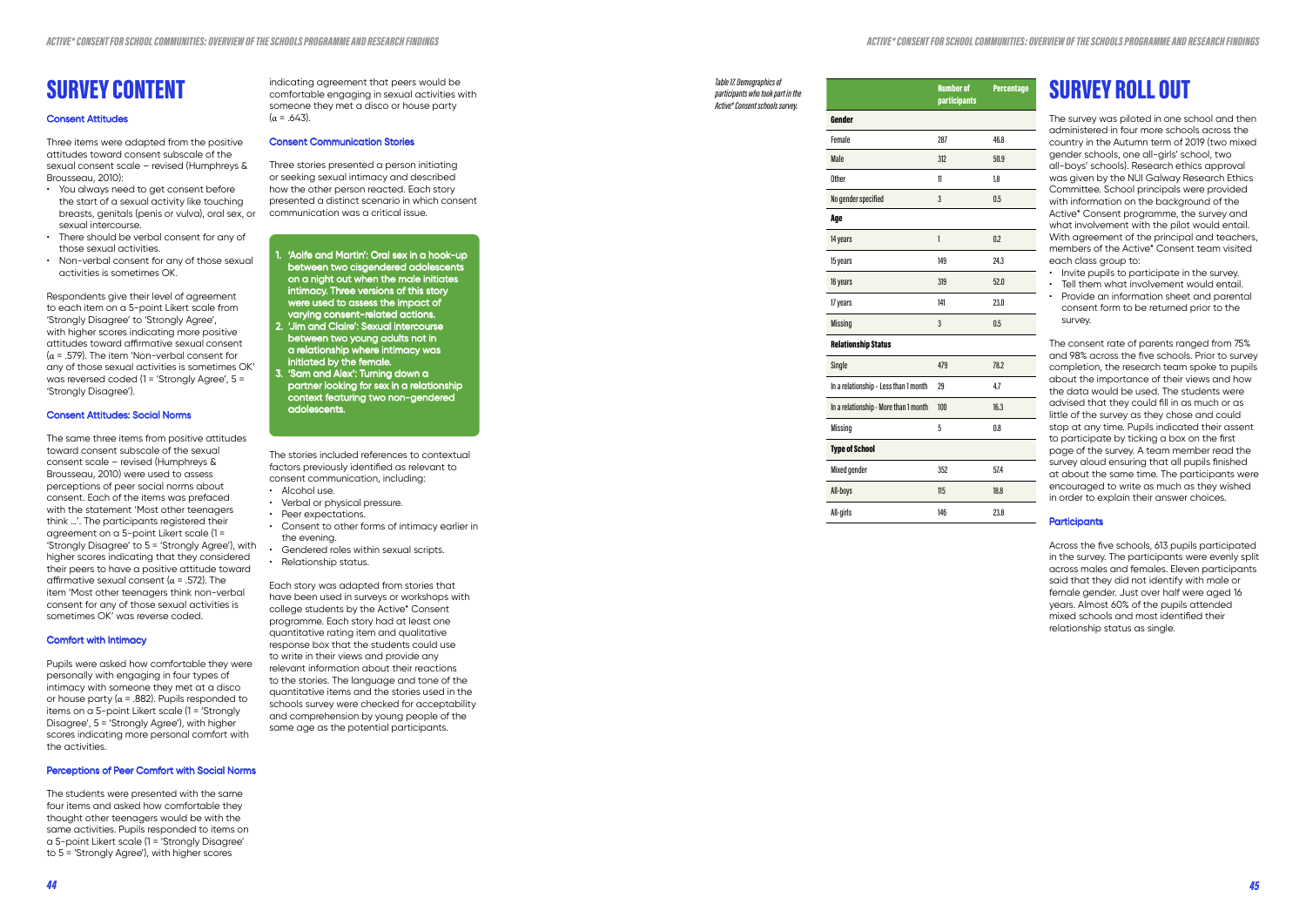# SURVEY CONTENT

### Consent Attitudes

Three items were adapted from the positive attitudes toward consent subscale of the sexual consent scale – revised (Humphreys & Brousseau, 2010):

- You always need to get consent before the start of a sexual activity like touching breasts, genitals (penis or vulva), oral sex, or sexual intercourse.
- There should be verbal consent for any of those sexual activities.
- Non-verbal consent for any of those sexual activities is sometimes OK.

Respondents give their level of agreement to each item on a 5-point Likert scale from 'Strongly Disagree' to 'Strongly Agree', with higher scores indicating more positive attitudes toward affirmative sexual consent ($\alpha$ = .579). The item 'Non-verbal consent for any of those sexual activities is sometimes OK' was reversed coded (1 = 'Strongly Agree', 5 = 'Strongly Disagree').

### Consent Attitudes: Social Norms

The same three items from positive attitudes toward consent subscale of the sexual consent scale – revised (Humphreys & Brousseau, 2010) were used to assess perceptions of peer social norms about consent. Each of the items was prefaced with the statement 'Most other teenagers think ...'. The participants registered their agreement on a 5-point Likert scale (1 = 'Strongly Disagree' to 5 = 'Strongly Agree'), with higher scores indicating that they considered their peers to have a positive attitude toward affirmative sexual consent ($\alpha$ = .572). The item 'Most other teenagers think non-verbal consent for any of those sexual activities is sometimes OK' was reverse coded.

### Comfort with Intimacy

Pupils were asked how comfortable they were personally with engaging in four types of intimacy with someone they met at a disco or house party ($\alpha$ = .882). Pupils responded to items on a 5-point Likert scale (1 = 'Strongly Disagree', 5 = 'Strongly Agree'), with higher scores indicating more personal comfort with the activities.

### Perceptions of Peer Comfort with Social Norms

The students were presented with the same four items and asked how comfortable they thought other teenagers would be with the same activities. Pupils responded to items on a 5-point Likert scale (1 = 'Strongly Disagree' to 5 = 'Strongly Agree'), with higher scores indicating agreement that peers would be comfortable engaging in sexual activities with someone they met a disco or house party ($\alpha$ = .643).

### Consent Communication Stories

Three stories presented a person initiating or seeking sexual intimacy and described how the other person reacted. Each story presented a distinct scenario in which consent communication was a critical issue.

1. **'Aoife and Martin': Oral sex in a hook-up between two cisgendered adolescents on a night out when the male initiates intimacy. Three versions of this story were used to assess the impact of varying consent-related actions.**
2. **'Jim and Claire': Sexual intercourse between two young adults not in a relationship where intimacy was initiated by the female.**
3. **'Sam and Alex': Turning down a partner looking for sex in a relationship context featuring two non-gendered adolescents.**

The stories included references to contextual factors previously identified as relevant to consent communication, including:

- Alcohol use.
- Verbal or physical pressure.
- Peer expectations.
- Consent to other forms of intimacy earlier in the evening.
- Gendered roles within sexual scripts.
- Relationship status.

Each story was adapted from stories that have been used in surveys or workshops with college students by the Active* Consent programme. Each story had at least one quantitative rating item and qualitative response box that the students could use to write in their views and provide any relevant information about their reactions to the stories. The language and tone of the quantitative items and the stories used in the schools survey were checked for acceptability and comprehension by young people of the same age as the potential participants.

*Table 17. Demographics of participants who took part in the Active* Consent schools survey.*

| | Number of participants | Percentage |
|---|---|---|
| **Gender** | | |
| Female | 287 | 46.8 |
| Male | 312 | 50.9 |
| Other | 11 | 1.8 |
| No gender specified | 3 | 0.5 |
| **Age** | | |
| 14 years | 1 | 0.2 |
| 15 years | 149 | 24.3 |
| 16 years | 319 | 52.0 |
| 17 years | 141 | 23.0 |
| Missing | 3 | 0.5 |
| **Relationship Status** | | |
| Single | 479 | 78.2 |
| In a relationship - Less than 1 month | 29 | 4.7 |
| In a relationship - More than 1 month | 100 | 16.3 |
| Missing | 5 | 0.8 |
| **Type of School** | | |
| Mixed gender | 352 | 57.4 |
| All-boys | 115 | 18.8 |
| All-girls | 146 | 23.8 |

# SURVEY ROLL OUT

The survey was piloted in one school and then administered in four more schools across the country in the Autumn term of 2019 (two mixed gender schools, one all-girls' school, two all-boys' schools). Research ethics approval was given by the NUI Galway Research Ethics Committee. School principals were provided with information on the background of the Active* Consent programme, the survey and what involvement with the pilot would entail. With agreement of the principal and teachers, members of the Active* Consent team visited each class group to:

- Invite pupils to participate in the survey.
- Tell them what involvement would entail.
- Provide an information sheet and parental consent form to be returned prior to the survey.

The consent rate of parents ranged from 75% and 98% across the five schools. Prior to survey completion, the research team spoke to pupils about the importance of their views and how the data would be used. The students were advised that they could fill in as much or as little of the survey as they chose and could stop at any time. Pupils indicated their assent to participate by ticking a box on the first page of the survey. A team member read the survey aloud ensuring that all pupils finished at about the same time. The participants were encouraged to write as much as they wished in order to explain their answer choices.

### Participants

Across the five schools, 613 pupils participated in the survey. The participants were evenly split across males and females. Eleven participants said that they did not identify with male or female gender. Just over half were aged 16 years. Almost 60% of the pupils attended mixed schools and most identified their relationship status as single.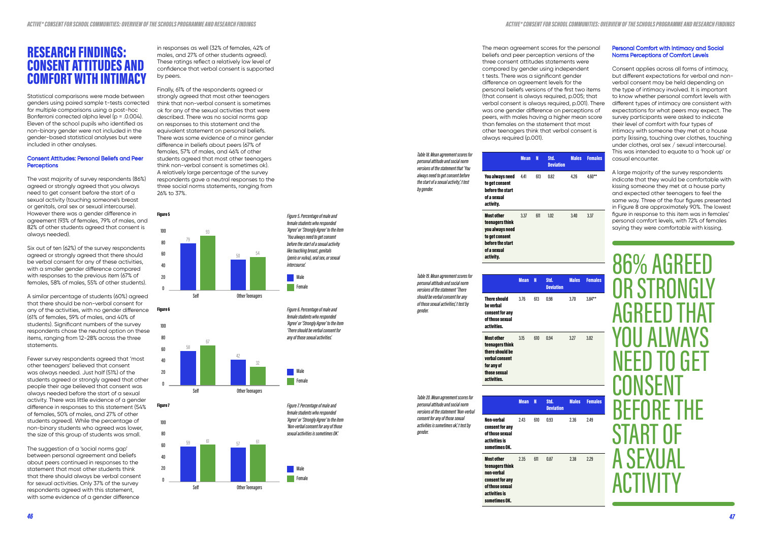# RESEARCH FINDINGS: CONSENT ATTITUDES AND COMFORT WITH INTIMACY

Statistical comparisons were made between genders using paired sample t-tests corrected for multiple comparisons using a post-hoc Bonferroni corrected alpha level ($p = .0004$). Eleven of the school pupils who identified as non-binary gender were not included in the gender-based statistical analyses but were included in other analyses.

### Consent Attitudes: Personal Beliefs and Peer Perceptions

The vast majority of survey respondents (86%) agreed or strongly agreed that you always need to get consent before the start of a sexual activity (touching someone's breast or genitals, oral sex or sexual intercourse). However there was a gender difference in agreement (93% of females, 79% of males, and 82% of other students agreed that consent is always needed).

Six out of ten (62%) of the survey respondents agreed or strongly agreed that there should be verbal consent for any of these activities, with a smaller gender difference compared with responses to the previous item (67% of females, 58% of males, 55% of other students).

A similar percentage of students (60%) agreed that there should be non-verbal consent for any of the activities, with no gender difference (61% of females, 59% of males, and 40% of students). Significant numbers of the survey respondents chose the neutral option on these items, ranging from 12-28% across the three statements.

Fewer survey respondents agreed that 'most other teenagers' believed that consent was always needed. Just half (51%) of the students agreed or strongly agreed that other people their age believed that consent was always needed before the start of a sexual activity. There was little evidence of a gender difference in responses to this statement (54% of females, 50% of males, and 27% of other students agreed). While the percentage of non-binary students who agreed was lower, the size of this group of students was small.

The suggestion of a 'social norms gap' between personal agreement and beliefs about peers continued in responses to the statement that most other students think that there should always be verbal consent for sexual activities. Only 37% of the survey respondents agreed with this statement, with some evidence of a gender difference in responses as well (32% of females, 42% of males, and 27% of other students agreed). These ratings reflect a relatively low level of confidence that verbal consent is supported by peers.

Finally, 61% of the respondents agreed or strongly agreed that most other teenagers think that non-verbal consent is sometimes ok for any of the sexual activities that were described. There was no social norms gap on responses to this statement and the equivalent statement on personal beliefs. There was some evidence of a minor gender difference in beliefs about peers (67% of females, 57% of males, and 46% of other students agreed that most other teenagers think non-verbal consent is sometimes ok). A relatively large percentage of the survey respondents gave a neutral responses to the three social norms statements, ranging from 26% to 37%.

**Figure 5**

| | Male | Female |
|---|---|---|
| Self | 79 | 93 |
| Other Teenagers | 50 | 54 |

*Figure 5. Percentage of male and female students who responded 'Agree' or 'Strongly Agree' to the item 'You always need to get consent before the start of a sexual activity like touching breast, genitals (penis or vulva), oral sex, or sexual intercourse.'*

**Figure 6**

| | Male | Female |
|---|---|---|
| Self | 58 | 67 |
| Other Teenagers | 42 | 32 |

*Figure 6. Percentage of male and female students who responded 'Agree' or 'Strongly Agree' to the item 'There should be verbal consent for any of those sexual activities.'*

**Figure 7**

| | Male | Female |
|---|---|---|
| Self | 59 | 61 |
| Other Teenagers | 57 | 61 |

*Figure 7. Percentage of male and female students who responded 'Agree' or 'Strongly Agree' to the item 'Non-verbal consent for any of those sexual activities is sometimes OK.'*

The mean agreement scores for the personal beliefs and peer perception versions of the three consent attitudes statements were compared by gender using independent t tests. There was a significant gender difference on agreement levels for the personal beliefs versions of the first two items (that consent is always required, p.005; that verbal consent is always required, p.001). There was one gender difference on perceptions of peers, with males having a higher mean score than females on the statement that most other teenagers think that verbal consent is always required (p.001).

*Table 18. Mean agreement scores for personal attitude and social norm versions of the statement that 'You always need to get consent before the start of a sexual activity,' t test by gender.*

| | Mean | N | Std. Deviation | Males | Females |
|---|---|---|---|---|---|
| You always need to get consent before the start of a sexual activity. | 4.41 | 613 | 0.82 | 4.26 | 4.60** |
| Most other teenagers think you always need to get consent before the start of a sexual activity. | 3.37 | 611 | 1.02 | 3.40 | 3.37 |

*Table 19. Mean agreement scores for personal attitude and social norm versions of the statement 'There should be verbal consent for any of those sexual activities,' t test by gender.*

| | Mean | N | Std. Deviation | Males | Females |
|---|---|---|---|---|---|
| There should be verbal consent for any of those sexual activities. | 3.76 | 613 | 0.98 | 3.70 | 3.84** |
| Most other teenagers think there should be verbal consent for any of those sexual activities. | 3.15 | 610 | 0.94 | 3.27 | 3.02 |

*Table 20. Mean agreement scores for personal attitude and social norm versions of the statement 'Non-verbal consent for any of those sexual activities is sometimes ok,' t test by gender.*

| | Mean | N | Std. Deviation | Males | Females |
|---|---|---|---|---|---|
| Non-verbal consent for any of those sexual activities is sometimes OK. | 2.43 | 610 | 0.93 | 2.36 | 2.49 |
| Most other teenagers think non-verbal consent for any of those sexual activities is sometimes OK. | 2.35 | 611 | 0.87 | 2.38 | 2.29 |

### Personal Comfort with Intimacy and Social Norms Perceptions of Comfort Levels

Consent applies across all forms of intimacy, but different expectations for verbal and non-verbal consent may be held depending on the type of intimacy involved. It is important to know whether personal comfort levels with different types of intimacy are consistent with expectations for what peers may expect. The survey participants were asked to indicate their level of comfort with four types of intimacy with someone they met at a house party (kissing, touching over clothes, touching under clothes, oral sex / sexual intercourse). This was intended to equate to a 'hook up' or casual encounter.

A large majority of the survey respondents indicate that they would be comfortable with kissing someone they met at a house party and expected other teenagers to feel the same way. Three of the four figures presented in Figure 8 are approximately 90%. The lowest figure in response to this item was in females' personal comfort levels, with 72% of females saying they were comfortable with kissing.

86% AGREED OR STRONGLY AGREED THAT YOU ALWAYS NEED TO GET CONSENT BEFORE THE START OF A SEXUAL ACTIVITY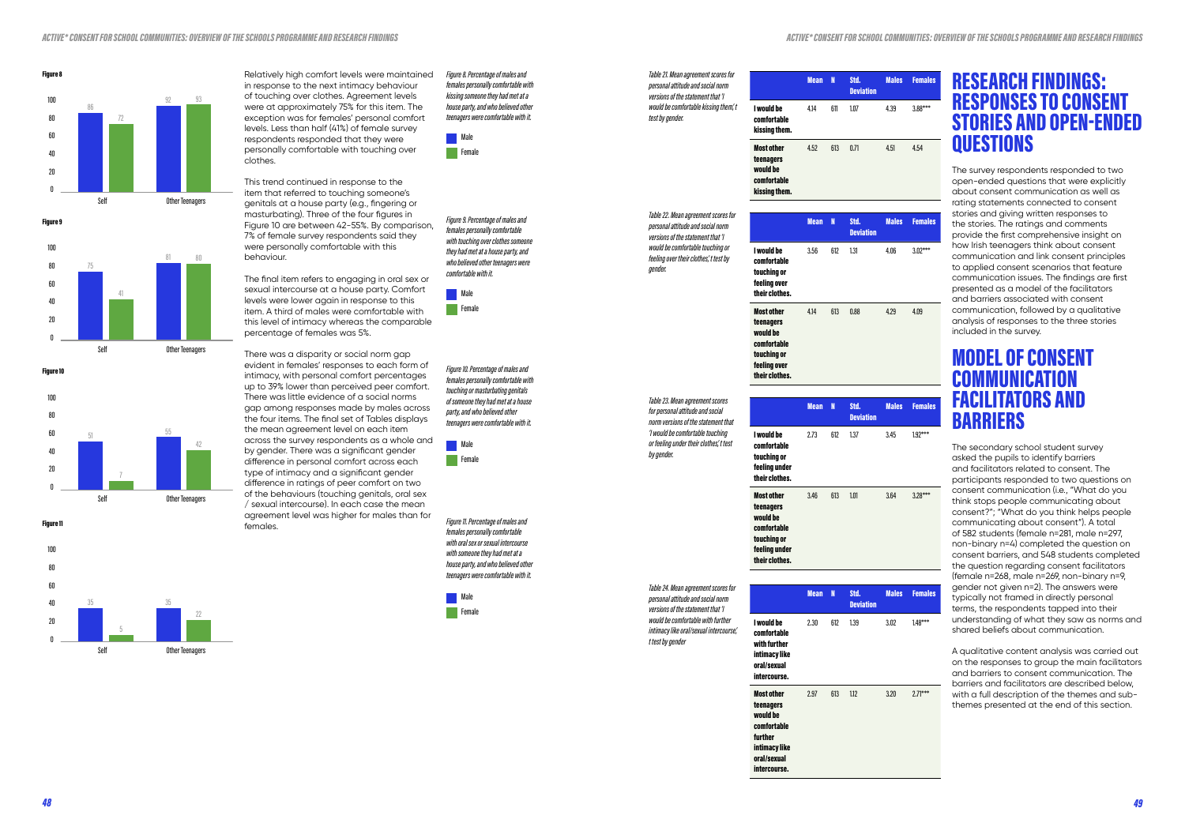**Figure 8**

| | Male | Female |
|---|---|---|
| Self | 86 | 72 |
| Other Teenagers | 92 | 93 |

*Figure 8. Percentage of males and females personally comfortable with kissing someone they had met at a house party, and who believed other teenagers were comfortable with it.*

**Figure 9**

| | Male | Female |
|---|---|---|
| Self | 75 | 41 |
| Other Teenagers | 81 | 80 |

*Figure 9. Percentage of males and females personally comfortable with touching over clothes someone they had met at a house party, and who believed other teenagers were comfortable with it.*

**Figure 10**

| | Male | Female |
|---|---|---|
| Self | 51 | 7 |
| Other Teenagers | 55 | 42 |

*Figure 10. Percentage of males and females personally comfortable with touching or masturbating genitals of someone they had met at a house party, and who believed other teenagers were comfortable with it.*

**Figure 11**

| | Male | Female |
|---|---|---|
| Self | 35 | 5 |
| Other Teenagers | 35 | 22 |

*Figure 11. Percentage of males and females personally comfortable with oral sex or sexual intercourse with someone they had met at a house party, and who believed other teenagers were comfortable with it.*

Relatively high comfort levels were maintained in response to the next intimacy behaviour of touching over clothes. Agreement levels were at approximately 75% for this item. The exception was for females' personal comfort levels. Less than half (41%) of female survey respondents responded that they were personally comfortable with touching over clothes.

This trend continued in response to the item that referred to touching someone's genitals at a house party (e.g., fingering or masturbating). Three of the four figures in Figure 10 are between 42-55%. By comparison, 7% of female survey respondents said they were personally comfortable with this behaviour.

The final item refers to engaging in oral sex or sexual intercourse at a house party. Comfort levels were lower again in response to this item. A third of males were comfortable with this level of intimacy whereas the comparable percentage of females was 5%.

There was a disparity or social norm gap evident in females' responses to each form of intimacy, with personal comfort percentages up to 39% lower than perceived peer comfort. There was little evidence of a social norms gap among responses made by males across the four items. The final set of Tables displays the mean agreement level on each item across the survey respondents as a whole and by gender. There was a significant gender difference in personal comfort across each type of intimacy and a significant gender difference in ratings of peer comfort on two of the behaviours (touching genitals, oral sex / sexual intercourse). In each case the mean agreement level was higher for males than for females.

*Table 21. Mean agreement scores for personal attitude and social norm versions of the statement that 'I would be comfortable kissing them', t test by gender.*

| | Mean | N | Std. Deviation | Males | Females |
|---|---|---|---|---|---|
| **I would be comfortable kissing them.** | 4.14 | 611 | 1.07 | 4.39 | 3.88*** |
| **Most other teenagers would be comfortable kissing them.** | 4.52 | 613 | 0.71 | 4.51 | 4.54 |

*Table 22. Mean agreement scores for personal attitude and social norm versions of the statement that 'I would be comfortable touching or feeling over their clothes', t test by gender.*

| | Mean | N | Std. Deviation | Males | Females |
|---|---|---|---|---|---|
| **I would be comfortable touching or feeling over their clothes.** | 3.56 | 612 | 1.31 | 4.06 | 3.02*** |
| **Most other teenagers would be comfortable touching or feeling over their clothes.** | 4.14 | 613 | 0.88 | 4.29 | 4.09 |

*Table 23. Mean agreement scores for personal attitude and social norm versions of the statement that 'I would be comfortable touching or feeling under their clothes', t test by gender.*

| | Mean | N | Std. Deviation | Males | Females |
|---|---|---|---|---|---|
| **I would be comfortable touching or feeling under their clothes.** | 2.73 | 612 | 1.37 | 3.45 | 1.92*** |
| **Most other teenagers would be comfortable touching or feeling under their clothes.** | 3.46 | 613 | 1.01 | 3.64 | 3.28*** |

*Table 24. Mean agreement scores for personal attitude and social norm versions of the statement that 'I would be comfortable with further intimacy like oral/sexual intercourse', t test by gender*

| | Mean | N | Std. Deviation | Males | Females |
|---|---|---|---|---|---|
| **I would be comfortable with further intimacy like oral/sexual intercourse.** | 2.30 | 612 | 1.39 | 3.02 | 1.48*** |
| **Most other teenagers would be comfortable further intimacy like oral/sexual intercourse.** | 2.97 | 613 | 1.12 | 3.20 | 2.71*** |

# RESEARCH FINDINGS: RESPONSES TO CONSENT STORIES AND OPEN-ENDED QUESTIONS

The survey respondents responded to two open-ended questions that were explicitly about consent communication as well as rating statements connected to consent stories and giving written responses to the stories. The ratings and comments provide the first comprehensive insight on how Irish teenagers think about consent communication and link consent principles to applied consent scenarios that feature communication issues. The findings are first presented as a model of the facilitators and barriers associated with consent communication, followed by a qualitative analysis of responses to the three stories included in the survey.

## MODEL OF CONSENT COMMUNICATION FACILITATORS AND BARRIERS

The secondary school student survey asked the pupils to identify barriers and facilitators related to consent. The participants responded to two questions on consent communication (i.e., "What do you think stops people communicating about consent?"; "What do you think helps people communicating about consent"). A total of 582 students (female n=281, male n=297, non-binary n=4) completed the question on consent barriers, and 548 students completed the question regarding consent facilitators (female n=268, male n=269, non-binary n=9, gender not given n=2). The answers were typically not framed in directly personal terms, the respondents tapped into their understanding of what they saw as norms and shared beliefs about communication.

A qualitative content analysis was carried out on the responses to group the main facilitators and barriers to consent communication. The barriers and facilitators are described below, with a full description of the themes and sub-themes presented at the end of this section.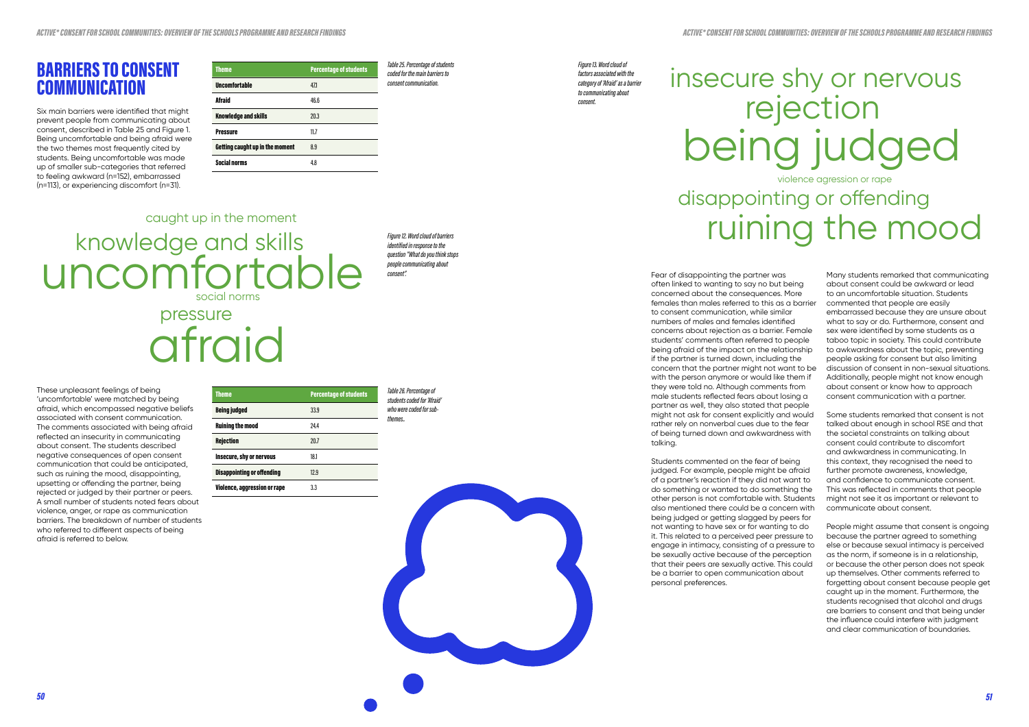## BARRIERS TO CONSENT COMMUNICATION

Six main barriers were identified that might prevent people from communicating about consent, described in Table 25 and Figure 1. Being uncomfortable and being afraid were the two themes most frequently cited by students. Being uncomfortable was made up of smaller sub-categories that referred to feeling awkward (n=152), embarrassed (n=113), or experiencing discomfort (n=31).

| Theme | Percentage of students |
|---|---|
| Uncomfortable | 47.1 |
| Afraid | 46.6 |
| Knowledge and skills | 20.3 |
| Pressure | 11.7 |
| Getting caught up in the moment | 8.9 |
| Social norms | 4.8 |

*Table 25. Percentage of students coded for the main barriers to consent communication.*

caught up in the moment

knowledge and skills

uncomfortable

social norms

pressure

afraid

*Figure 12. Word cloud of barriers identified in response to the question "What do you think stops people communicating about consent".*

These unpleasant feelings of being 'uncomfortable' were matched by being afraid, which encompassed negative beliefs associated with consent communication. The comments associated with being afraid reflected an insecurity in communicating about consent. The students described negative consequences of open consent communication that could be anticipated, such as ruining the mood, disappointing, upsetting or offending the partner, being rejected or judged by their partner or peers. A small number of students noted fears about violence, anger, or rape as communication barriers. The breakdown of number of students who referred to different aspects of being afraid is referred to below.

| Theme | Percentage of students |
|---|---|
| Being judged | 33.9 |
| Ruining the mood | 24.4 |
| Rejection | 20.7 |
| Insecure, shy or nervous | 18.1 |
| Disappointing or offending | 12.9 |
| Violence, aggression or rape | 3.3 |

*Table 26. Percentage of students coded for 'Afraid' who were coded for sub-themes..*

*Figure 13. Word cloud of factors associated with the category of 'Afraid' as a barrier to communicating about consent.*

insecure shy or nervous

rejection

being judged

violence agression or rape

disappointing or offending

ruining the mood

Fear of disappointing the partner was often linked to wanting to say no but being concerned about the consequences. More females than males referred to this as a barrier to consent communication, while similar numbers of males and females identified concerns about rejection as a barrier. Female students' comments often referred to people being afraid of the impact on the relationship if the partner is turned down, including the concern that the partner might not want to be with the person anymore or would like them if they were told no. Although comments from male students reflected fears about losing a partner as well, they also stated that people might not ask for consent explicitly and would rather rely on nonverbal cues due to the fear of being turned down and awkwardness with talking.

Students commented on the fear of being judged. For example, people might be afraid of a partner's reaction if they did not want to do something or wanted to do something the other person is not comfortable with. Students also mentioned there could be a concern with being judged or getting slagged by peers for not wanting to have sex or for wanting to do it. This related to a perceived peer pressure to engage in intimacy, consisting of a pressure to be sexually active because of the perception that their peers are sexually active. This could be a barrier to open communication about personal preferences.

Many students remarked that communicating about consent could be awkward or lead to an uncomfortable situation. Students commented that people are easily embarrassed because they are unsure about what to say or do. Furthermore, consent and sex were identified by some students as a taboo topic in society. This could contribute to awkwardness about the topic, preventing people asking for consent but also limiting discussion of consent in non-sexual situations. Additionally, people might not know enough about consent or know how to approach consent communication with a partner.

Some students remarked that consent is not talked about enough in school RSE and that the societal constraints on talking about consent could contribute to discomfort and awkwardness in communicating. In this context, they recognised the need to further promote awareness, knowledge, and confidence to communicate consent. This was reflected in comments that people might not see it as important or relevant to communicate about consent.

People might assume that consent is ongoing because the partner agreed to something else or because sexual intimacy is perceived as the norm, if someone is in a relationship, or because the other person does not speak up themselves. Other comments referred to forgetting about consent because people get caught up in the moment. Furthermore, the students recognised that alcohol and drugs are barriers to consent and that being under the influence could interfere with judgment and clear communication of boundaries.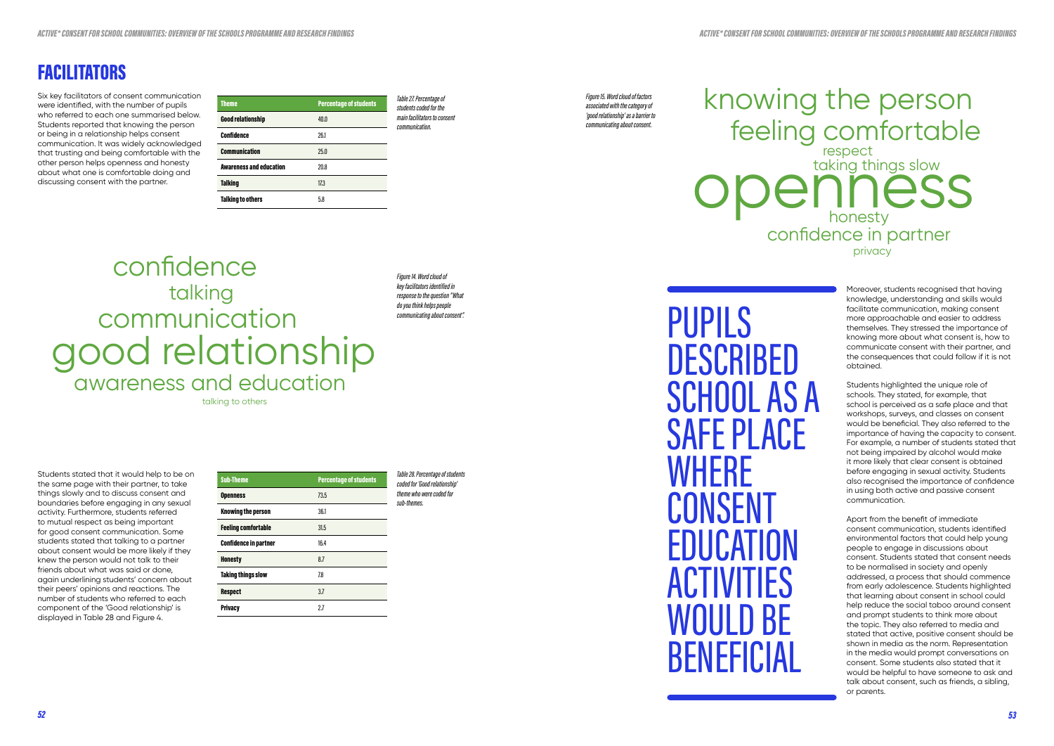# FACILITATORS

Six key facilitators of consent communication were identified, with the number of pupils who referred to each one summarised below. Students reported that knowing the person or being in a relationship helps consent communication. It was widely acknowledged that trusting and being comfortable with the other person helps openness and honesty about what one is comfortable doing and discussing consent with the partner.

| Theme | Percentage of students |
|---|---|
| Good relationship | 40.0 |
| Confidence | 26.1 |
| Communication | 25.0 |
| Awareness and education | 20.8 |
| Talking | 17.3 |
| Talking to others | 5.8 |

*Table 27. Percentage of students coded for the main facilitators to consent communication.*

confidence
talking
communication
good relationship
awareness and education
talking to others

*Figure 14. Word cloud of key facilitators identified in response to the question "What do you think helps people communicating about consent".*

Students stated that it would help to be on the same page with their partner, to take things slowly and to discuss consent and boundaries before engaging in any sexual activity. Furthermore, students referred to mutual respect as being important for good consent communication. Some students stated that talking to a partner about consent would be more likely if they knew the person would not talk to their friends about what was said or done, again underlining students' concern about their peers' opinions and reactions. The number of students who referred to each component of the 'Good relationship' is displayed in Table 28 and Figure 4.

| Sub-Theme | Percentage of students |
|---|---|
| Openness | 73.5 |
| Knowing the person | 36.1 |
| Feeling comfortable | 31.5 |
| Confidence in partner | 16.4 |
| Honesty | 8.7 |
| Taking things slow | 7.8 |
| Respect | 3.7 |
| Privacy | 2.7 |

*Table 28. Percentage of students coded for 'Good relationship' theme who were coded for sub-themes.*

*Figure 15. Word cloud of factors associated with the category of 'good relationship' as a barrier to communicating about consent.*

knowing the person
feeling comfortable
respect
taking things slow
openness
honesty
confidence in partner
privacy

PUPILS DESCRIBED SCHOOL AS A SAFE PLACE WHERE CONSENT EDUCATION ACTIVITIES WOULD BE BENEFICIAL

Moreover, students recognised that having knowledge, understanding and skills would facilitate communication, making consent more approachable and easier to address themselves. They stressed the importance of knowing more about what consent is, how to communicate consent with their partner, and the consequences that could follow if it is not obtained.

Students highlighted the unique role of schools. They stated, for example, that school is perceived as a safe place and that workshops, surveys, and classes on consent would be beneficial. They also referred to the importance of having the capacity to consent. For example, a number of students stated that not being impaired by alcohol would make it more likely that clear consent is obtained before engaging in sexual activity. Students also recognised the importance of confidence in using both active and passive consent communication.

Apart from the benefit of immediate consent communication, students identified environmental factors that could help young people to engage in discussions about consent. Students stated that consent needs to be normalised in society and openly addressed, a process that should commence from early adolescence. Students highlighted that learning about consent in school could help reduce the social taboo around consent and prompt students to think more about the topic. They also referred to media and stated that active, positive consent should be shown in media as the norm. Representation in the media would prompt conversations on consent. Some students also stated that it would be helpful to have someone to ask and talk about consent, such as friends, a sibling, or parents.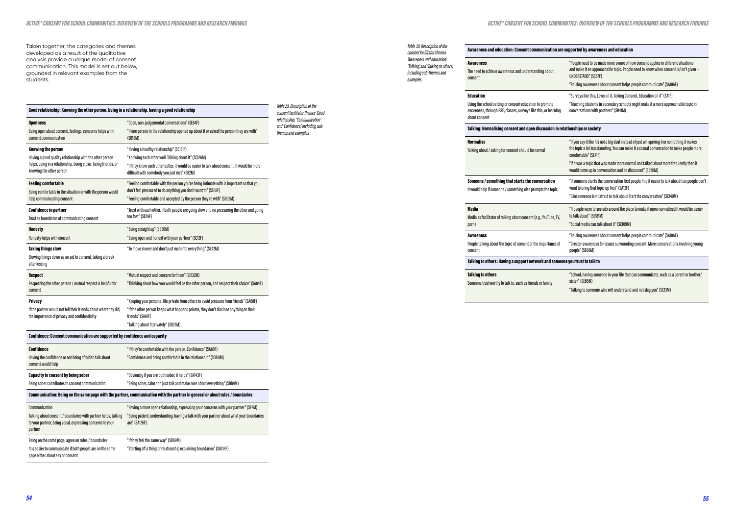Taken together, the categories and themes developed as a result of the qualitative analysis provide a unique model of consent communication. This model is set out below, grounded in relevant examples from the students.

*Table 29. Description of the consent facilitator themes 'Good relationship,' 'Communication' and 'Confidence,' including sub-themes and examples.*

| **Good relationship: Knowing the other person, being in a relationship, having a good relationship** | |
|---|---|
| **Openness**<br>Being open about consent, feelings, concerns helps with consent communication | "Open, non-judgemental conversations" (SE64F)<br>"If one person in the relationship opened up about it or asked the person they are with" (SB18M) |
| **Knowing the person**<br>Having a good quality relationship with the other person helps, being in a relationship, being close, being friends, or knowing the other person | "Having a healthy relationship" (SC161F)<br>"Knowing each other well. Talking about it" (SC126M)<br>"If they know each other better, it would be easier to talk about consent. It would be more difficult with somebody you just met" (SB2M) |
| **Feeling comfortable**<br>Being comfortable in the situation or with the person would help communicating consent | "Feeling comfortable with the person you're being intimate with is important so that you don't feel pressured to do anything you don't want to" (SE68F)<br>"Feeling comfortable and accepted by the person they're with" (SB32M) |
| **Confidence in partner**<br>Trust as foundation of communicating consent | "Trust with each other, if both people are going slow and no pressuring the other and going too fast" (SE29F) |
| **Honesty**<br>Honesty helps with consent | "Being straight up" (SB36M)<br>"Being open and honest with your partner" (SC12F) |
| **Taking things slow**<br>Slowing things down as an aid to consent, taking a break after kissing | "To move slower and don't just rush into everything" (SE42M) |
| **Respect**<br>Respecting the other person / mutual respect is helpful for consent | "Mutual respect and concern for them" (SE132M)<br>"Thinking about how you would feel as the other person, and respect their choice" (SA84F) |
| **Privacy**<br>If the partner would not tell their friends about what they did, the importance of privacy and confidentiality | "Keeping your personal life private from others to avoid pressure from friends" (SA68F)<br>"If the other person keeps what happens private, they don't disclose anything to their friends" (SA81F)<br>"Talking about it privately" (SB23M) |
| **Confidence: Consent communication are supported by confidence and capacity** | |
| **Confidence**<br>Having the confidence or not being afraid to talk about consent would help | "If they're comfortable with the person. Confidence" (SA80F)<br>"Confidence and being comfortable in the relationship" (SDB11M) |
| **Capacity to consent by being sober**<br>Being sober contributes to consent communication | "Obviously if you are both sober, it helps" (SA143F)<br>"Being sober, calm and just talk and make sure about everything" (SDB9M) |
| **Communication: Being on the same page with the partner, communication with the partner in general or about rules / boundaries** | |
| Communication<br>Talking about consent / boundaries with partner helps, talking to your partner, being vocal, expressing concerns to your partner | "Having a more open relationship, expressing your concerns with your partner" (SE2M)<br>"Being patient, understanding, having a talk with your partner about what your boundaries are" (SA126F) |
| Being on the same page, agree on rules / boundaries<br>It is easier to communicate if both people are on the same page either about sex or consent | "If they feel the same way" (SDA9M)<br>"Starting off a thing or relationship explaining boundaries" (SA139F) |

*Table 30. Description of the consent facilitator themes 'Awareness and education,' 'Talking,' and 'Talking to others,' including sub-themes and examples.*

| **Awareness and education: Consent communication are supported by awareness and education** | |
|---|---|
| **Awareness**<br>The need to achieve awareness and understanding about consent | "People need to be made more aware of how consent applies in different situations and make it an approachable topic. People need to know when consent is/isn't given + UNDERSTAND" (SC67F)<br>"Raising awareness about consent helps people communicate" (SA106F) |
| **Education**<br>Using the school setting or consent education to promote awareness, through RSE, classes, surveys like this, or learning about consent | "Surveys like this, Laws on it, Asking Consent, Education on it" (SA1F)<br>"Teaching students in secondary schools might make it a more approachable topic in conversations with partners" (SB41M) |
| **Talking: Normalising consent and open discussion in relationships or society** | |
| **Normalise**<br>Talking about / asking for consent should be normal | "If you say it like it's not a big deal instead of just whispering it or something it makes the topic a lot less daunting. You can make it a casual conversation to make people more comfortable" (SE41F)<br>"If it was a topic that was made more normal and talked about more frequently then it would come up in conversation and be discussed" (SB20M) |
| **Someone / something that starts the conversation**<br>It would help if someone / something else prompts the topic | "If someone starts the conversation first people find it easier to talk about it as people don't want to bring that topic up first" (SA12F)<br>"Like someone isn't afraid to talk about Start the conversation" (SC140M) |
| **Media**<br>Media as facilitator of talking about consent (e.g., YouTube, TV, porn) | "If people were to see ads around the place to make it more normalised it would be easier to talk about" (SE181M)<br>"Social media can talk about it" (SC109M) |
| **Awareness**<br>People talking about the topic of consent or the importance of consent | "Raising awareness about consent helps people communicate" (SA106F)<br>"Greater awareness for issues surrounding consent. More conservations involving young people" (SB38M) |
| **Talking to others: Having a support network and someone you trust to talk to** | |
| **Talking to others**<br>Someone trustworthy to talk to, such as friends or family | "School, having someone in your life that can communicate, such as a parent or brother/ sister" (SE65M)<br>"Talking to someone who will understand and not slag you" (SC13M) |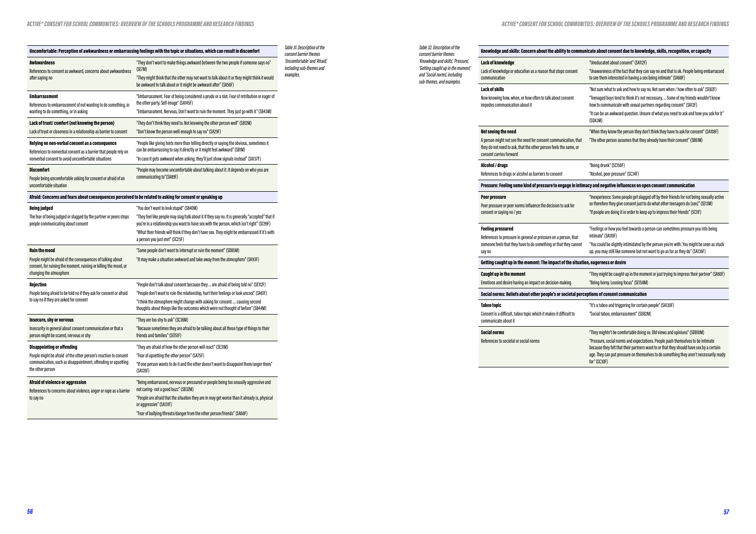*Table 31. Description of the consent barrier themes 'Uncomfortable' and 'Afraid,' including sub-themes and examples.*

| Uncomfortable: Perception of awkwardness or embarrassing feelings with the topic or situations, which can result in discomfort | |
|---|---|
| **Awkwardness**<br>References to consent as awkward, concerns about awkwardness after saying no | "They don't want to make things awkward between the two people if someone says no" (SE7M)<br>"They might think that the other may not want to talk about it or they might think it would be awkward to talk about it or might be awkward after" (SA56F) |
| **Embarrassment**<br>References to embarrassment of not wanting to do something, in wanting to do something, or in asking | "Embarrassment. Fear of being considered a prude or a slut. Fear of retribution or eager of the other party. Self-image" (SA145F)<br>"Embarrassment, Nervous, Don't want to ruin the moment. They just go with it" (SB43M) |
| **Lack of trust/ comfort (not knowing the person)**<br>Lack of trust or closeness in a relationship as barrier to consent | "They don't think they need to. Not knowing the other person well" (SB12M)<br>"Don't know the person well enough to say no" (SA29F) |
| **Relying on non-verbal consent as a consequence**<br>References to nonverbal consent as a barrier that people rely on nonverbal consent to avoid uncomfortable situations | "People like giving hints more than telling directly or saying the obvious, sometimes it can be embarrassing to say it directly or it might feel awkward" (SB1M)<br>"In case it gets awkward when asking, they'll just show signals instead" (SA137F) |
| **Discomfort**<br>People being uncomfortable asking for consent or afraid of an uncomfortable situation | "People may become uncomfortable about talking about it. It depends on who you are communicating to"(SA89F) |
| **Afraid: Concerns and fears about consequences perceived to be related to asking for consent or speaking up** | |
| **Being judged**<br>The fear of being judged or slagged by the partner or peers stops people communicating about consent | "You don't want to look stupid" (SB40M)<br>"They feel like people may slag/talk about it if they say no. It is generally "accepted" that if you're in a relationship you want to have sex with the person, which isn't right" (SC99F)<br>"What their friends will think if they don't have sex. They might be embarrassed if it's with a person you just met" (SC25F) |
| **Ruin the mood**<br>People might be afraid of the consequences of talking about consent, for ruining the moment, ruining or killing the mood, or changing the atmosphere | "Some people don't want to interrupt or ruin the moment" (SDB5M)<br>"It may make a situation awkward and take away from the atmosphere" (SA93F) |
| **Rejection**<br>People being afraid to be told no if they ask for consent or afraid to say no if they are asked for consent | "People don't talk about consent because they ... are afraid of being told no" (SE112F)<br>"People don't want to ruin the relationship, hurt their feelings or look uncool" (SA61F)<br>"I think the atmosphere might change with asking for consent. ... causing second thoughts about things like the outcomes which were not thought of before" (SB44M) |
| **Insecure, shy or nervous**<br>Insecurity in general about consent communication or that a person might be scared, nervous or shy | "They are too shy to ask" (SC36M)<br>"Because sometimes they are afraid to be talking about all these type of things to their friends and families" (SE151F) |
| **Disappointing or offending**<br>People might be afraid of the other person's reaction to consent communication, such as disappointment, offending or upsetting the other person | "They are afraid of how the other person will react" (SE31M)<br>"Fear of upsetting the other person" (SA75F)<br>"If one person wants to do it and the other doesn't want to disappoint them/anger them" (SA126F) |
| **Afraid of violence or aggression**<br>References to concerns about violence, anger or rape as a barrier to say no | "Being embarrassed, nervous or pressured or people being too sexually aggressive and not caring- not a good buzz" (SB32M)<br>"People are afraid that the situation they are in may get worse than it already is, physical or aggressive" (SA131F)<br>"Fear of bullying/threats/danger from the other person/friends" (SA68F) |

*Table 32. Description of the consent barrier themes 'Knowledge and skills,' 'Pressure,' 'Getting caught up in the moment,' and 'Social norms,' including sub-themes, and examples.*

| Knowledge and skills: Concern about the ability to communicate about consent due to knowledge, skills, recognition, or capacity | |
|---|---|
| **Lack of knowledge**<br>Lack of knowledge or education as a reason that stops consent communication | "Uneducated about consent" (SA112F)<br>"Unawareness of the fact that they can say no and that is ok. People being embarrassed to see them interested in having a sex being intimate" (SA68F) |
| **Lack of skills**<br>Now knowing how, when, or how often to talk about consent impedes communication about it | "Not sure what to ask and how to say no. Not sure when / how often to ask" (SE62F)<br>"Teenaged boys tend to think it's not necessary. ... Some of my friends wouldn't know how to communicate with sexual partners regarding consent" (SA13F)<br>"It can be an awkward question. Unsure of what you need to ask and how you ask for it" (SDA3M) |
| **Not seeing the need**<br>A person might not see the need for consent communication, that they do not need to ask, that the other person feels the same, or consent carries forward | "When they know the person they don't think they have to ask for consent" (SA108F)<br>"The other person assumes that they already have their consent" (SB61M) |
| **Alcohol / drugs**<br>References to drugs or alcohol as barriers to consent | "Being drunk" (SC150F)<br>"Alcohol, peer pressure" (SC34F) |
| **Pressure: Feeling some kind of pressure to engage in intimacy and negative influences on open consent communication** | |
| **Peer pressure**<br>Peer pressure or peer norms influence the decision to ask for consent or saying no / yes | "Inexperience. Some people get slagged off by their friends for not being sexually active so therefore they give consent just to do what other teenagers do (sex)" (SE13M)<br>"If people are doing it in order to keep up to impress their friends" (SC11F) |
| **Feeling pressured**<br>References to pressure in general or pressure on a person, that someone feels that they have to do something or that they cannot say no | "Feelings or how you feel towards a person can sometimes pressure you into being intimate" (SA110F)<br>"You could be slightly intimidated by the person you're with. You might be seen as stuck up. you may still like someone but not want to go as far as they do" (SA136F) |
| **Getting caught up in the moment: The impact of the situation, eagerness or desire** | |
| **Caught up in the moment**<br>Emotions and desire having an impact on decision-making | "They might be caught up in the moment or just trying to impress their partner" (SA60F)<br>"Being horny. Loosing focus" (SE158M) |
| **Social norms: Beliefs about other people's or societal perceptions of consent communication** | |
| **Taboo topic**<br>Consent is a difficult, taboo topic which it makes it difficult to communicate about it | "It's a taboo and triggering for certain people" (SA130F)<br>"Social taboo, embarrassment" (SDB2M) |
| **Social norms**<br>References to societal or social norms | "They mightn't be comfortable doing so. Old views and opinions" (SDB10M)<br>"Pressure, social norms and expectations. People push themselves to be intimate because they felt that their partners want to or that they should have sex by a certain age. They can put pressure on themselves to do something they aren't necessarily ready for" (SC30F) |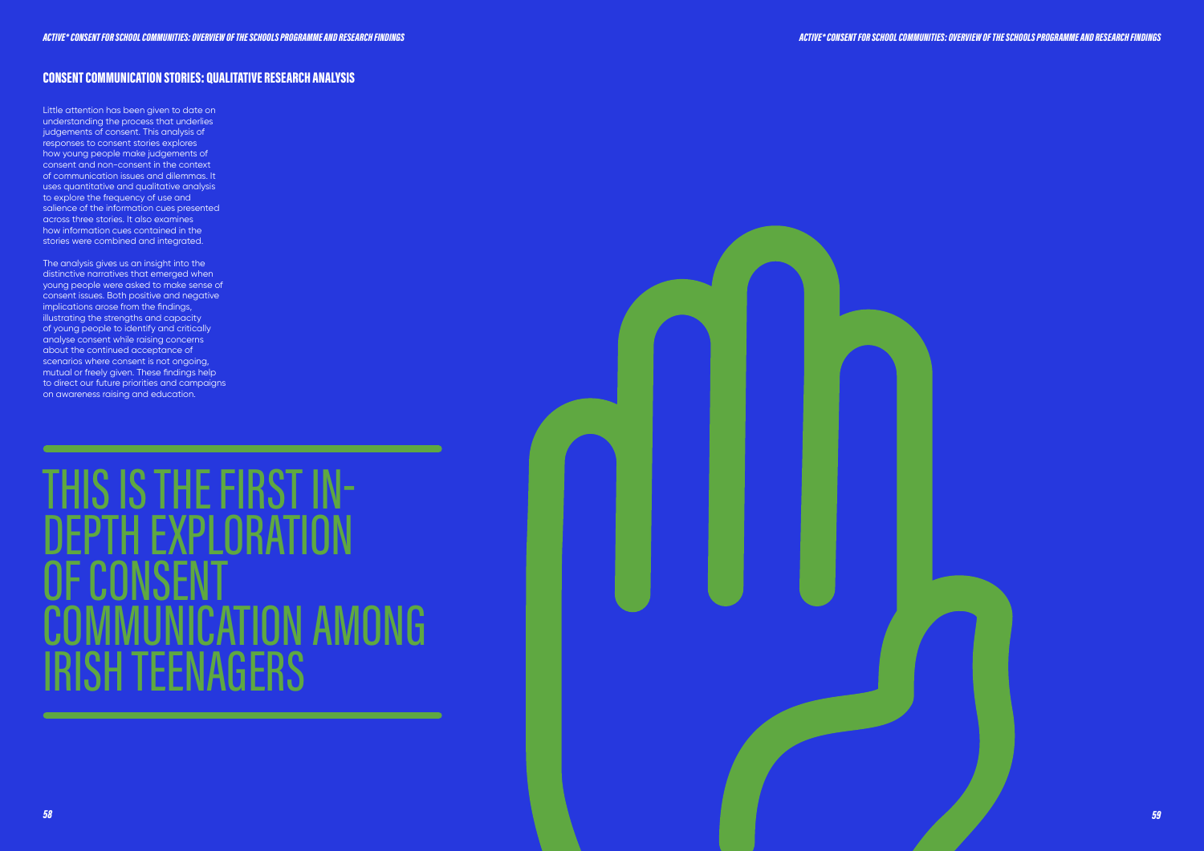## CONSENT COMMUNICATION STORIES: QUALITATIVE RESEARCH ANALYSIS

Little attention has been given to date on understanding the process that underlies judgements of consent. This analysis of responses to consent stories explores how young people make judgements of consent and non-consent in the context of communication issues and dilemmas. It uses quantitative and qualitative analysis to explore the frequency of use and salience of the information cues presented across three stories. It also examines how information cues contained in the stories were combined and integrated.

The analysis gives us an insight into the distinctive narratives that emerged when young people were asked to make sense of consent issues. Both positive and negative implications arose from the findings, illustrating the strengths and capacity of young people to identify and critically analyse consent while raising concerns about the continued acceptance of scenarios where consent is not ongoing, mutual or freely given. These findings help to direct our future priorities and campaigns on awareness raising and education.

# THIS IS THE FIRST IN-DEPTH EXPLORATION OF CONSENT COMMUNICATION AMONG IRISH TEENAGERS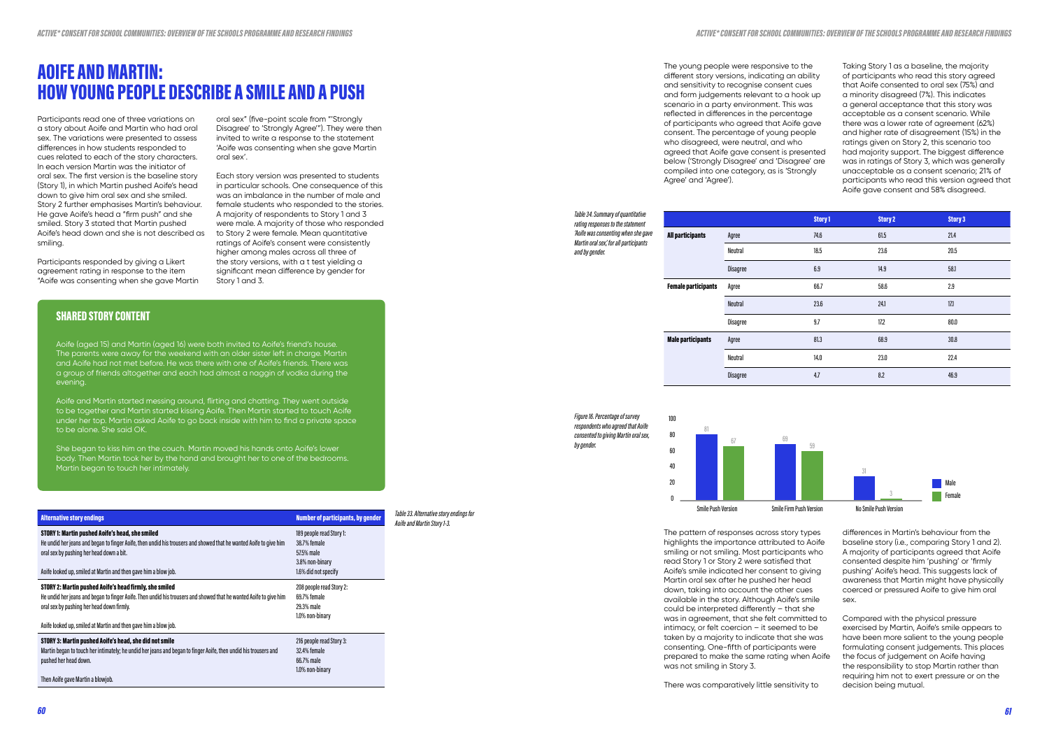# AOIFE AND MARTIN: HOW YOUNG PEOPLE DESCRIBE A SMILE AND A PUSH

Participants read one of three variations on a story about Aoife and Martin who had oral sex. The variations were presented to assess differences in how students responded to cues related to each of the story characters. In each version Martin was the initiator of oral sex. The first version is the baseline story (Story 1), in which Martin pushed Aoife's head down to give him oral sex and she smiled. Story 2 further emphasises Martin's behaviour. He gave Aoife's head a "firm push" and she smiled. Story 3 stated that Martin pushed Aoife's head down and she is not described as smiling.

Participants responded by giving a Likert agreement rating in response to the item "Aoife was consenting when she gave Martin oral sex" (five-point scale from "'Strongly Disagree' to 'Strongly Agree'"). They were then invited to write a response to the statement 'Aoife was consenting when she gave Martin oral sex'.

Each story version was presented to students in particular schools. One consequence of this was an imbalance in the number of male and female students who responded to the stories. A majority of respondents to Story 1 and 3 were male. A majority of those who responded to Story 2 were female. Mean quantitative ratings of Aoife's consent were consistently higher among males across all three of the story versions, with a t test yielding a significant mean difference by gender for Story 1 and 3.

## SHARED STORY CONTENT

Aoife (aged 15) and Martin (aged 16) were both invited to Aoife's friend's house. The parents were away for the weekend with an older sister left in charge. Martin and Aoife had not met before. He was there with one of Aoife's friends. There was a group of friends altogether and each had almost a naggin of vodka during the evening.

Aoife and Martin started messing around, flirting and chatting. They went outside to be together and Martin started kissing Aoife. Then Martin started to touch Aoife under her top. Martin asked Aoife to go back inside with him to find a private space to be alone. She said OK.

She began to kiss him on the couch. Martin moved his hands onto Aoife's lower body. Then Martin took her by the hand and brought her to one of the bedrooms. Martin began to touch her intimately.

*Table 33. Alternative story endings for Aoife and Martin Story 1-3.*

| Alternative story endings | Number of participants, by gender |
|---|---|
| **STORY 1: Martin pushed Aoife's head, she smiled**<br>He undid her jeans and began to finger Aoife, then undid his trousers and showed that he wanted Aoife to give him oral sex by pushing her head down a bit.<br><br>Aoife looked up, smiled at Martin and then gave him a blow job. | 189 people read Story 1:<br>38.7% female<br>57.5% male<br>3.8% non-binary<br>1.6% did not specify |
| **STORY 2: Martin pushed Aoife's head firmly, she smiled**<br>He undid her jeans and began to finger Aoife. Then undid his trousers and showed that he wanted Aoife to give him oral sex by pushing her head down firmly.<br><br>Aoife looked up, smiled at Martin and then gave him a blow job. | 208 people read Story 2:<br>69.7% female<br>29.3% male<br>1.0% non-binary |
| **STORY 3: Martin pushed Aoife's head, she did not smile**<br>Martin began to touch her intimately; he undid her jeans and began to finger Aoife, then undid his trousers and pushed her head down.<br><br>Then Aoife gave Martin a blowjob. | 216 people read Story 3:<br>32.4% female<br>66.7% male<br>1.0% non-binary |

The young people were responsive to the different story versions, indicating an ability and sensitivity to recognise consent cues and form judgements relevant to a hook up scenario in a party environment. This was reflected in differences in the percentage of participants who agreed that Aoife gave consent. The percentage of young people who disagreed, were neutral, and who agreed that Aoife gave consent is presented below ('Strongly Disagree' and 'Disagree' are compiled into one category, as is 'Strongly Agree' and 'Agree').

Taking Story 1 as a baseline, the majority of participants who read this story agreed that Aoife consented to oral sex (75%) and a minority disagreed (7%). This indicates a general acceptance that this story was acceptable as a consent scenario. While there was a lower rate of agreement (62%) and higher rate of disagreement (15%) in the ratings given on Story 2, this scenario too had majority support. The biggest difference was in ratings of Story 3, which was generally unacceptable as a consent scenario; 21% of participants who read this version agreed that Aoife gave consent and 58% disagreed.

*Table 34. Summary of quantitative rating responses to the statement 'Aoife was consenting when she gave Martin oral sex,' for all participants and by gender.*

| | | Story 1 | Story 2 | Story 3 |
|---|---|---|---|---|
| **All participants** | Agree | 74.6 | 61.5 | 21.4 |
| | Neutral | 18.5 | 23.6 | 20.5 |
| | Disagree | 6.9 | 14.9 | 58.1 |
| **Female participants** | Agree | 66.7 | 58.6 | 2.9 |
| | Neutral | 23.6 | 24.1 | 17.1 |
| | Disagree | 9.7 | 17.2 | 80.0 |
| **Male participants** | Agree | 81.3 | 68.9 | 30.8 |
| | Neutral | 14.0 | 23.0 | 22.4 |
| | Disagree | 4.7 | 8.2 | 46.9 |

*Figure 16. Percentage of survey respondents who agreed that Aoife consented to giving Martin oral sex, by gender.*

| | Male | Female |
|---|---|---|
| Smile Push Version | 81 | 67 |
| Smile Firm Push Version | 69 | 59 |
| No Smile Push Version | 31 | 3 |

The pattern of responses across story types highlights the importance attributed to Aoife smiling or not smiling. Most participants who read Story 1 or Story 2 were satisfied that Aoife's smile indicated her consent to giving Martin oral sex after he pushed her head down, taking into account the other cues available in the story. Although Aoife's smile could be interpreted differently – that she was in agreement, that she felt committed to intimacy, or felt coercion – it seemed to be taken by a majority to indicate that she was consenting. One-fifth of participants were prepared to make the same rating when Aoife was not smiling in Story 3.

There was comparatively little sensitivity to differences in Martin's behaviour from the baseline story (i.e., comparing Story 1 and 2). A majority of participants agreed that Aoife consented despite him 'pushing' or 'firmly pushing' Aoife's head. This suggests lack of awareness that Martin might have physically coerced or pressured Aoife to give him oral sex.

Compared with the physical pressure exercised by Martin, Aoife's smile appears to have been more salient to the young people formulating consent judgements. This places the focus of judgement on Aoife having the responsibility to stop Martin rather than requiring him not to exert pressure or on the decision being mutual.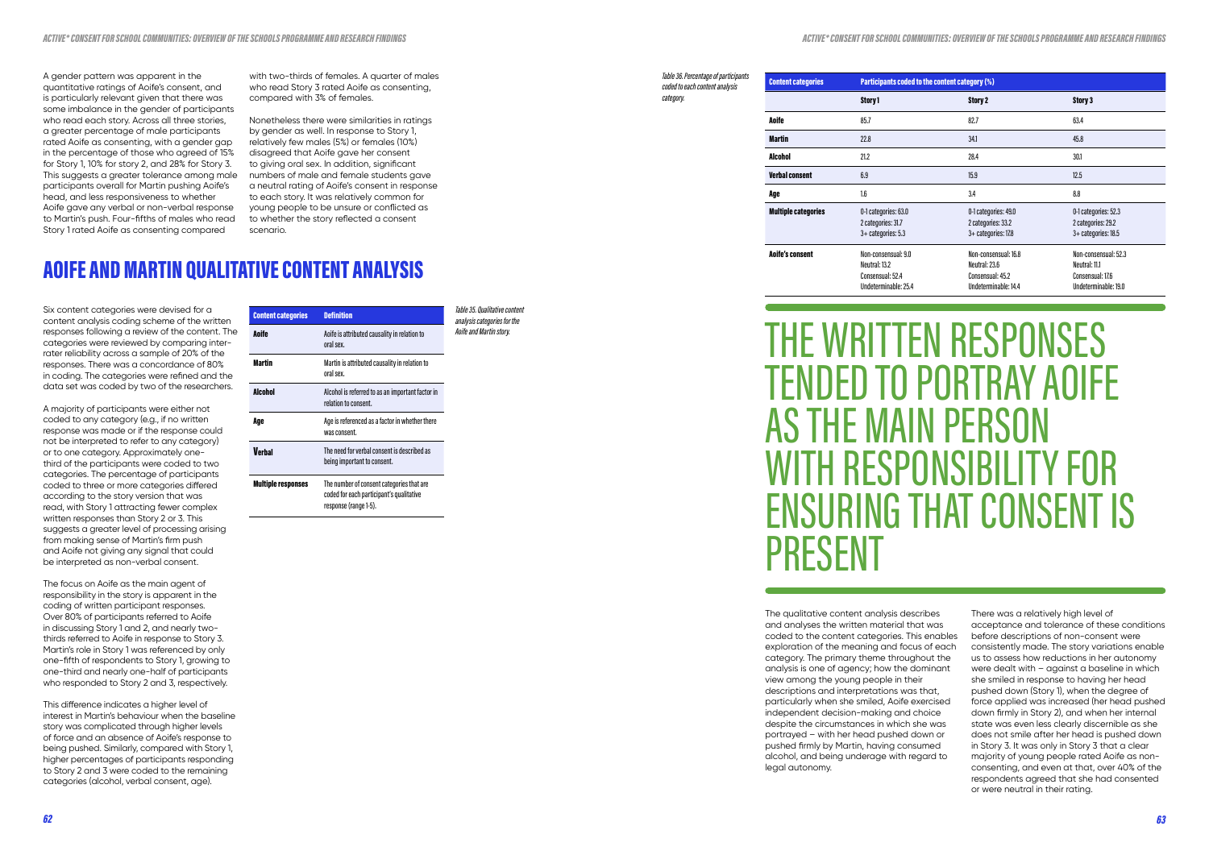A gender pattern was apparent in the quantitative ratings of Aoife's consent, and is particularly relevant given that there was some imbalance in the gender of participants who read each story. Across all three stories, a greater percentage of male participants rated Aoife as consenting, with a gender gap in the percentage of those who agreed of 15% for Story 1, 10% for story 2, and 28% for Story 3. This suggests a greater tolerance among male participants overall for Martin pushing Aoife's head, and less responsiveness to whether Aoife gave any verbal or non-verbal response to Martin's push. Four-fifths of males who read Story 1 rated Aoife as consenting compared with two-thirds of females. A quarter of males who read Story 3 rated Aoife as consenting, compared with 3% of females.

Nonetheless there were similarities in ratings by gender as well. In response to Story 1, relatively few males (5%) or females (10%) disagreed that Aoife gave her consent to giving oral sex. In addition, significant numbers of male and female students gave a neutral rating of Aoife's consent in response to each story. It was relatively common for young people to be unsure or conflicted as to whether the story reflected a consent scenario.

## AOIFE AND MARTIN QUALITATIVE CONTENT ANALYSIS

Six content categories were devised for a content analysis coding scheme of the written responses following a review of the content. The categories were reviewed by comparing inter-rater reliability across a sample of 20% of the responses. There was a concordance of 80% in coding. The categories were refined and the data set was coded by two of the researchers.

A majority of participants were either not coded to any category (e.g., if no written response was made or if the response could not be interpreted to refer to any category) or to one category. Approximately one-third of the participants were coded to two categories. The percentage of participants coded to three or more categories differed according to the story version that was read, with Story 1 attracting fewer complex written responses than Story 2 or 3. This suggests a greater level of processing arising from making sense of Martin's firm push and Aoife not giving any signal that could be interpreted as non-verbal consent.

The focus on Aoife as the main agent of responsibility in the story is apparent in the coding of written participant responses. Over 80% of participants referred to Aoife in discussing Story 1 and 2, and nearly two-thirds referred to Aoife in response to Story 3. Martin's role in Story 1 was referenced by only one-fifth of respondents to Story 1, growing to one-third and nearly one-half of participants who responded to Story 2 and 3, respectively.

This difference indicates a higher level of interest in Martin's behaviour when the baseline story was complicated through higher levels of force and an absence of Aoife's response to being pushed. Similarly, compared with Story 1, higher percentages of participants responding to Story 2 and 3 were coded to the remaining categories (alcohol, verbal consent, age).

*Table 35. Qualitative content analysis categories for the Aoife and Martin story.*

| Content categories | Definition |
|---|---|
| **Aoife** | Aoife is attributed causality in relation to oral sex. |
| **Martin** | Martin is attributed causality in relation to oral sex. |
| **Alcohol** | Alcohol is referred to as an important factor in relation to consent. |
| **Age** | Age is referenced as a factor in whether there was consent. |
| **Verbal** | The need for verbal consent is described as being important to consent. |
| **Multiple responses** | The number of consent categories that are coded for each participant's qualitative response (range 1-5). |

*Table 36. Percentage of participants coded to each content analysis category.*

| Content categories | Participants coded to the content category (%) | | |
|---|---|---|---|
| | Story 1 | Story 2 | Story 3 |
| **Aoife** | 85.7 | 82.7 | 63.4 |
| **Martin** | 22.8 | 34.1 | 45.8 |
| **Alcohol** | 21.2 | 28.4 | 30.1 |
| **Verbal consent** | 6.9 | 15.9 | 12.5 |
| **Age** | 1.6 | 3.4 | 8.8 |
| **Multiple categories** | 0-1 categories: 63.0<br>2 categories: 31.7<br>3+ categories: 5.3 | 0-1 categories: 49.0<br>2 categories: 33.2<br>3+ categories: 17.8 | 0-1 categories: 52.3<br>2 categories: 29.2<br>3+ categories: 18.5 |
| **Aoife's consent** | Non-consensual: 9.0<br>Neutral: 13.2<br>Consensual: 52.4<br>Undeterminable: 25.4 | Non-consensual: 16.8<br>Neutral: 23.6<br>Consensual: 45.2<br>Undeterminable: 14.4 | Non-consensual: 52.3<br>Neutral: 11.1<br>Consensual: 17.6<br>Undeterminable: 19.0 |

## THE WRITTEN RESPONSES TENDED TO PORTRAY AOIFE AS THE MAIN PERSON WITH RESPONSIBILITY FOR ENSURING THAT CONSENT IS PRESENT

The qualitative content analysis describes and analyses the written material that was coded to the content categories. This enables exploration of the meaning and focus of each category. The primary theme throughout the analysis is one of agency; how the dominant view among the young people in their descriptions and interpretations was that, particularly when she smiled, Aoife exercised independent decision-making and choice despite the circumstances in which she was portrayed – with her head pushed down or pushed firmly by Martin, having consumed alcohol, and being underage with regard to legal autonomy.

There was a relatively high level of acceptance and tolerance of these conditions before descriptions of non-consent were consistently made. The story variations enable us to assess how reductions in her autonomy were dealt with – against a baseline in which she smiled in response to having her head pushed down (Story 1), when the degree of force applied was increased (her head pushed down firmly in Story 2), and when her internal state was even less clearly discernible as she does not smile after her head is pushed down in Story 3. It was only in Story 3 that a clear majority of young people rated Aoife as non-consenting, and even at that, over 40% of the respondents agreed that she had consented or were neutral in their rating.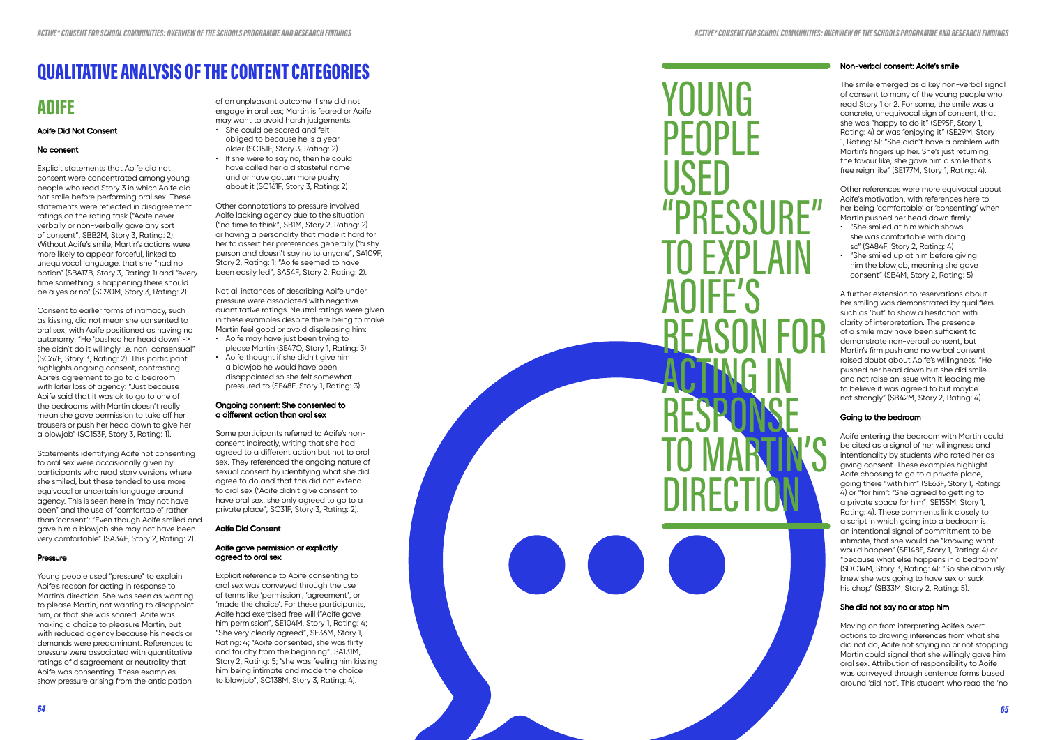# QUALITATIVE ANALYSIS OF THE CONTENT CATEGORIES

## AOIFE

#### Aoife Did Not Consent

##### No consent

Explicit statements that Aoife did not consent were concentrated among young people who read Story 3 in which Aoife did not smile before performing oral sex. These statements were reflected in disagreement ratings on the rating task ("Aoife never verbally or non-verbally gave any sort of consent", SBB2M, Story 3, Rating: 2). Without Aoife's smile, Martin's actions were more likely to appear forceful, linked to unequivocal language, that she "had no option" (SBA17B, Story 3, Rating: 1) and "every time something is happening there should be a yes or no" (SC90M, Story 3, Rating: 2).

Consent to earlier forms of intimacy, such as kissing, did not mean she consented to oral sex, with Aoife positioned as having no autonomy: "He 'pushed her head down' -> she didn't do it willingly i.e. non-consensual" (SC67F, Story 3, Rating: 2). This participant highlights ongoing consent, contrasting Aoife's agreement to go to a bedroom with later loss of agency: "Just because Aoife said that it was ok to go to one of the bedrooms with Martin doesn't really mean she gave permission to take off her trousers or push her head down to give her a blowjob" (SC153F, Story 3, Rating: 1).

Statements identifying Aoife not consenting to oral sex were occasionally given by participants who read story versions where she smiled, but these tended to use more equivocal or uncertain language around agency. This is seen here in "may not have been" and the use of "comfortable" rather than 'consent': "Even though Aoife smiled and gave him a blowjob she may not have been very comfortable" (SA34F, Story 2, Rating: 2).

##### Pressure

Young people used "pressure" to explain Aoife's reason for acting in response to Martin's direction. She was seen as wanting to please Martin, not wanting to disappoint him, or that she was scared. Aoife was making a choice to pleasure Martin, but with reduced agency because his needs or demands were predominant. References to pressure were associated with quantitative ratings of disagreement or neutrality that Aoife was consenting. These examples show pressure arising from the anticipation of an unpleasant outcome if she did not engage in oral sex; Martin is feared or Aoife may want to avoid harsh judgements:

- She could be scared and felt obliged to because he is a year older (SC151F, Story 3, Rating: 2)
- If she were to say no, then he could have called her a distasteful name and or have gotten more pushy about it (SC161F, Story 3, Rating: 2)

Other connotations to pressure involved Aoife lacking agency due to the situation ("no time to think", SB1M, Story 2, Rating: 2) or having a personality that made it hard for her to assert her preferences generally ("a shy person and doesn't say no to anyone", SA109F, Story 2, Rating: 1; "Aoife seemed to have been easily led", SA54F, Story 2, Rating: 2).

Not all instances of describing Aoife under pressure were associated with negative quantitative ratings. Neutral ratings were given in these examples despite there being to make Martin feel good or avoid displeasing him:

- Aoife may have just been trying to please Martin (SE47O, Story 1, Rating: 3)
- Aoife thought if she didn't give him a blowjob he would have been disappointed so she felt somewhat pressured to (SE48F, Story 1, Rating: 3)

##### Ongoing consent: She consented to a different action than oral sex

Some participants referred to Aoife's non-consent indirectly, writing that she had agreed to a different action but not to oral sex. They referenced the ongoing nature of sexual consent by identifying what she did agree to do and that this did not extend to oral sex ("Aoife didn't give consent to have oral sex, she only agreed to go to a private place", SC31F, Story 3, Rating: 2).

#### Aoife Did Consent

##### Aoife gave permission or explicitly agreed to oral sex

Explicit reference to Aoife consenting to oral sex was conveyed through the use of terms like 'permission', 'agreement', or 'made the choice'. For these participants, Aoife had exercised free will ("Aoife gave him permission", SE104M, Story 1, Rating: 4; "She very clearly agreed", SE36M, Story 1, Rating: 4; "Aoife consented, she was flirty and touchy from the beginning", SA131M, Story 2, Rating: 5; "she was feeling him kissing him being intimate and made the choice to blowjob", SC138M, Story 3, Rating: 4).

YOUNG PEOPLE USED "PRESSURE" TO EXPLAIN AOIFE'S REASON FOR ACTING IN RESPONSE TO MARTIN'S DIRECTION

##### Non-verbal consent: Aoife's smile

The smile emerged as a key non-verbal signal of consent to many of the young people who read Story 1 or 2. For some, the smile was a concrete, unequivocal sign of consent, that she was "happy to do it" (SE95F, Story 1, Rating: 4) or was "enjoying it" (SE29M, Story 1, Rating: 5): "She didn't have a problem with Martin's fingers up her. She's just returning the favour like, she gave him a smile that's free reign like" (SE177M, Story 1, Rating: 4).

Other references were more equivocal about Aoife's motivation, with references here to her being 'comfortable' or 'consenting' when Martin pushed her head down firmly:

- "She smiled at him which shows she was comfortable with doing so" (SA84F, Story 2, Rating: 4)
- "She smiled up at him before giving him the blowjob, meaning she gave consent" (SB4M, Story 2, Rating: 5)

A further extension to reservations about her smiling was demonstrated by qualifiers such as 'but' to show a hesitation with clarity of interpretation. The presence of a smile may have been sufficient to demonstrate non-verbal consent, but Martin's firm push and no verbal consent raised doubt about Aoife's willingness: "He pushed her head down but she did smile and not raise an issue with it leading me to believe it was agreed to but maybe not strongly" (SB42M, Story 2, Rating: 4).

##### Going to the bedroom

Aoife entering the bedroom with Martin could be cited as a signal of her willingness and intentionality by students who rated her as giving consent. These examples highlight Aoife choosing to go to a private place, going there "with him" (SE63F, Story 1, Rating: 4) or "for him": "She agreed to getting to a private space for him", SE155M, Story 1, Rating: 4). These comments link closely to a script in which going into a bedroom is an intentional signal of commitment to be intimate, that she would be "knowing what would happen" (SE148F, Story 1, Rating: 4) or "because what else happens in a bedroom" (SDC14M, Story 3, Rating: 4): "So she obviously knew she was going to have sex or suck his chop" (SB33M, Story 2, Rating: 5).

##### She did not say no or stop him

Moving on from interpreting Aoife's overt actions to drawing inferences from what she did not do, Aoife not saying no or not stopping Martin could signal that she willingly gave him oral sex. Attribution of responsibility to Aoife was conveyed through sentence forms based around 'did not'. This student who read the 'no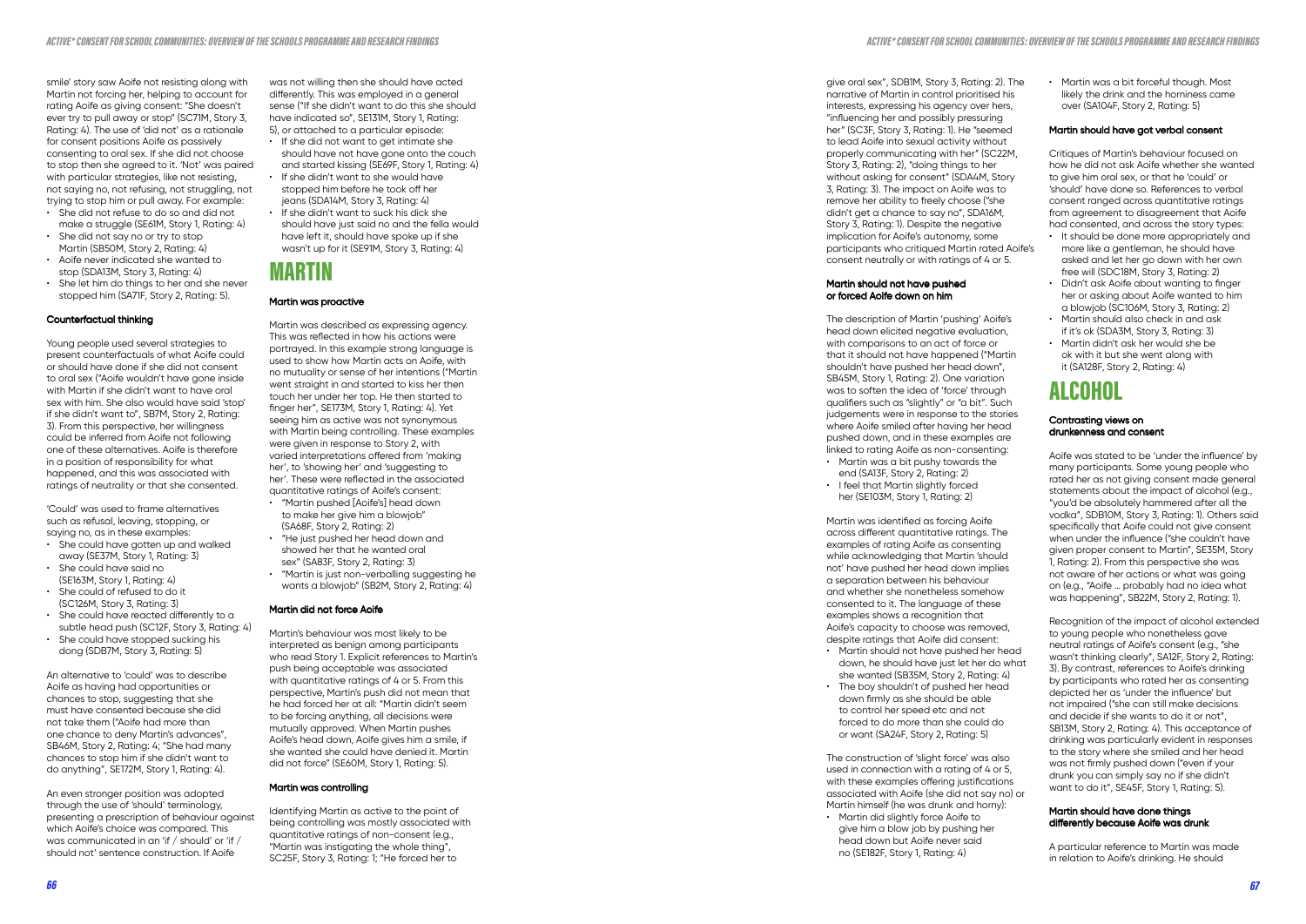smile' story saw Aoife not resisting along with Martin not forcing her, helping to account for rating Aoife as giving consent: "She doesn't ever try to pull away or stop" (SC71M, Story 3, Rating: 4). The use of 'did not' as a rationale for consent positions Aoife as passively consenting to oral sex. If she did not choose to stop then she agreed to it. 'Not' was paired with particular strategies, like not resisting, not saying no, not refusing, not struggling, not trying to stop him or pull away. For example:

- She did not refuse to do so and did not make a struggle (SE61M, Story 1, Rating: 4)
- She did not say no or try to stop Martin (SB50M, Story 2, Rating: 4)
- Aoife never indicated she wanted to stop (SDA13M, Story 3, Rating: 4)
- She let him do things to her and she never stopped him (SA71F, Story 2, Rating: 5).

### Counterfactual thinking

Young people used several strategies to present counterfactuals of what Aoife could or should have done if she did not consent to oral sex ("Aoife wouldn't have gone inside with Martin if she didn't want to have oral sex with him. She also would have said 'stop' if she didn't want to", SB7M, Story 2, Rating: 3). From this perspective, her willingness could be inferred from Aoife not following one of these alternatives. Aoife is therefore in a position of responsibility for what happened, and this was associated with ratings of neutrality or that she consented.

'Could' was used to frame alternatives such as refusal, leaving, stopping, or saying no, as in these examples:

- She could have gotten up and walked away (SE37M, Story 1, Rating: 3)
- She could have said no (SE163M, Story 1, Rating: 4)
- She could of refused to do it (SC126M, Story 3, Rating: 3)
- She could have reacted differently to a subtle head push (SC12F, Story 3, Rating: 4)
- She could have stopped sucking his dong (SDB7M, Story 3, Rating: 5)

An alternative to 'could' was to describe Aoife as having had opportunities or chances to stop, suggesting that she must have consented because she did not take them ("Aoife had more than one chance to deny Martin's advances", SB46M, Story 2, Rating: 4; "She had many chances to stop him if she didn't want to do anything", SE172M, Story 1, Rating: 4).

An even stronger position was adopted through the use of 'should' terminology, presenting a prescription of behaviour against which Aoife's choice was compared. This was communicated in an 'if / should' or 'if / should not' sentence construction. If Aoife was not willing then she should have acted differently. This was employed in a general sense ("If she didn't want to do this she should have indicated so", SE131M, Story 1, Rating: 5), or attached to a particular episode:

- If she did not want to get intimate she should have not have gone onto the couch and started kissing (SE69F, Story 1, Rating: 4)
- If she didn't want to she would have stopped him before he took off her jeans (SDA14M, Story 3, Rating: 4)
- If she didn't want to suck his dick she should have just said no and the fella would have left it, should have spoke up if she wasn't up for it (SE91M, Story 3, Rating: 4)

## MARTIN

### Martin was proactive

Martin was described as expressing agency. This was reflected in how his actions were portrayed. In this example strong language is used to show how Martin acts on Aoife, with no mutuality or sense of her intentions ("Martin went straight in and started to kiss her then touch her under her top. He then started to finger her", SE173M, Story 1, Rating: 4). Yet seeing him as active was not synonymous with Martin being controlling. These examples were given in response to Story 2, with varied interpretations offered from 'making her', to 'showing her' and 'suggesting to her'. These were reflected in the associated quantitative ratings of Aoife's consent:

- "Martin pushed [Aoife's] head down to make her give him a blowjob" (SA68F, Story 2, Rating: 2)
- "He just pushed her head down and showed her that he wanted oral sex" (SA83F, Story 2, Rating: 3)
- "Martin is just non-verballing suggesting he wants a blowjob" (SB2M, Story 2, Rating: 4)

### Martin did not force Aoife

Martin's behaviour was most likely to be interpreted as benign among participants who read Story 1. Explicit references to Martin's push being acceptable was associated with quantitative ratings of 4 or 5. From this perspective, Martin's push did not mean that he had forced her at all: "Martin didn't seem to be forcing anything, all decisions were mutually approved. When Martin pushes Aoife's head down, Aoife gives him a smile, if she wanted she could have denied it. Martin did not force" (SE60M, Story 1, Rating: 5).

### Martin was controlling

Identifying Martin as active to the point of being controlling was mostly associated with quantitative ratings of non-consent (e.g., "Martin was instigating the whole thing", SC25F, Story 3, Rating: 1; "He forced her to give oral sex", SDB1M, Story 3, Rating: 2). The narrative of Martin in control prioritised his interests, expressing his agency over hers, "influencing her and possibly pressuring her" (SC3F, Story 3, Rating: 1). He "seemed to lead Aoife into sexual activity without properly communicating with her" (SC22M, Story 3, Rating: 2), "doing things to her without asking for consent" (SDA4M, Story 3, Rating: 3). The impact on Aoife was to remove her ability to freely choose ("she didn't get a chance to say no", SDA16M, Story 3, Rating: 1). Despite the negative implication for Aoife's autonomy, some participants who critiqued Martin rated Aoife's consent neutrally or with ratings of 4 or 5.

### Martin should not have pushed or forced Aoife down on him

The description of Martin 'pushing' Aoife's head down elicited negative evaluation, with comparisons to an act of force or that it should not have happened ("Martin shouldn't have pushed her head down", SB45M, Story 1, Rating: 2). One variation was to soften the idea of 'force' through qualifiers such as "slightly" or "a bit". Such judgements were in response to the stories where Aoife smiled after having her head pushed down, and in these examples are linked to rating Aoife as non-consenting:

- Martin was a bit pushy towards the end (SA13F, Story 2, Rating: 2)
- I feel that Martin slightly forced her (SE103M, Story 1, Rating: 2)

Martin was identified as forcing Aoife across different quantitative ratings. The examples of rating Aoife as consenting while acknowledging that Martin 'should not' have pushed her head down implies a separation between his behaviour and whether she nonetheless somehow consented to it. The language of these examples shows a recognition that Aoife's capacity to choose was removed, despite ratings that Aoife did consent:

- Martin should not have pushed her head down, he should have just let her do what she wanted (SB35M, Story 2, Rating: 4)
- The boy shouldn't of pushed her head down firmly as she should be able to control her speed etc and not forced to do more than she could do or want (SA24F, Story 2, Rating: 5)

The construction of 'slight force' was also used in connection with a rating of 4 or 5, with these examples offering justifications associated with Aoife (she did not say no) or Martin himself (he was drunk and horny):

- Martin did slightly force Aoife to give him a blow job by pushing her head down but Aoife never said no (SE182F, Story 1, Rating: 4)
- Martin was a bit forceful though. Most likely the drink and the horniness came over (SA104F, Story 2, Rating: 5)

### Martin should have got verbal consent

Critiques of Martin's behaviour focused on how he did not ask Aoife whether she wanted to give him oral sex, or that he 'could' or 'should' have done so. References to verbal consent ranged across quantitative ratings from agreement to disagreement that Aoife had consented, and across the story types:

- It should be done more appropriately and more like a gentleman, he should have asked and let her go down with her own free will (SDC18M, Story 3, Rating: 2)
- Didn't ask Aoife about wanting to finger her or asking about Aoife wanted to him a blowjob (SC106M, Story 3, Rating: 2)
- Martin should also check in and ask if it's ok (SDA3M, Story 3, Rating: 3)
- Martin didn't ask her would she be ok with it but she went along with it (SA128F, Story 2, Rating: 4)

## ALCOHOL

### Contrasting views on drunkenness and consent

Aoife was stated to be 'under the influence' by many participants. Some young people who rated her as not giving consent made general statements about the impact of alcohol (e.g., "you'd be absolutely hammered after all the vodka", SDB10M, Story 3, Rating: 1). Others said specifically that Aoife could not give consent when under the influence ("she couldn't have given proper consent to Martin", SE35M, Story 1, Rating: 2). From this perspective she was not aware of her actions or what was going on (e.g., "Aoife … probably had no idea what was happening", SB22M, Story 2, Rating: 1).

Recognition of the impact of alcohol extended to young people who nonetheless gave neutral ratings of Aoife's consent (e.g., "she wasn't thinking clearly", SA12F, Story 2, Rating: 3). By contrast, references to Aoife's drinking by participants who rated her as consenting depicted her as 'under the influence' but not impaired ("she can still make decisions and decide if she wants to do it or not", SB13M, Story 2, Rating: 4). This acceptance of drinking was particularly evident in responses to the story where she smiled and her head was not firmly pushed down ("even if your drunk you can simply say no if she didn't want to do it", SE45F, Story 1, Rating: 5).

### Martin should have done things differently because Aoife was drunk

A particular reference to Martin was made in relation to Aoife's drinking. He should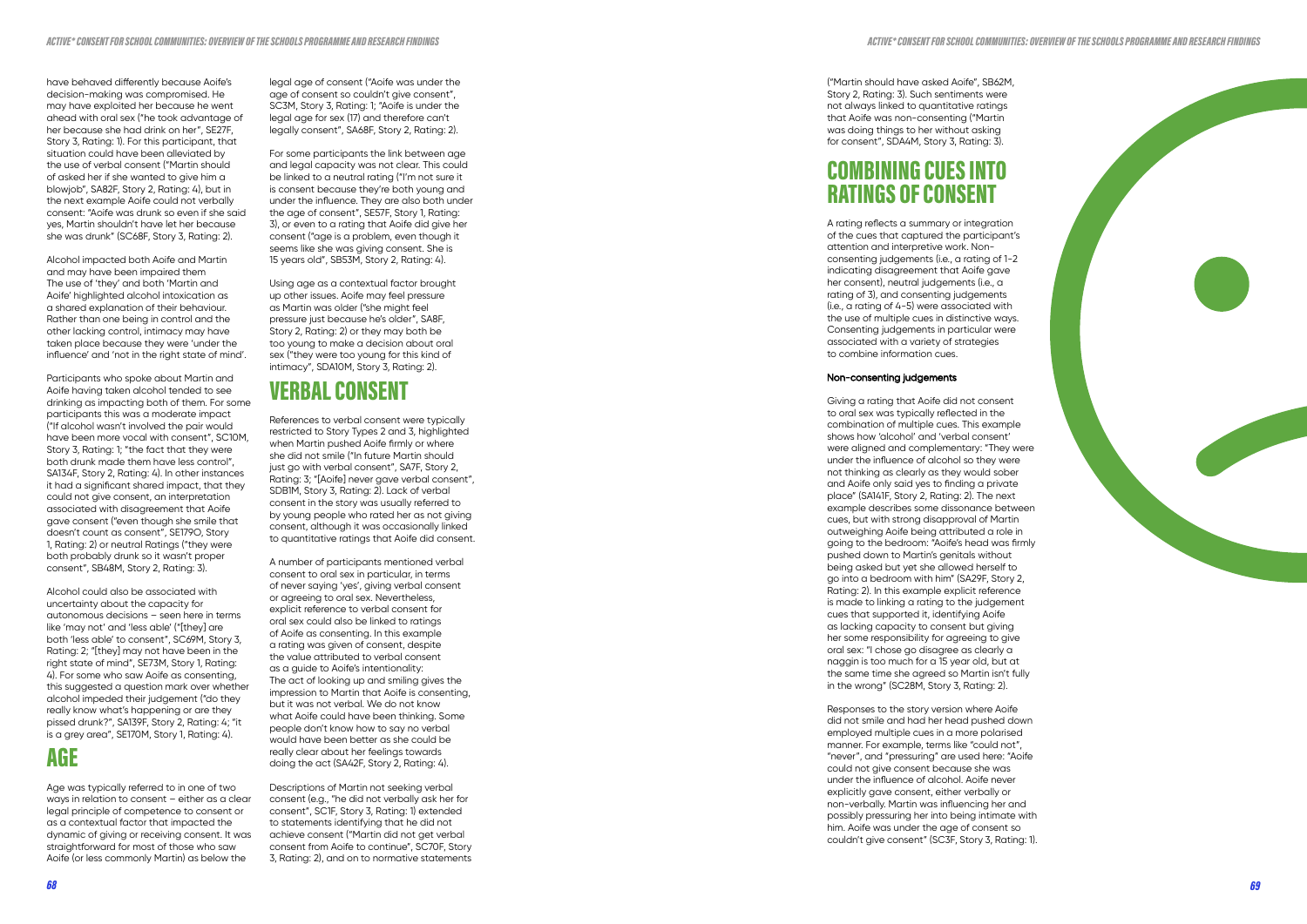have behaved differently because Aoife's decision-making was compromised. He may have exploited her because he went ahead with oral sex ("he took advantage of her because she had drink on her", SE27F, Story 3, Rating: 1). For this participant, that situation could have been alleviated by the use of verbal consent ("Martin should of asked her if she wanted to give him a blowjob", SA82F, Story 2, Rating: 4), but in the next example Aoife could not verbally consent: "Aoife was drunk so even if she said yes, Martin shouldn't have let her because she was drunk" (SC68F, Story 3, Rating: 2).

Alcohol impacted both Aoife and Martin and may have been impaired them The use of 'they' and both 'Martin and Aoife' highlighted alcohol intoxication as a shared explanation of their behaviour. Rather than one being in control and the other lacking control, intimacy may have taken place because they were 'under the influence' and 'not in the right state of mind'.

Participants who spoke about Martin and Aoife having taken alcohol tended to see drinking as impacting both of them. For some participants this was a moderate impact ("If alcohol wasn't involved the pair would have been more vocal with consent", SC10M, Story 3, Rating: 1; "the fact that they were both drunk made them have less control", SA134F, Story 2, Rating: 4). In other instances it had a significant shared impact, that they could not give consent, an interpretation associated with disagreement that Aoife gave consent ("even though she smile that doesn't count as consent", SE179O, Story 1, Rating: 2) or neutral Ratings ("they were both probably drunk so it wasn't proper consent", SB48M, Story 2, Rating: 3).

Alcohol could also be associated with uncertainty about the capacity for autonomous decisions – seen here in terms like 'may not' and 'less able' ("[they] are both 'less able' to consent", SC69M, Story 3, Rating: 2; "[they] may not have been in the right state of mind", SE73M, Story 1, Rating: 4). For some who saw Aoife as consenting, this suggested a question mark over whether alcohol impeded their judgement ("do they really know what's happening or are they pissed drunk?", SA139F, Story 2, Rating: 4; "it is a grey area", SE170M, Story 1, Rating: 4).

## AGE

Age was typically referred to in one of two ways in relation to consent – either as a clear legal principle of competence to consent or as a contextual factor that impacted the dynamic of giving or receiving consent. It was straightforward for most of those who saw Aoife (or less commonly Martin) as below the legal age of consent ("Aoife was under the age of consent so couldn't give consent", SC3M, Story 3, Rating: 1; "Aoife is under the legal age for sex (17) and therefore can't legally consent", SA68F, Story 2, Rating: 2).

For some participants the link between age and legal capacity was not clear. This could be linked to a neutral rating ("I'm not sure it is consent because they're both young and under the influence. They are also both under the age of consent", SE57F, Story 1, Rating: 3), or even to a rating that Aoife did give her consent ("age is a problem, even though it seems like she was giving consent. She is 15 years old", SB53M, Story 2, Rating: 4).

Using age as a contextual factor brought up other issues. Aoife may feel pressure as Martin was older ("she might feel pressure just because he's older", SA8F, Story 2, Rating: 2) or they may both be too young to make a decision about oral sex ("they were too young for this kind of intimacy", SDA10M, Story 3, Rating: 2).

## VERBAL CONSENT

References to verbal consent were typically restricted to Story Types 2 and 3, highlighted when Martin pushed Aoife firmly or where she did not smile ("In future Martin should just go with verbal consent", SA7F, Story 2, Rating: 3; "[Aoife] never gave verbal consent", SDB1M, Story 3, Rating: 2). Lack of verbal consent in the story was usually referred to by young people who rated her as not giving consent, although it was occasionally linked to quantitative ratings that Aoife did consent.

A number of participants mentioned verbal consent to oral sex in particular, in terms of never saying 'yes', giving verbal consent or agreeing to oral sex. Nevertheless, explicit reference to verbal consent for oral sex could also be linked to ratings of Aoife as consenting. In this example a rating was given of consent, despite the value attributed to verbal consent as a guide to Aoife's intentionality: The act of looking up and smiling gives the impression to Martin that Aoife is consenting, but it was not verbal. We do not know what Aoife could have been thinking. Some people don't know how to say no verbal would have been better as she could be really clear about her feelings towards doing the act (SA42F, Story 2, Rating: 4).

Descriptions of Martin not seeking verbal consent (e.g., "he did not verbally ask her for consent", SC1F, Story 3, Rating: 1) extended to statements identifying that he did not achieve consent ("Martin did not get verbal consent from Aoife to continue", SC70F, Story 3, Rating: 2), and on to normative statements ("Martin should have asked Aoife", SB62M, Story 2, Rating: 3). Such sentiments were not always linked to quantitative ratings that Aoife was non-consenting ("Martin was doing things to her without asking for consent", SDA4M, Story 3, Rating: 3).

## COMBINING CUES INTO RATINGS OF CONSENT

A rating reflects a summary or integration of the cues that captured the participant's attention and interpretive work. Non-consenting judgements (i.e., a rating of 1–2 indicating disagreement that Aoife gave her consent), neutral judgements (i.e., a rating of 3), and consenting judgements (i.e., a rating of 4–5) were associated with the use of multiple cues in distinctive ways. Consenting judgements in particular were associated with a variety of strategies to combine information cues.

### Non-consenting judgements

Giving a rating that Aoife did not consent to oral sex was typically reflected in the combination of multiple cues. This example shows how 'alcohol' and 'verbal consent' were aligned and complementary: "They were under the influence of alcohol so they were not thinking as clearly as they would sober and Aoife only said yes to finding a private place" (SA141F, Story 2, Rating: 2). The next example describes some dissonance between cues, but with strong disapproval of Martin outweighing Aoife being attributed a role in going to the bedroom: "Aoife's head was firmly pushed down to Martin's genitals without being asked but yet she allowed herself to go into a bedroom with him" (SA29F, Story 2, Rating: 2). In this example explicit reference is made to linking a rating to the judgement cues that supported it, identifying Aoife as lacking capacity to consent but giving her some responsibility for agreeing to give oral sex: "I chose go disagree as clearly a naggin is too much for a 15 year old, but at the same time she agreed so Martin isn't fully in the wrong" (SC28M, Story 3, Rating: 2).

Responses to the story version where Aoife did not smile and had her head pushed down employed multiple cues in a more polarised manner. For example, terms like "could not", "never", and "pressuring" are used here: "Aoife could not give consent because she was under the influence of alcohol. Aoife never explicitly gave consent, either verbally or non-verbally. Martin was influencing her and possibly pressuring her into being intimate with him. Aoife was under the age of consent so couldn't give consent" (SC3F, Story 3, Rating: 1).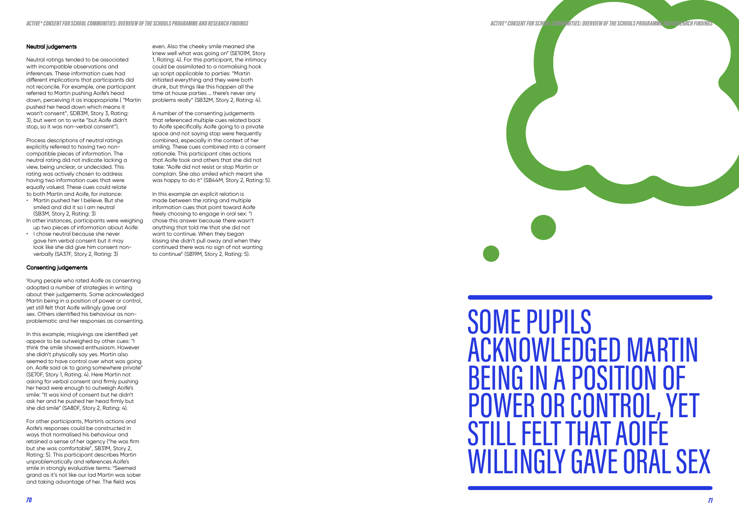### Neutral judgements

Neutral ratings tended to be associated with incompatible observations and inferences. These information cues had different implications that participants did not reconcile. For example, one participant referred to Martin pushing Aoife's head down, perceiving it as inappropriate ( "Martin pushed her head down which means it wasn't consent", SDB3M, Story 3, Rating: 3), but went on to write "but Aoife didn't stop, so it was non-verbal consent").

Process descriptions of neutral ratings explicitly referred to having two non-compatible pieces of information. The neutral rating did not indicate lacking a view, being unclear, or undecided. This rating was actively chosen to address having two information cues that were equally valued. These cues could relate to both Martin and Aoife, for instance:

- Martin pushed her I believe. But she smiled and did it so I am neutral (SB3M, Story 2, Rating: 3)

In other instances, participants were weighing up two pieces of information about Aoife:

- I chose neutral because she never gave him verbal consent but it may look like she did give him consent non-verbally (SA37F, Story 2, Rating: 3)

### Consenting judgements

Young people who rated Aoife as consenting adopted a number of strategies in writing about their judgements. Some acknowledged Martin being in a position of power or control, yet still felt that Aoife willingly gave oral sex. Others identified his behaviour as non-problematic and her responses as consenting.

In this example, misgivings are identified yet appear to be outweighed by other cues: "I think the smile showed enthusiasm. However she didn't physically say yes. Martin also seemed to have control over what was going on. Aoife said ok to going somewhere private" (SE70F, Story 1, Rating: 4). Here Martin not asking for verbal consent and firmly pushing her head were enough to outweigh Aoife's smile: "It was kind of consent but he didn't ask her and he pushed her head firmly but she did smile" (SA80F, Story 2, Rating: 4).

For other participants, Martin's actions and Aoife's responses could be constructed in ways that normalised his behaviour and retained a sense of her agency ("he was firm but she was comfortable", SB31M, Story 2, Rating: 5). This participant describes Martin unproblematically and references Aoife's smile in strongly evaluative terms: "Seemed grand as it's not like our lad Martin was sober and taking advantage of her. The field was even. Also the cheeky smile meaned she knew well what was going on" (SE101M, Story 1, Rating: 4). For this participant, the intimacy could be assimilated to a normalising hook up script applicable to parties: "Martin initiated everything and they were both drunk, but things like this happen all the time at house parties ... there's never any problems really" (SB32M, Story 2, Rating: 4).

A number of the consenting judgements that referenced multiple cues related back to Aoife specifically. Aoife going to a private space and not saying stop were frequently combined, especially in the context of her smiling. These cues combined into a consent rationale. This participant cites actions that Aoife took and others that she did not take: "Aoife did not resist or stop Martin or complain. She also smiled which meant she was happy to do it" (SB44M, Story 2, Rating: 5).

In this example an explicit relation is made between the rating and multiple information cues that point toward Aoife freely choosing to engage in oral sex: "I chose this answer because there wasn't anything that told me that she did not want to continue. When they began kissing she didn't pull away and when they continued there was no sign of not wanting to continue" (SB19M, Story 2, Rating: 5).

# SOME PUPILS ACKNOWLEDGED MARTIN BEING IN A POSITION OF POWER OR CONTROL, YET STILL FELT THAT AOIFE WILLINGLY GAVE ORAL SEX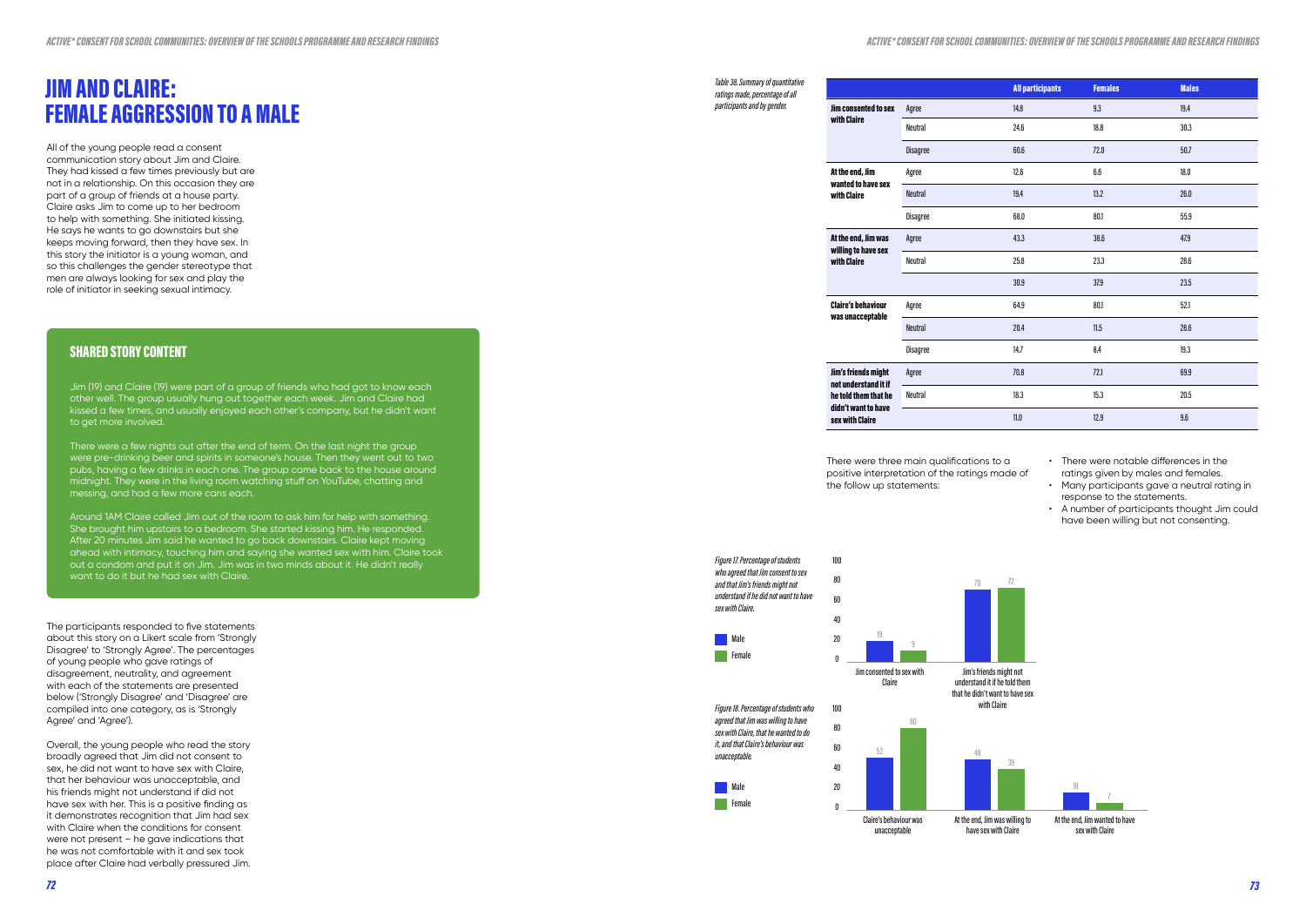# JIM AND CLAIRE: FEMALE AGGRESSION TO A MALE

All of the young people read a consent communication story about Jim and Claire. They had kissed a few times previously but are not in a relationship. On this occasion they are part of a group of friends at a house party. Claire asks Jim to come up to her bedroom to help with something. She initiated kissing. He says he wants to go downstairs but she keeps moving forward, then they have sex. In this story the initiator is a young woman, and so this challenges the gender stereotype that men are always looking for sex and play the role of initiator in seeking sexual intimacy.

## SHARED STORY CONTENT

Jim (19) and Claire (19) were part of a group of friends who had got to know each other well. The group usually hung out together each week. Jim and Claire had kissed a few times, and usually enjoyed each other's company, but he didn't want to get more involved.

There were a few nights out after the end of term. On the last night the group were pre-drinking beer and spirits in someone's house. Then they went out to two pubs, having a few drinks in each one. The group came back to the house around midnight. They were in the living room watching stuff on YouTube, chatting and messing, and had a few more cans each.

Around 1AM Claire called Jim out of the room to ask him for help with something. She brought him upstairs to a bedroom. She started kissing him. He responded. After 20 minutes Jim said he wanted to go back downstairs. Claire kept moving ahead with intimacy, touching him and saying she wanted sex with him. Claire took out a condom and put it on Jim. Jim was in two minds about it. He didn't really want to do it but he had sex with Claire.

The participants responded to five statements about this story on a Likert scale from 'Strongly Disagree' to 'Strongly Agree'. The percentages of young people who gave ratings of disagreement, neutrality, and agreement with each of the statements are presented below ('Strongly Disagree' and 'Disagree' are compiled into one category, as is 'Strongly Agree' and 'Agree').

Overall, the young people who read the story broadly agreed that Jim did not consent to sex, he did not want to have sex with Claire, that her behaviour was unacceptable, and his friends might not understand if did not have sex with her. This is a positive finding as it demonstrates recognition that Jim had sex with Claire when the conditions for consent were not present – he gave indications that he was not comfortable with it and sex took place after Claire had verbally pressured Jim.

*Table 38. Summary of quantitative ratings made, percentage of all participants and by gender.*

| | | All participants | Females | Males |
|---|---|---|---|---|
| **Jim consented to sex with Claire** | Agree | 14.8 | 9.3 | 19.4 |
| | Neutral | 24.6 | 18.8 | 30.3 |
| | Disagree | 60.6 | 72.0 | 50.7 |
| **At the end, Jim wanted to have sex with Claire** | Agree | 12.6 | 6.6 | 18.0 |
| | Neutral | 19.4 | 13.2 | 26.0 |
| | Disagree | 68.0 | 80.1 | 55.9 |
| **At the end, Jim was willing to have sex with Claire** | Agree | 43.3 | 38.6 | 47.9 |
| | Neutral | 25.8 | 23.3 | 28.6 |
| | | 30.9 | 37.9 | 23.5 |
| **Claire's behaviour was unacceptable** | Agree | 64.9 | 80.1 | 52.1 |
| | Neutral | 20.4 | 11.5 | 28.6 |
| | Disagree | 14.7 | 8.4 | 19.3 |
| **Jim's friends might not understand it if he told them that he didn't want to have sex with Claire** | Agree | 70.8 | 72.1 | 69.9 |
| | Neutral | 18.3 | 15.3 | 20.5 |
| | | 11.0 | 12.9 | 9.6 |

There were three main qualifications to a positive interpretation of the ratings made of the follow up statements:

- There were notable differences in the ratings given by males and females.
- Many participants gave a neutral rating in response to the statements.
- A number of participants thought Jim could have been willing but not consenting.

*Figure 17. Percentage of students who agreed that Jim consent to sex and that Jim's friends might not understand if he did not want to have sex with Claire.*

| | Male | Female |
|---|---|---|
| Jim consented to sex with Claire | 19 | 9 |
| Jim's friends might not understand it if he told them that he didn't want to have sex with Claire | 70 | 72 |

*Figure 18. Percentage of students who agreed that Jim was willing to have sex with Claire, that he wanted to do it, and that Claire's behaviour was unacceptable.*

| | Male | Female |
|---|---|---|
| Claire's behaviour was unacceptable | 52 | 80 |
| At the end, Jim was willing to have sex with Claire | 48 | 39 |
| At the end, Jim wanted to have sex with Claire | 18 | 7 |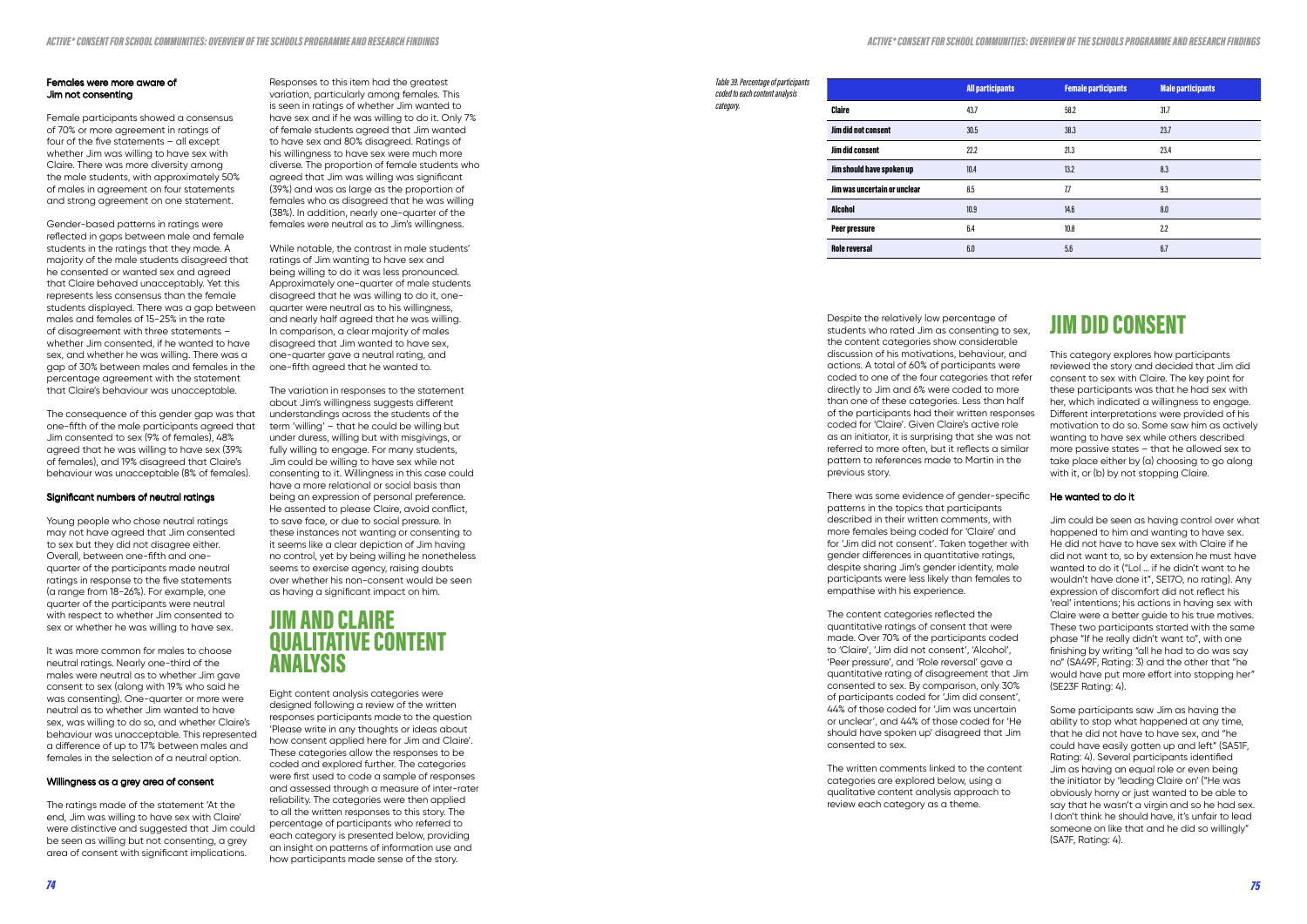### Females were more aware of Jim not consenting

Female participants showed a consensus of 70% or more agreement in ratings of four of the five statements – all except whether Jim was willing to have sex with Claire. There was more diversity among the male students, with approximately 50% of males in agreement on four statements and strong agreement on one statement.

Gender-based patterns in ratings were reflected in gaps between male and female students in the ratings that they made. A majority of the male students disagreed that he consented or wanted sex and agreed that Claire behaved unacceptably. Yet this represents less consensus than the female students displayed. There was a gap between males and females of 15-25% in the rate of disagreement with three statements – whether Jim consented, if he wanted to have sex, and whether he was willing. There was a gap of 30% between males and females in the percentage agreement with the statement that Claire's behaviour was unacceptable.

The consequence of this gender gap was that one-fifth of the male participants agreed that Jim consented to sex (9% of females), 48% agreed that he was willing to have sex (39% of females), and 19% disagreed that Claire's behaviour was unacceptable (8% of females).

### Significant numbers of neutral ratings

Young people who chose neutral ratings may not have agreed that Jim consented to sex but they did not disagree either. Overall, between one-fifth and one-quarter of the participants made neutral ratings in response to the five statements (a range from 18-26%). For example, one quarter of the participants were neutral with respect to whether Jim consented to sex or whether he was willing to have sex.

It was more common for males to choose neutral ratings. Nearly one-third of the males were neutral as to whether Jim gave consent to sex (along with 19% who said he was consenting). One-quarter or more were neutral as to whether Jim wanted to have sex, was willing to do so, and whether Claire's behaviour was unacceptable. This represented a difference of up to 17% between males and females in the selection of a neutral option.

### Willingness as a grey area of consent

The ratings made of the statement 'At the end, Jim was willing to have sex with Claire' were distinctive and suggested that Jim could be seen as willing but not consenting, a grey area of consent with significant implications.

Responses to this item had the greatest variation, particularly among females. This is seen in ratings of whether Jim wanted to have sex and if he was willing to do it. Only 7% of female students agreed that Jim wanted to have sex and 80% disagreed. Ratings of his willingness to have sex were much more diverse. The proportion of female students who agreed that Jim was willing was significant (39%) and was as large as the proportion of females who as disagreed that he was willing (38%). In addition, nearly one-quarter of the females were neutral as to Jim's willingness.

While notable, the contrast in male students' ratings of Jim wanting to have sex and being willing to do it was less pronounced. Approximately one-quarter of male students disagreed that he was willing to do it, one-quarter were neutral as to his willingness, and nearly half agreed that he was willing. In comparison, a clear majority of males disagreed that Jim wanted to have sex, one-quarter gave a neutral rating, and one-fifth agreed that he wanted to.

The variation in responses to the statement about Jim's willingness suggests different understandings across the students of the term 'willing' – that he could be willing but under duress, willing but with misgivings, or fully willing to engage. For many students, Jim could be willing to have sex while not consenting to it. Willingness in this case could have a more relational or social basis than being an expression of personal preference. He assented to please Claire, avoid conflict, to save face, or due to social pressure. In these instances not wanting or consenting to it seems like a clear depiction of Jim having no control, yet by being willing he nonetheless seems to exercise agency, raising doubts over whether his non-consent would be seen as having a significant impact on him.

## JIM AND CLAIRE QUALITATIVE CONTENT ANALYSIS

Eight content analysis categories were designed following a review of the written responses participants made to the question 'Please write in any thoughts or ideas about how consent applied here for Jim and Claire'. These categories allow the responses to be coded and explored further. The categories were first used to code a sample of responses and assessed through a measure of inter-rater reliability. The categories were then applied to all the written responses to this story. The percentage of participants who referred to each category is presented below, providing an insight on patterns of information use and how participants made sense of the story.

*Table 39. Percentage of participants coded to each content analysis category.*

| | All participants | Female participants | Male participants |
|---|---|---|---|
| Claire | 43.7 | 58.2 | 31.7 |
| Jim did not consent | 30.5 | 38.3 | 23.7 |
| Jim did consent | 22.2 | 21.3 | 23.4 |
| Jim should have spoken up | 10.4 | 13.2 | 8.3 |
| Jim was uncertain or unclear | 8.5 | 7.7 | 9.3 |
| Alcohol | 10.9 | 14.6 | 8.0 |
| Peer pressure | 6.4 | 10.8 | 2.2 |
| Role reversal | 6.0 | 5.6 | 6.7 |

Despite the relatively low percentage of students who rated Jim as consenting to sex, the content categories show considerable discussion of his motivations, behaviour, and actions. A total of 60% of participants were coded to one of the four categories that refer directly to Jim and 6% were coded to more than one of these categories. Less than half of the participants had their written responses coded for 'Claire'. Given Claire's active role as an initiator, it is surprising that she was not referred to more often, but it reflects a similar pattern to references made to Martin in the previous story.

There was some evidence of gender-specific patterns in the topics that participants described in their written comments, with more females being coded for 'Claire' and for 'Jim did not consent'. Taken together with gender differences in quantitative ratings, despite sharing Jim's gender identity, male participants were less likely than females to empathise with his experience.

The content categories reflected the quantitative ratings of consent that were made. Over 70% of the participants coded to 'Claire', 'Jim did not consent', 'Alcohol', 'Peer pressure', and 'Role reversal' gave a quantitative rating of disagreement that Jim consented to sex. By comparison, only 30% of participants coded for 'Jim did consent', 44% of those coded for 'Jim was uncertain or unclear', and 44% of those coded for 'He should have spoken up' disagreed that Jim consented to sex.

The written comments linked to the content categories are explored below, using a qualitative content analysis approach to review each category as a theme.

## JIM DID CONSENT

This category explores how participants reviewed the story and decided that Jim did consent to sex with Claire. The key point for these participants was that he had sex with her, which indicated a willingness to engage. Different interpretations were provided of his motivation to do so. Some saw him as actively wanting to have sex while others described more passive states – that he allowed sex to take place either by (a) choosing to go along with it, or (b) by not stopping Claire.

### He wanted to do it

Jim could be seen as having control over what happened to him and wanting to have sex. He did not have to have sex with Claire if he did not want to, so by extension he must have wanted to do it ("Lol ... if he didn't want to he wouldn't have done it", SE17O, no rating). Any expression of discomfort did not reflect his 'real' intentions; his actions in having sex with Claire were a better guide to his true motives. These two participants started with the same phase "If he really didn't want to", with one finishing by writing "all he had to do was say no" (SA49F, Rating: 3) and the other that "he would have put more effort into stopping her" (SE23F Rating: 4).

Some participants saw Jim as having the ability to stop what happened at any time, that he did not have to have sex, and "he could have easily gotten up and left" (SA51F, Rating: 4). Several participants identified Jim as having an equal role or even being the initiator by 'leading Claire on' ("He was obviously horny or just wanted to be able to say that he wasn't a virgin and so he had sex. I don't think he should have, it's unfair to lead someone on like that and he did so willingly" (SA7F, Rating: 4).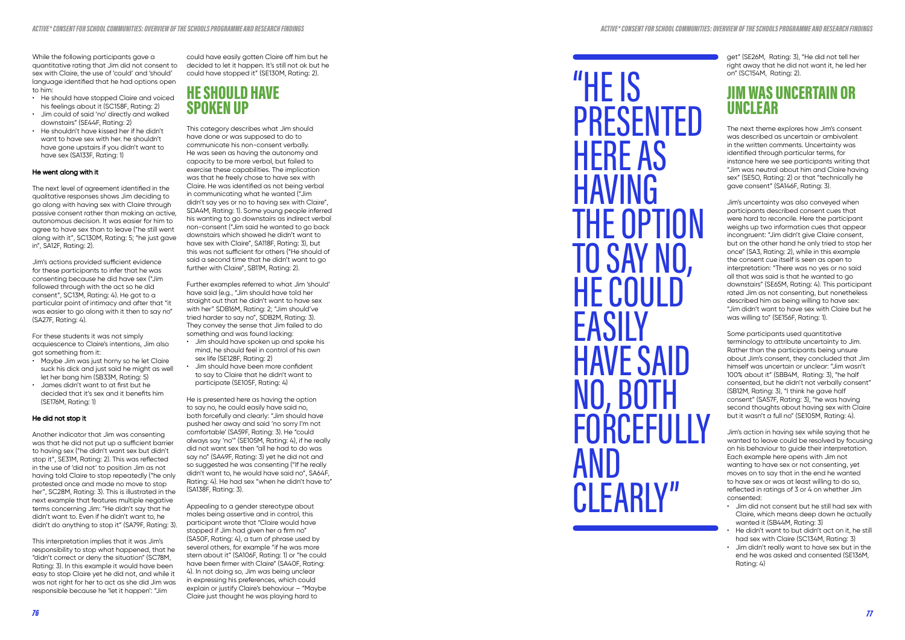While the following participants gave a quantitative rating that Jim did not consent to sex with Claire, the use of 'could' and 'should' language identified that he had options open to him:

- He should have stopped Claire and voiced his feelings about it (SC158F, Rating: 2)
- Jim could of said 'no' directly and walked downstairs" (SE44F, Rating: 2)
- He shouldn't have kissed her if he didn't want to have sex with her. he shouldn't have gone upstairs if you didn't want to have sex (SA133F, Rating: 1)

#### He went along with it

The next level of agreement identified in the qualitative responses shows Jim deciding to go along with having sex with Claire through passive consent rather than making an active, autonomous decision. It was easier for him to agree to have sex than to leave ("he still went along with it", SC130M, Rating: 5; "he just gave in", SA12F, Rating: 2).

Jim's actions provided sufficient evidence for these participants to infer that he was consenting because he did have sex ("Jim followed through with the act so he did consent", SC13M, Rating: 4). He got to a particular point of intimacy and after that "it was easier to go along with it then to say no" (SA27F, Rating: 4).

For these students it was not simply acquiescence to Claire's intentions, Jim also got something from it:

- Maybe Jim was just horny so he let Claire suck his dick and just said he might as well let her bang him (SB33M, Rating: 5)
- James didn't want to at first but he decided that it's sex and it benefits him (SE176M, Rating: 1)

#### He did not stop it

Another indicator that Jim was consenting was that he did not put up a sufficient barrier to having sex ("he didn't want sex but didn't stop it", SE31M, Rating: 2). This was reflected in the use of 'did not' to position Jim as not having told Claire to stop repeatedly ("he only protested once and made no move to stop her", SC28M, Rating: 3). This is illustrated in the next example that features multiple negative terms concerning Jim: "He didn't say that he didn't want to. Even if he didn't want to, he didn't do anything to stop it" (SA79F, Rating: 3).

This interpretation implies that it was Jim's responsibility to stop what happened, that he "didn't correct or deny the situation" (SC78M, Rating: 3). In this example it would have been easy to stop Claire yet he did not, and while it was not right for her to act as she did Jim was responsible because he 'let it happen': "Jim could have easily gotten Claire off him but he decided to let it happen. It's still not ok but he could have stopped it" (SE130M, Rating: 2).

## HE SHOULD HAVE SPOKEN UP

This category describes what Jim should have done or was supposed to do to communicate his non-consent verbally. He was seen as having the autonomy and capacity to be more verbal, but failed to exercise these capabilities. The implication was that he freely chose to have sex with Claire. He was identified as not being verbal in communicating what he wanted ("Jim didn't say yes or no to having sex with Claire", SDA4M, Rating: 1). Some young people inferred his wanting to go downstairs as indirect verbal non-consent ("Jim said he wanted to go back downstairs which showed he didn't want to have sex with Claire", SA118F, Rating: 3), but this was not sufficient for others ("He should of said a second time that he didn't want to go further with Claire", SB11M, Rating: 2).

Further examples referred to what Jim 'should' have said (e.g., "Jim should have told her straight out that he didn't want to have sex with her" SDB16M, Rating: 2; "Jim should've tried harder to say no", SDB2M, Rating: 3). They convey the sense that Jim failed to do something and was found lacking:

- Jim should have spoken up and spoke his mind, he should feel in control of his own sex life (SE128F, Rating: 2)
- Jim should have been more confident to say to Claire that he didn't want to participate (SE105F, Rating: 4)

He is presented here as having the option to say no, he could easily have said no, both forcefully and clearly: "Jim should have pushed her away and said 'no sorry I'm not comfortable' (SA59F, Rating: 3). He "could always say 'no'" (SE105M, Rating: 4), if he really did not want sex then "all he had to do was say no" (SA49F, Rating: 3) yet he did not and so suggested he was consenting ("If he really didn't want to, he would have said no", SA64F, Rating: 4). He had sex "when he didn't have to" (SA138F, Rating: 3).

Appealing to a gender stereotype about males being assertive and in control, this participant wrote that "Claire would have stopped if Jim had given her a firm no" (SA50F, Rating: 4), a turn of phrase used by several others, for example "if he was more stern about it" (SA106F, Rating: 1) or "he could have been firmer with Claire" (SA40F, Rating: 4). In not doing so, Jim was being unclear in expressing his preferences, which could explain or justify Claire's behaviour – "Maybe Claire just thought he was playing hard to get" (SE26M, Rating: 3), "He did not tell her right away that he did not want it, he led her on" (SC154M, Rating: 2).

> "HE IS PRESENTED HERE AS HAVING THE OPTION TO SAY NO, HE COULD EASILY HAVE SAID NO, BOTH FORCEFULLY AND CLEARLY"

## JIM WAS UNCERTAIN OR UNCLEAR

The next theme explores how Jim's consent was described as uncertain or ambivalent in the written comments. Uncertainty was identified through particular terms, for instance here we see participants writing that "Jim was neutral about him and Claire having sex" (SE5O, Rating: 2) or that "technically he gave consent" (SA146F, Rating: 3).

Jim's uncertainty was also conveyed when participants described consent cues that were hard to reconcile. Here the participant weighs up two information cues that appear incongruent: "Jim didn't give Claire consent, but on the other hand he only tried to stop her once" (SA3, Rating: 2), while in this example the consent cue itself is seen as open to interpretation: "There was no yes or no said all that was said is that he wanted to go downstairs" (SE65M, Rating: 4). This participant rated Jim as not consenting, but nonetheless described him as being willing to have sex: "Jim didn't want to have sex with Claire but he was willing to" (SE156F, Rating: 1).

Some participants used quantitative terminology to attribute uncertainty to Jim. Rather than the participants being unsure about Jim's consent, they concluded that Jim himself was uncertain or unclear: "Jim wasn't 100% about it" (SBB4M, Rating: 3), "he half consented, but he didn't not verbally consent" (SB12M, Rating: 3), "I think he gave half consent" (SA57F, Rating: 3), "he was having second thoughts about having sex with Claire but it wasn't a full no" (SE105M, Rating: 4).

Jim's action in having sex while saying that he wanted to leave could be resolved by focusing on his behaviour to guide their interpretation. Each example here opens with Jim not wanting to have sex or not consenting, yet moves on to say that in the end he wanted to have sex or was at least willing to do so, reflected in ratings of 3 or 4 on whether Jim consented:

- Jim did not consent but he still had sex with Claire, which means deep down he actually wanted it (SB44M, Rating: 3)
- He didn't want to but didn't act on it, he still had sex with Claire (SC134M, Rating: 3)
- Jim didn't really want to have sex but in the end he was asked and consented (SE136M, Rating: 4)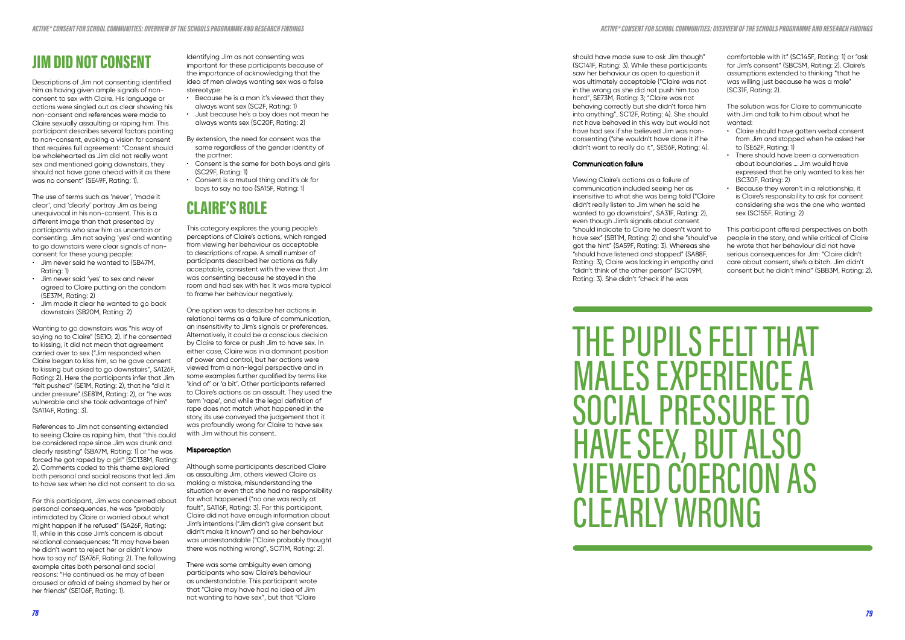## JIM DID NOT CONSENT

Descriptions of Jim not consenting identified him as having given ample signals of non-consent to sex with Claire. His language or actions were singled out as clear showing his non-consent and references were made to Claire sexually assaulting or raping him. This participant describes several factors pointing to non-consent, evoking a vision for consent that requires full agreement: "Consent should be wholehearted as Jim did not really want sex and mentioned going downstairs, they should not have gone ahead with it as there was no consent" (SE49F, Rating: 1).

The use of terms such as 'never', 'made it clear', and 'clearly' portray Jim as being unequivocal in his non-consent. This is a different image than that presented by participants who saw him as uncertain or consenting. Jim not saying 'yes' and wanting to go downstairs were clear signals of non-consent for these young people:

- Jim never said he wanted to (SB47M, Rating: 1)
- Jim never said 'yes' to sex and never agreed to Claire putting on the condom (SE37M, Rating: 2)
- Jim made it clear he wanted to go back downstairs (SB20M, Rating: 2)

Wanting to go downstairs was "his way of saying no to Claire" (SE1O, 2). If he consented to kissing, it did not mean that agreement carried over to sex ("Jim responded when Claire began to kiss him, so he gave consent to kissing but asked to go downstairs", SA126F, Rating: 2). Here the participants infer that Jim "felt pushed" (SE1M, Rating: 2), that he "did it under pressure" (SE81M, Rating: 2), or "he was vulnerable and she took advantage of him" (SA114F, Rating: 3).

References to Jim not consenting extended to seeing Claire as raping him, that "this could be considered rape since Jim was drunk and clearly resisting" (SBA7M, Rating: 1) or "he was forced he got raped by a girl" (SC138M, Rating: 2). Comments coded to this theme explored both personal and social reasons that led Jim to have sex when he did not consent to do so.

For this participant, Jim was concerned about personal consequences, he was "probably intimidated by Claire or worried about what might happen if he refused" (SA26F, Rating: 1), while in this case Jim's concern is about relational consequences: "It may have been he didn't want to reject her or didn't know how to say no" (SA76F, Rating: 2). The following example cites both personal and social reasons: "He continued as he may of been aroused or afraid of being shamed by her or her friends" (SE106F, Rating: 1).

Identifying Jim as not consenting was important for these participants because of the importance of acknowledging that the idea of men always wanting sex was a false stereotype:

- Because he is a man it's viewed that they always want sex (SC2F, Rating: 1)
- Just because he's a boy does not mean he always wants sex (SC20F, Rating: 2)

By extension, the need for consent was the same regardless of the gender identity of the partner:

- Consent is the same for both boys and girls (SC29F, Rating: 1)
- Consent is a mutual thing and it's ok for boys to say no too (SA15F, Rating: 1)

## CLAIRE'S ROLE

This category explores the young people's perceptions of Claire's actions, which ranged from viewing her behaviour as acceptable to descriptions of rape. A small number of participants described her actions as fully acceptable, consistent with the view that Jim was consenting because he stayed in the room and had sex with her. It was more typical to frame her behaviour negatively.

One option was to describe her actions in relational terms as a failure of communication, an insensitivity to Jim's signals or preferences. Alternatively, it could be a conscious decision by Claire to force or push Jim to have sex. In either case, Claire was in a dominant position of power and control, but her actions were viewed from a non-legal perspective and in some examples further qualified by terms like 'kind of' or 'a bit'. Other participants referred to Claire's actions as an assault. They used the term 'rape', and while the legal definition of rape does not match what happened in the story, its use conveyed the judgement that it was profoundly wrong for Claire to have sex with Jim without his consent.

### Misperception

Although some participants described Claire as assaulting Jim, others viewed Claire as making a mistake, misunderstanding the situation or even that she had no responsibility for what happened ("no one was really at fault", SA116F, Rating: 3). For this participant, Claire did not have enough information about Jim's intentions ("Jim didn't give consent but didn't make it known") and so her behaviour was understandable ("Claire probably thought there was nothing wrong", SC71M, Rating: 2).

There was some ambiguity even among participants who saw Claire's behaviour as understandable. This participant wrote that "Claire may have had no idea of Jim not wanting to have sex", but that "Claire should have made sure to ask Jim though" (SC141F, Rating: 3). While these participants saw her behaviour as open to question it was ultimately acceptable ("Claire was not in the wrong as she did not push him too hard", SE73M, Rating: 3; "Claire was not behaving correctly but she didn't force him into anything", SC12F, Rating: 4). She should not have behaved in this way but would not have had sex if she believed Jim was non-consenting ("she wouldn't have done it if he didn't want to really do it", SE56F, Rating: 4).

### Communication failure

Viewing Claire's actions as a failure of communication included seeing her as insensitive to what she was being told ("Claire didn't really listen to Jim when he said he wanted to go downstairs", SA31F, Rating: 2), even though Jim's signals about consent "should indicate to Claire he doesn't want to have sex" (SB11M, Rating: 2) and she "should've got the hint" (SA59F, Rating: 3). Whereas she "should have listened and stopped" (SA88F, Rating: 3), Claire was lacking in empathy and "didn't think of the other person" (SC109M, Rating: 3). She didn't "check if he was comfortable with it" (SC145F, Rating: 1) or "ask for Jim's consent" (SBC5M, Rating: 2). Claire's assumptions extended to thinking "that he was willing just because he was a male" (SC31F, Rating: 2).

The solution was for Claire to communicate with Jim and talk to him about what he wanted:

- Claire should have gotten verbal consent from Jim and stopped when he asked her to (SE62F, Rating: 1)
- There should have been a conversation about boundaries ... Jim would have expressed that he only wanted to kiss her (SC30F, Rating: 2)
- Because they weren't in a relationship, it is Claire's responsibility to ask for consent considering she was the one who wanted sex (SC155F, Rating: 2)

This participant offered perspectives on both people in the story, and while critical of Claire he wrote that her behaviour did not have serious consequences for Jim: "Claire didn't care about consent, she's a bitch. Jim didn't consent but he didn't mind" (SBB3M, Rating: 2).

> THE PUPILS FELT THAT MALES EXPERIENCE A SOCIAL PRESSURE TO HAVE SEX, BUT ALSO VIEWED COERCION AS CLEARLY WRONG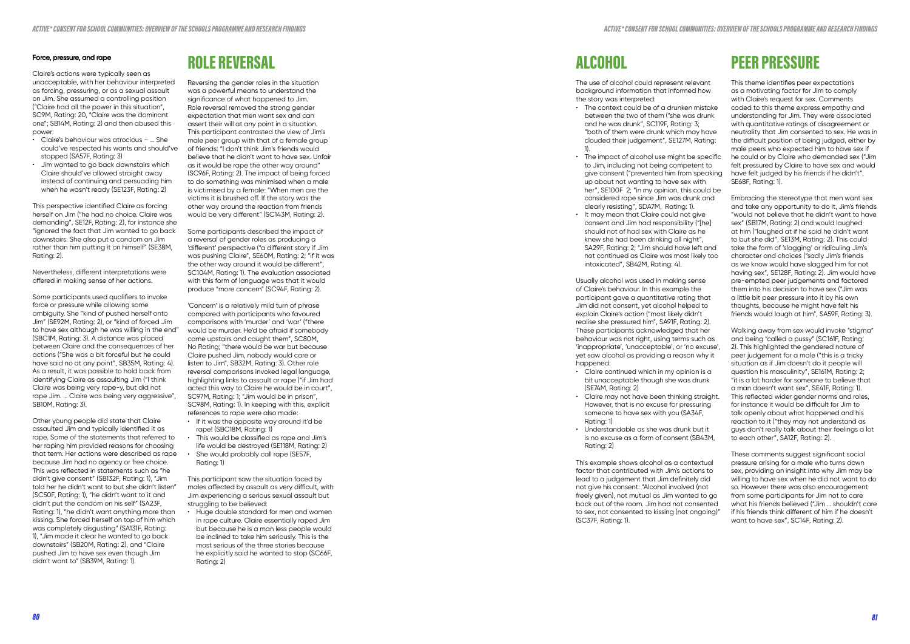#### Force, pressure, and rape

Claire's actions were typically seen as unacceptable, with her behaviour interpreted as forcing, pressuring, or as a sexual assault on Jim. She assumed a controlling position ("Claire had all the power in this situation", SC9M, Rating: 2?, "Claire was the dominant one"; SB14M, Rating: 2) and then abused this power:

- Claire's behaviour was atrocious – ... She could've respected his wants and should've stopped (SA57F, Rating: 3)
- Jim wanted to go back downstairs which Claire should've allowed straight away instead of continuing and persuading him when he wasn't ready (SE123F, Rating: 2)

This perspective identified Claire as forcing herself on Jim ("he had no choice. Claire was demanding", SE12F, Rating: 2), for instance she "ignored the fact that Jim wanted to go back downstairs. She also put a condom on Jim rather than him putting it on himself" (SE38M, Rating: 2).

Nevertheless, different interpretations were offered in making sense of her actions.

Some participants used qualifiers to invoke force or pressure while allowing some ambiguity. She "kind of pushed herself onto Jim" (SE92M, Rating: 2), or "kind of forced Jim to have sex although he was willing in the end" (SBC1M, Rating: 3). A distance was placed between Claire and the consequences of her actions ("She was a bit forceful but he could have said no at any point", SB35M, Rating: 4). As a result, it was possible to hold back from identifying Claire as assaulting Jim ("I think Claire was being very rape-y, but did not rape Jim. ... Claire was being very aggressive", SB10M, Rating: 3).

Other young people did state that Claire assaulted Jim and typically identified it as rape. Some of the statements that referred to her raping him provided reasons for choosing that term. Her actions were described as rape because Jim had no agency or free choice. This was reflected in statements such as "he didn't give consent" (SB132F, Rating: 1), "Jim told her he didn't want to but she didn't listen" (SC50F, Rating: 1), "he didn't want to it and didn't put the condom on his self" (SA23F, Rating: 1), "he didn't want anything more than kissing. She forced herself on top of him which was completely disgusting" (SA131F, Rating: 1), "Jim made it clear he wanted to go back downstairs" (SB20M, Rating: 2), and "Claire pushed Jim to have sex even though Jim didn't want to" (SB39M, Rating: 1).

# ROLE REVERSAL

Reversing the gender roles in the situation was a powerful means to understand the significance of what happened to Jim. Role reversal removed the strong gender expectation that men want sex and can assert their will at any point in a situation. This participant contrasted the view of Jim's male peer group with that of a female group of friends: "I don't think Jim's friends would believe that he didn't want to have sex. Unfair as it would be rape the other way around" (SC96F, Rating: 2). The impact of being forced to do something was minimised when a male is victimised by a female: "When men are the victims it is brushed off. If the story was the other way around the reaction from friends would be very different" (SC143M, Rating: 2).

Some participants described the impact of a reversal of gender roles as producing a 'different' perspective ("a different story if Jim was pushing Claire", SE60M, Rating: 2; "if it was the other way around it would be different", SC104M, Rating: 1). The evaluation associated with this form of language was that it would produce "more concern" (SC94F, Rating: 2).

'Concern' is a relatively mild turn of phrase compared with participants who favoured comparisons with 'murder' and 'war' ("there would be murder. He'd be afraid if somebody came upstairs and caught them", SC80M, No Rating; "there would be war but because Claire pushed Jim, nobody would care or listen to Jim", SB32M, Rating: 3). Other role reversal comparisons invoked legal language, highlighting links to assault or rape ("if Jim had acted this way to Claire he would be in court", SC97M, Rating: 1; "Jim would be in prison", SC98M, Rating: 1). In keeping with this, explicit references to rape were also made:

- If it was the opposite way around it'd be rape! (SBC18M, Rating: 1)
- This would be classified as rape and Jim's life would be destroyed (SE118M, Rating: 2)
- She would probably call rape (SE57F, Rating: 1)

This participant saw the situation faced by males affected by assault as very difficult, with Jim experiencing a serious sexual assault but struggling to be believed:

- Huge double standard for men and women in rape culture. Claire essentially raped Jim but because he is a man less people would be inclined to take him seriously. This is the most serious of the three stories because he explicitly said he wanted to stop (SC66F, Rating: 2)

# ALCOHOL

The use of alcohol could represent relevant background information that informed how the story was interpreted:

- The context could be of a drunken mistake between the two of them ("she was drunk and he was drunk", SC119F, Rating: 3; "both of them were drunk which may have clouded their judgement", SE127M, Rating: 1).
- The impact of alcohol use might be specific to Jim, including not being competent to give consent ("prevented him from speaking up about not wanting to have sex with her", SE100F 2; "in my opinion, this could be considered rape since Jim was drunk and clearly resisting", SDA7M, Rating: 1).
- It may mean that Claire could not give consent and Jim had responsibility ("[he] should not of had sex with Claire as he knew she had been drinking all night", SA29F, Rating: 2; "Jim should have left and not continued as Claire was most likely too intoxicated", SB42M, Rating: 4).

Usually alcohol was used in making sense of Claire's behaviour. In this example the participant gave a quantitative rating that Jim did not consent, yet alcohol helped to explain Claire's action ("most likely didn't realise she pressured him", SA91F, Rating: 2). These participants acknowledged that her behaviour was not right, using terms such as 'inappropriate', 'unacceptable', or 'no excuse', yet saw alcohol as providing a reason why it happened:

- Claire continued which in my opinion is a bit unacceptable though she was drunk (SE74M, Rating: 2)
- Claire may not have been thinking straight. However, that is no excuse for pressuring someone to have sex with you (SA34F, Rating: 1)
- Understandable as she was drunk but it is no excuse as a form of consent (SB43M, Rating: 2)

This example shows alcohol as a contextual factor that contributed with Jim's actions to lead to a judgement that Jim definitely did not give his consent: "Alcohol involved (not freely given), not mutual as Jim wanted to go back out of the room. Jim had not consented to sex, not consented to kissing (not ongoing)" (SC37F, Rating: 1).

# PEER PRESSURE

This theme identifies peer expectations as a motivating factor for Jim to comply with Claire's request for sex. Comments coded to this theme express empathy and understanding for Jim. They were associated with quantitative ratings of disagreement or neutrality that Jim consented to sex. He was in the difficult position of being judged, either by male peers who expected him to have sex if he could or by Claire who demanded sex ("Jim felt pressured by Claire to have sex and would have felt judged by his friends if he didn't", SE68F, Rating: 1).

Embracing the stereotype that men want sex and take any opportunity to do it, Jim's friends "would not believe that he didn't want to have sex" (SB17M, Rating: 2) and would laugh at him ("laughed at if he said he didn't want to but she did", SE13M, Rating: 2). This could take the form of 'slagging' or ridiculing Jim's character and choices ("sadly Jim's friends as we know would have slagged him for not having sex", SE128F, Rating: 2). Jim would have pre-empted peer judgements and factored them into his decision to have sex ("Jim was a little bit peer pressure into it by his own thoughts, because he might have felt his friends would laugh at him", SA59F, Rating: 3).

Walking away from sex would invoke "stigma" and being "called a pussy" (SC161F, Rating: 2). This highlighted the gendered nature of peer judgement for a male ("this is a tricky situation as if Jim doesn't do it people will question his masculinity", SE161M, Rating: 2; "it is a lot harder for someone to believe that a man doesn't want sex", SE41F, Rating: 1). This reflected wider gender norms and roles, for instance it would be difficult for Jim to talk openly about what happened and his reaction to it ("they may not understand as guys don't really talk about their feelings a lot to each other", SA12F, Rating: 2).

These comments suggest significant social pressure arising for a male who turns down sex, providing an insight into why Jim may be willing to have sex when he did not want to do so. However there was also encouragement from some participants for Jim not to care what his friends believed ("Jim ... shouldn't care if his friends think different of him if he doesn't want to have sex", SC14F, Rating: 2).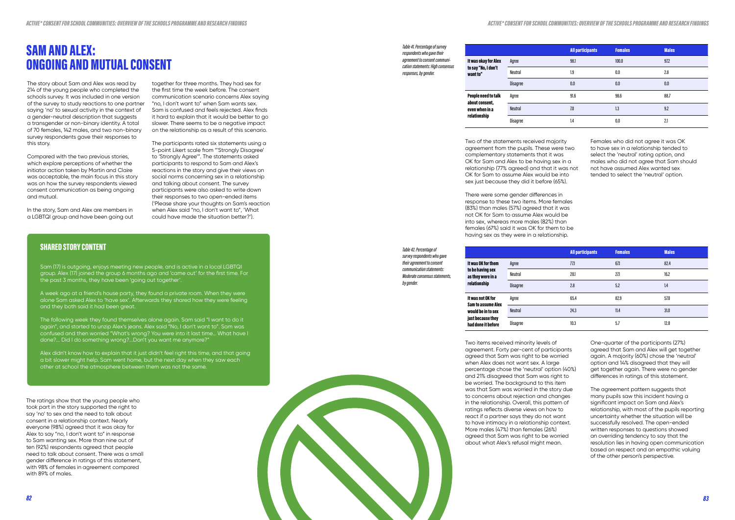# SAM AND ALEX: ONGOING AND MUTUAL CONSENT

The story about Sam and Alex was read by 214 of the young people who completed the schools survey. It was included in one version of the survey to study reactions to one partner saying 'no' to sexual activity in the context of a gender-neutral description that suggests a transgender or non-binary identity. A total of 70 females, 142 males, and two non-binary survey respondents gave their responses to this story.

Compared with the two previous stories, which explore perceptions of whether the initiator action taken by Martin and Claire was acceptable, the main focus in this story was on how the survey respondents viewed consent communication as being ongoing and mutual.

In the story, Sam and Alex are members in a LGBTQI group and have been going out together for three months. They had sex for the first time the week before. The consent communication scenario concerns Alex saying "no, I don't want to" when Sam wants sex. Sam is confused and feels rejected. Alex finds it hard to explain that it would be better to go slower. There seems to be a negative impact on the relationship as a result of this scenario.

The participants rated six statements using a 5-point Likert scale from "'Strongly Disagree' to 'Strongly Agree'". The statements asked participants to respond to Sam and Alex's reactions in the story and give their views on social norms concerning sex in a relationship and talking about consent. The survey participants were also asked to write down their responses to two open-ended items ('Please share your thoughts on Sam's reaction when Alex said "no, I don't want to", 'What could have made the situation better?').

## SHARED STORY CONTENT

Sam (17) is outgoing, enjoys meeting new people, and is active in a local LGBTQI group. Alex (17) joined the group 6 months ago and 'came out' for the first time. For the past 3 months, they have been 'going out together'.

A week ago at a friend's house party, they found a private room. When they were alone Sam asked Alex to 'have sex'. Afterwards they shared how they were feeling and they both said it had been great.

The following week they found themselves alone again. Sam said "I want to do it again", and started to unzip Alex's jeans. Alex said "No, I don't want to". Sam was confused and then worried "What's wrong? You were into it last time... What have I done?... Did I do something wrong?...Don't you want me anymore?"

Alex didn't know how to explain that it just didn't feel right this time, and that going a bit slower might help. Sam went home, but the next day when they saw each other at school the atmosphere between them was not the same.

The ratings show that the young people who took part in the story supported the right to say 'no' to sex and the need to talk about consent in a relationship context. Nearly everyone (98%) agreed that it was okay for Alex to say "no, I don't want to" in response to Sam wanting sex. More than nine out of ten (92%) respondents agreed that people need to talk about consent. There was a small gender difference in ratings of this statement, with 98% of females in agreement compared with 89% of males.

*Table 41. Percentage of survey respondents who gave their agreement to consent communication statements: High consensus responses, by gender.*

| | | All participants | Females | Males |
|---|---|---|---|---|
| It was okay for Alex to say "No, I don't want to" | Agree | 98.1 | 100.0 | 97.2 |
| | Neutral | 1.9 | 0.0 | 2.8 |
| | Disagree | 0.0 | 0.0 | 0.0 |
| People need to talk about consent, even when in a relationship | Agree | 91.6 | 98.6 | 88.7 |
| | Neutral | 7.0 | 1.3 | 9.2 |
| | Disagree | 1.4 | 0.0 | 2.1 |

Two of the statements received majority agreement from the pupils. These were two complementary statements that it was OK for Sam and Alex to be having sex in a relationship (77% agreed) and that it was not OK for Sam to assume Alex would be into sex just because they did it before (65%).

There were some gender differences in response to these two items. More females (83%) than males (57%) agreed that it was not OK for Sam to assume Alex would be into sex, whereas more males (82%) than females (67%) said it was OK for them to be having sex as they were in a relationship.

Females who did not agree it was OK to have sex in a relationship tended to select the 'neutral' rating option, and males who did not agree that Sam should not have assumed Alex wanted sex tended to select the 'neutral' option.

*Table 42. Percentage of survey respondents who gave their agreement to consent communication statements: Moderate consensus statements, by gender.*

| | | All participants | Females | Males |
|---|---|---|---|---|
| It was OK for them to be having sex as they were in a relationship | Agree | 77.1 | 67.1 | 82.4 |
| | Neutral | 20.1 | 27.1 | 16.2 |
| | Disagree | 2.8 | 5.2 | 1.4 |
| It was not OK for Sam to assume Alex would be into sex just because they had done it before | Agree | 65.4 | 82.9 | 57.0 |
| | Neutral | 24.3 | 11.4 | 31.0 |
| | Disagree | 10.3 | 5.7 | 12.0 |

Two items received minority levels of agreement. Forty per-cent of participants agreed that Sam was right to be worried when Alex does not want sex. A large percentage chose the 'neutral' option (40%) and 21% disagreed that Sam was right to be worried. The background to this item was that Sam was worried in the story due to concerns about rejection and changes in the relationship. Overall, this pattern of ratings reflects diverse views on how to react if a partner says they do not want to have intimacy in a relationship context. More males (47%) than females (26%) agreed that Sam was right to be worried about what Alex's refusal might mean.

One-quarter of the participants (27%) agreed that Sam and Alex will get together again. A majority (60%) chose the 'neutral' option and 14% disagreed that they will get together again. There were no gender differences in ratings of this statement.

The agreement pattern suggests that many pupils saw this incident having a significant impact on Sam and Alex's relationship, with most of the pupils reporting uncertainty whether the situation will be successfully resolved. The open-ended written responses to questions showed an overriding tendency to say that the resolution lies in having open communication based on respect and an empathic valuing of the other person's perspective.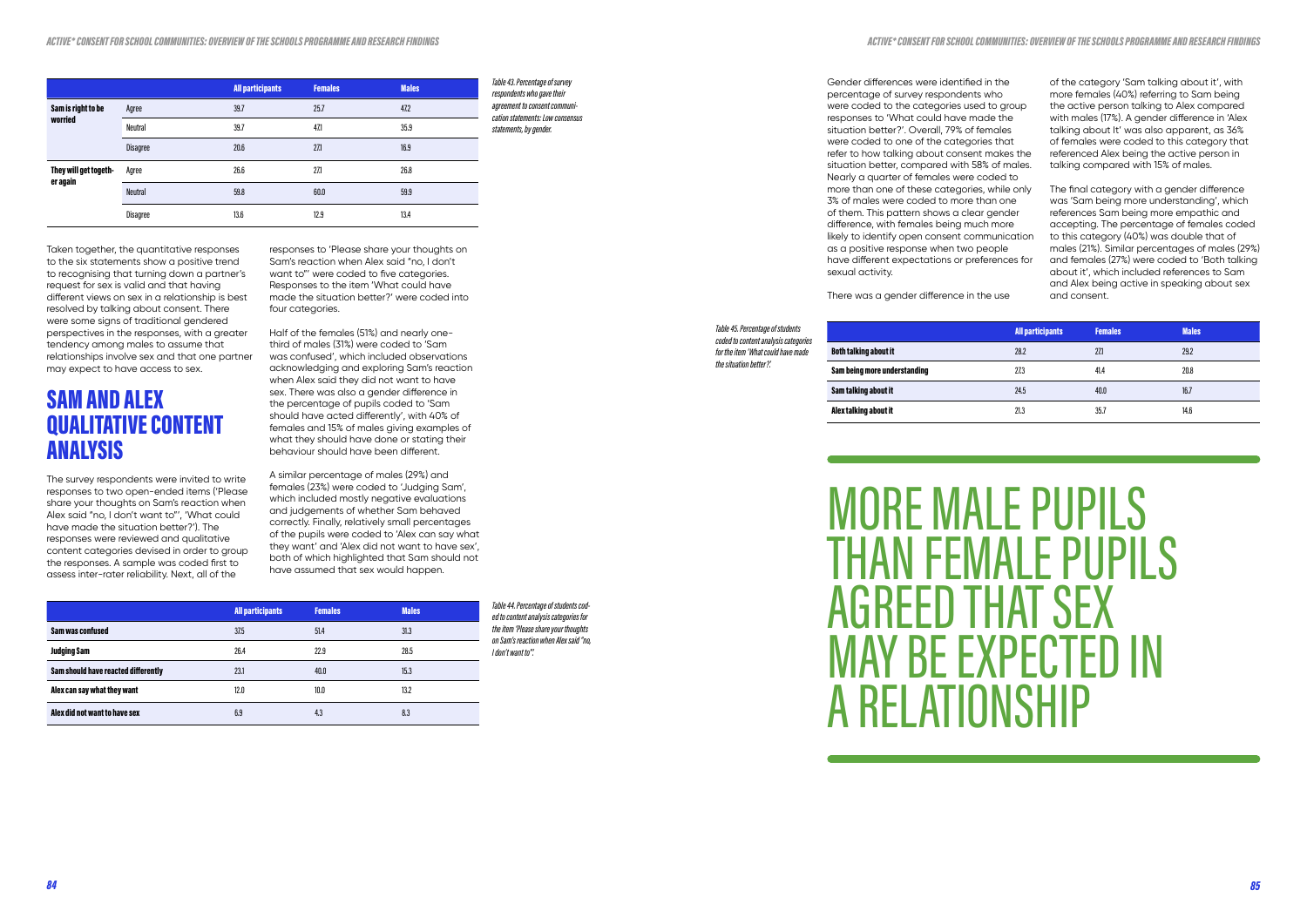|  |  | All participants | Females | Males |
|---|---|---|---|---|
| **Sam is right to be worried** | Agree | 39.7 | 25.7 | 47.2 |
|  | Neutral | 39.7 | 47.1 | 35.9 |
|  | Disagree | 20.6 | 27.1 | 16.9 |
| **They will get together again** | Agree | 26.6 | 27.1 | 26.8 |
|  | Neutral | 59.8 | 60.0 | 59.9 |
|  | Disagree | 13.6 | 12.9 | 13.4 |

*Table 43. Percentage of survey respondents who gave their agreement to consent communication statements: Low consensus statements, by gender.*

Taken together, the quantitative responses to the six statements show a positive trend to recognising that turning down a partner's request for sex is valid and that having different views on sex in a relationship is best resolved by talking about consent. There were some signs of traditional gendered perspectives in the responses, with a greater tendency among males to assume that relationships involve sex and that one partner may expect to have access to sex.

## SAM AND ALEX QUALITATIVE CONTENT ANALYSIS

The survey respondents were invited to write responses to two open-ended items ('Please share your thoughts on Sam's reaction when Alex said "no, I don't want to"', 'What could have made the situation better?'). The responses were reviewed and qualitative content categories devised in order to group the responses. A sample was coded first to assess inter-rater reliability. Next, all of the responses to 'Please share your thoughts on Sam's reaction when Alex said "no, I don't want to"' were coded to five categories. Responses to the item 'What could have made the situation better?' were coded into four categories.

Half of the females (51%) and nearly one-third of males (31%) were coded to 'Sam was confused', which included observations acknowledging and exploring Sam's reaction when Alex said they did not want to have sex. There was also a gender difference in the percentage of pupils coded to 'Sam should have acted differently', with 40% of females and 15% of males giving examples of what they should have done or stating their behaviour should have been different.

A similar percentage of males (29%) and females (23%) were coded to 'Judging Sam', which included mostly negative evaluations and judgements of whether Sam behaved correctly. Finally, relatively small percentages of the pupils were coded to 'Alex can say what they want' and 'Alex did not want to have sex', both of which highlighted that Sam should not have assumed that sex would happen.

|  | All participants | Females | Males |
|---|---|---|---|
| **Sam was confused** | 37.5 | 51.4 | 31.3 |
| **Judging Sam** | 26.4 | 22.9 | 28.5 |
| **Sam should have reacted differently** | 23.1 | 40.0 | 15.3 |
| **Alex can say what they want** | 12.0 | 10.0 | 13.2 |
| **Alex did not want to have sex** | 6.9 | 4.3 | 8.3 |

*Table 44. Percentage of students coded to content analysis categories for the item 'Please share your thoughts on Sam's reaction when Alex said "no, I don't want to".*

Gender differences were identified in the percentage of survey respondents who were coded to the categories used to group responses to 'What could have made the situation better?'. Overall, 79% of females were coded to one of the categories that refer to how talking about consent makes the situation better, compared with 58% of males. Nearly a quarter of females were coded to more than one of these categories, while only 3% of males were coded to more than one of them. This pattern shows a clear gender difference, with females being much more likely to identify open consent communication as a positive response when two people have different expectations or preferences for sexual activity.

There was a gender difference in the use of the category 'Sam talking about it', with more females (40%) referring to Sam being the active person talking to Alex compared with males (17%). A gender difference in 'Alex talking about It' was also apparent, as 36% of females were coded to this category that referenced Alex being the active person in talking compared with 15% of males.

The final category with a gender difference was 'Sam being more understanding', which references Sam being more empathic and accepting. The percentage of females coded to this category (40%) was double that of males (21%). Similar percentages of males (29%) and females (27%) were coded to 'Both talking about it', which included references to Sam and Alex being active in speaking about sex and consent.

|  | All participants | Females | Males |
|---|---|---|---|
| **Both talking about it** | 28.2 | 27.1 | 29.2 |
| **Sam being more understanding** | 27.3 | 41.4 | 20.8 |
| **Sam talking about it** | 24.5 | 40.0 | 16.7 |
| **Alex talking about it** | 21.3 | 35.7 | 14.6 |

*Table 45. Percentage of students coded to content analysis categories for the item 'What could have made the situation better?'.*

MORE MALE PUPILS THAN FEMALE PUPILS AGREED THAT SEX MAY BE EXPECTED IN A RELATIONSHIP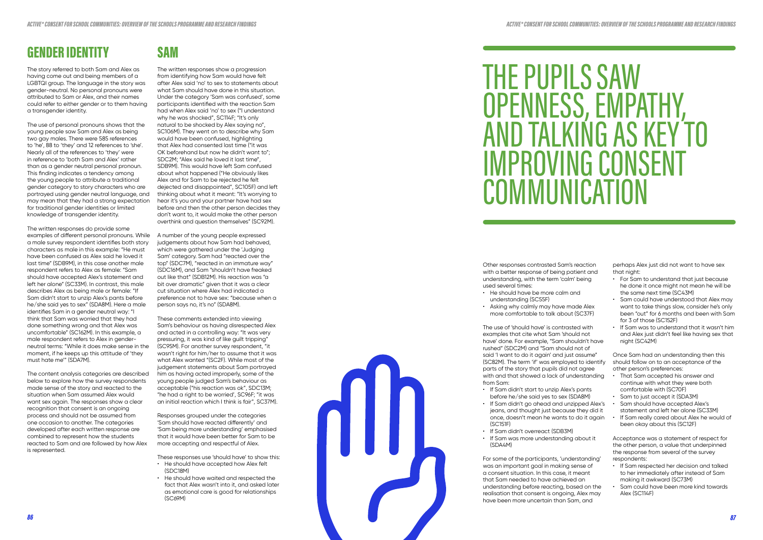## GENDER IDENTITY

The story referred to both Sam and Alex as having come out and being members of a LGBTQI group. The language in the story was gender-neutral. No personal pronouns were attributed to Sam or Alex, and their names could refer to either gender or to them having a transgender identity.

The use of personal pronouns shows that the young people saw Sam and Alex as being two gay males. There were 585 references to 'he', 88 to 'they' and 12 references to 'she'. Nearly all of the references to 'they' were in reference to 'both Sam and Alex' rather than as a gender neutral personal pronoun. This finding indicates a tendency among the young people to attribute a traditional gender category to story characters who are portrayed using gender neutral language, and may mean that they had a strong expectation for traditional gender identities or limited knowledge of transgender identity.

The written responses do provide some examples of different personal pronouns. While a male survey respondent identifies both story characters as male in this example: "He must have been confused as Alex said he loved it last time" (SDB9M), in this case another male respondent refers to Alex as female: "Sam should have accepted Alex's statement and left her alone" (SC33M). In contrast, this male describes Alex as being male or female: "If Sam didn't start to unzip Alex's pants before he/she said yes to sex" (SDA8M). Here a male identifies Sam in a gender neutral way: "I think that Sam was worried that they had done something wrong and that Alex was uncomfortable" (SC162M). In this example, a male respondent refers to Alex in gender-neutral terms: "While it does make sense in the moment, if he keeps up this attitude of 'they must hate me'" (SDA7M).

The content analysis categories are described below to explore how the survey respondents made sense of the story and reacted to the situation when Sam assumed Alex would want sex again. The responses show a clear recognition that consent is an ongoing process and should not be assumed from one occasion to another. The categories developed after each written response are combined to represent how the students reacted to Sam and are followed by how Alex is represented.

## SAM

The written responses show a progression from identifying how Sam would have felt after Alex said 'no' to sex to statements about what Sam should have done in this situation. Under the category 'Sam was confused', some participants identified with the reaction Sam had when Alex said 'no' to sex ("I understand why he was shocked", SC114F; "It's only natural to be shocked by Alex saying no", SC106M). They went on to describe why Sam would have been confused, highlighting that Alex had consented last time ("it was OK beforehand but now he didn't want to"; SDC2M; "Alex said he loved it last time", SDB9M). This would have left Sam confused about what happened ("He obviously likes Alex and for Sam to be rejected he felt dejected and disappointed", SC105F) and left thinking about what it meant: "It's worrying to hear it's you and your partner have had sex before and then the other person decides they don't want to, it would make the other person overthink and question themselves" (SC92M).

A number of the young people expressed judgements about how Sam had behaved, which were gathered under the 'Judging Sam' category. Sam had "reacted over the top" (SDC7M), "reacted in an immature way" (SDC16M), and Sam "shouldn't have freaked out like that" (SDB12M). His reaction was "a bit over dramatic" given that it was a clear cut situation where Alex had indicated a preference not to have sex: "because when a person says no, it's no" (SDA8M).

These comments extended into viewing Sam's behaviour as having disrespected Alex and acted in a controlling way: "It was very pressuring, it was kind of like guilt tripping" (SC95M). For another survey respondent, "it wasn't right for him/her to assume that it was what Alex wanted "(SC2F). While most of the judgement statements about Sam portrayed him as having acted improperly, some of the young people judged Sam's behaviour as acceptable ("his reaction was ok", SDC13M; "he had a right to be worried', SC96F; "it was an initial reaction which I think is fair", SC37M).

Responses grouped under the categories 'Sam should have reacted differently' and 'Sam being more understanding' emphasised that it would have been better for Sam to be more accepting and respectful of Alex.

These responses use 'should have' to show this:

- He should have accepted how Alex felt (SDC18M)
- He should have waited and respected the fact that Alex wasn't into it, and asked later as emotional care is good for relationships (SC69M)

# THE PUPILS SAW OPENNESS, EMPATHY, AND TALKING AS KEY TO IMPROVING CONSENT COMMUNICATION

Other responses contrasted Sam's reaction with a better response of being patient and understanding, with the term 'calm' being used several times:

- He should have be more calm and understanding (SC55F)
- Asking why calmly may have made Alex more comfortable to talk about (SC37F)

The use of 'should have' is contrasted with examples that cite what Sam 'should not have' done. For example, "Sam shouldn't have rushed" (SDC2M) and "Sam should not of said 'I want to do it again' and just assume" (SC82M). The term 'if' was employed to identify parts of the story that pupils did not agree with and that showed a lack of understanding from Sam:

- If Sam didn't start to unzip Alex's pants before he/she said yes to sex (SDA8M)
- If Sam didn't go ahead and unzipped Alex's jeans, and thought just because they did it once, doesn't mean he wants to do it again (SC151F)
- If Sam didn't overreact (SDB3M)
- If Sam was more understanding about it (SDA4M)

For some of the participants, 'understanding' was an important goal in making sense of a consent situation. In this case, it meant that Sam needed to have achieved an understanding before reacting, based on the realisation that consent is ongoing, Alex may have been more uncertain than Sam, and perhaps Alex just did not want to have sex that night:

- For Sam to understand that just because he done it once might not mean he will be the same next time (SC43M)
- Sam could have understood that Alex may want to take things slow, consider he's only been "out" for 6 months and been with Sam for 3 of those (SC152F)
- If Sam was to understand that it wasn't him and Alex just didn't feel like having sex that night (SC42M)

Once Sam had an understanding then this should follow on to an acceptance of the other person's preferences:

- That Sam accepted his answer and continue with what they were both comfortable with (SC70F)
- Sam to just accept it (SDA3M)
- Sam should have accepted Alex's statement and left her alone (SC33M)
- If Sam really cared about Alex he would of been okay about this (SC12F)

Acceptance was a statement of respect for the other person, a value that underpinned the response from several of the survey respondents:

- If Sam respected her decision and talked to her immediately after instead of Sam making it awkward (SC73M)
- Sam could have been more kind towards Alex (SC114F)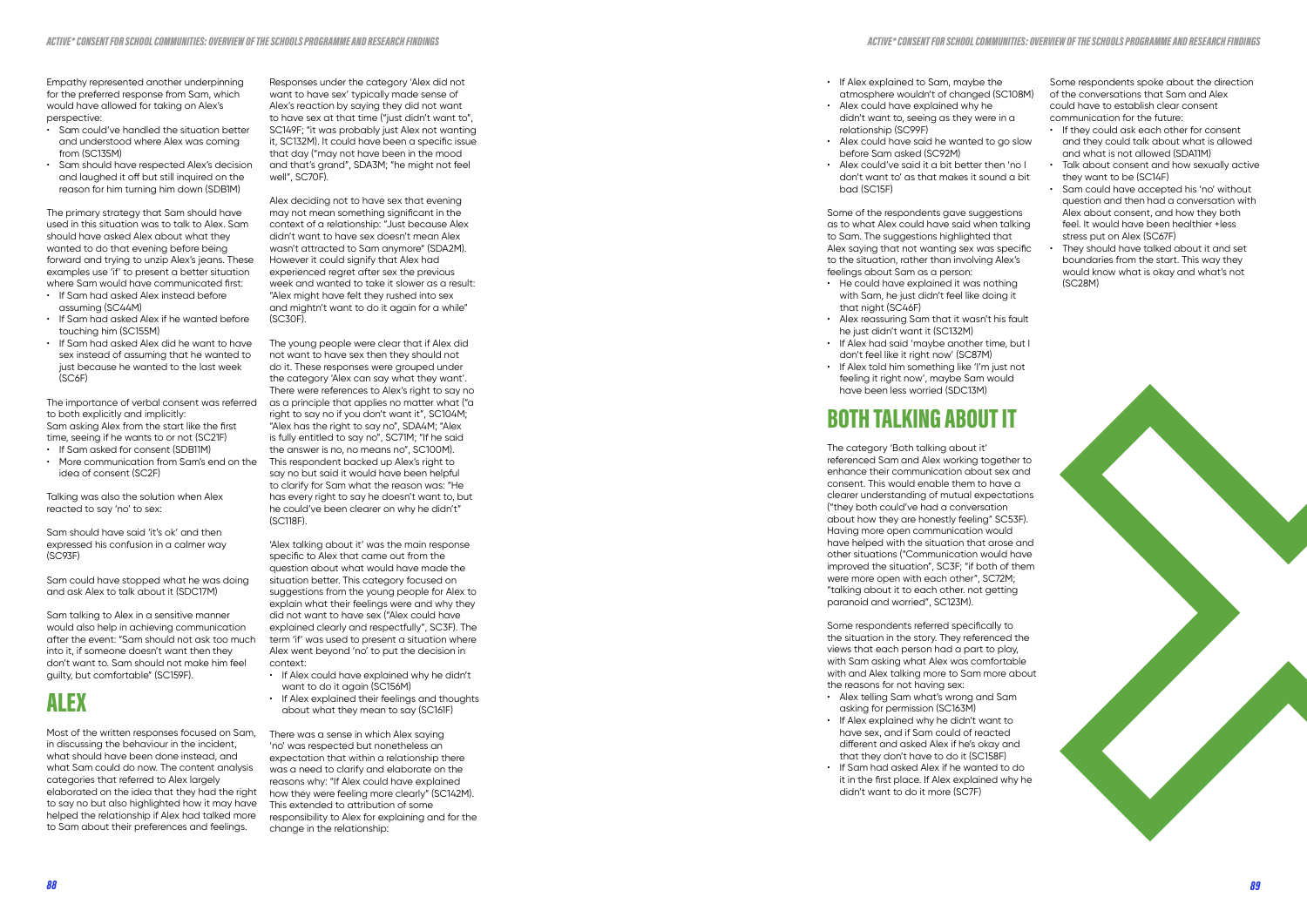Empathy represented another underpinning for the preferred response from Sam, which would have allowed for taking on Alex's perspective:

- Sam could've handled the situation better and understood where Alex was coming from (SC135M)
- Sam should have respected Alex's decision and laughed it off but still inquired on the reason for him turning him down (SDB1M)

The primary strategy that Sam should have used in this situation was to talk to Alex. Sam should have asked Alex about what they wanted to do that evening before being forward and trying to unzip Alex's jeans. These examples use 'if' to present a better situation where Sam would have communicated first:

- If Sam had asked Alex instead before assuming (SC44M)
- If Sam had asked Alex if he wanted before touching him (SC155M)
- If Sam had asked Alex did he want to have sex instead of assuming that he wanted to just because he wanted to the last week (SC6F)

The importance of verbal consent was referred to both explicitly and implicitly:

Sam asking Alex from the start like the first time, seeing if he wants to or not (SC21F)

- If Sam asked for consent (SDB11M)
- More communication from Sam's end on the idea of consent (SC2F)

Talking was also the solution when Alex reacted to say 'no' to sex:

Sam should have said 'it's ok' and then expressed his confusion in a calmer way (SC93F)

Sam could have stopped what he was doing and ask Alex to talk about it (SDC17M)

Sam talking to Alex in a sensitive manner would also help in achieving communication after the event: "Sam should not ask too much into it, if someone doesn't want then they don't want to. Sam should not make him feel guilty, but comfortable" (SC159F).

## ALEX

Most of the written responses focused on Sam, in discussing the behaviour in the incident, what should have been done instead, and what Sam could do now. The content analysis categories that referred to Alex largely elaborated on the idea that they had the right to say no but also highlighted how it may have helped the relationship if Alex had talked more to Sam about their preferences and feelings.

Responses under the category 'Alex did not want to have sex' typically made sense of Alex's reaction by saying they did not want to have sex at that time ("just didn't want to", SC149F; "it was probably just Alex not wanting it, SC132M). It could have been a specific issue that day ("may not have been in the mood and that's grand", SDA3M; "he might not feel well", SC70F).

Alex deciding not to have sex that evening may not mean something significant in the context of a relationship: "Just because Alex didn't want to have sex doesn't mean Alex wasn't attracted to Sam anymore" (SDA2M). However it could signify that Alex had experienced regret after sex the previous week and wanted to take it slower as a result: "Alex might have felt they rushed into sex and mightn't want to do it again for a while" (SC30F).

The young people were clear that if Alex did not want to have sex then they should not do it. These responses were grouped under the category 'Alex can say what they want'. There were references to Alex's right to say no as a principle that applies no matter what ("a right to say no if you don't want it", SC104M; "Alex has the right to say no", SDA4M; "Alex is fully entitled to say no", SC71M; "If he said the answer is no, no means no", SC100M). This respondent backed up Alex's right to say no but said it would have been helpful to clarify for Sam what the reason was: "He has every right to say he doesn't want to, but he could've been clearer on why he didn't" (SC118F).

'Alex talking about it' was the main response specific to Alex that came out from the question about what would have made the situation better. This category focused on suggestions from the young people for Alex to explain what their feelings were and why they did not want to have sex ("Alex could have explained clearly and respectfully", SC3F). The term 'if' was used to present a situation where Alex went beyond 'no' to put the decision in context:

- If Alex could have explained why he didn't want to do it again (SC156M)
- If Alex explained their feelings and thoughts about what they mean to say (SC161F)

There was a sense in which Alex saying 'no' was respected but nonetheless an expectation that within a relationship there was a need to clarify and elaborate on the reasons why: "If Alex could have explained how they were feeling more clearly" (SC142M). This extended to attribution of some responsibility to Alex for explaining and for the change in the relationship:

- If Alex explained to Sam, maybe the atmosphere wouldn't of changed (SC108M)
- Alex could have explained why he didn't want to, seeing as they were in a relationship (SC99F)
- Alex could have said he wanted to go slow before Sam asked (SC92M)
- Alex could've said it a bit better then 'no I don't want to' as that makes it sound a bit bad (SC15F)

Some of the respondents gave suggestions as to what Alex could have said when talking to Sam. The suggestions highlighted that Alex saying that not wanting sex was specific to the situation, rather than involving Alex's feelings about Sam as a person:

- He could have explained it was nothing with Sam, he just didn't feel like doing it that night (SC46F)
- Alex reassuring Sam that it wasn't his fault he just didn't want it (SC132M)
- If Alex had said 'maybe another time, but I don't feel like it right now' (SC87M)
- If Alex told him something like 'I'm just not feeling it right now', maybe Sam would have been less worried (SDC13M)

## BOTH TALKING ABOUT IT

The category 'Both talking about it' referenced Sam and Alex working together to enhance their communication about sex and consent. This would enable them to have a clearer understanding of mutual expectations ("they both could've had a conversation about how they are honestly feeling" SC53F). Having more open communication would have helped with the situation that arose and other situations ("Communication would have improved the situation", SC3F; "if both of them were more open with each other", SC72M; "talking about it to each other. not getting paranoid and worried", SC123M).

Some respondents referred specifically to the situation in the story. They referenced the views that each person had a part to play, with Sam asking what Alex was comfortable with and Alex talking more to Sam more about the reasons for not having sex:

- Alex telling Sam what's wrong and Sam asking for permission (SC163M)
- If Alex explained why he didn't want to have sex, and if Sam could of reacted different and asked Alex if he's okay and that they don't have to do it (SC158F)
- If Sam had asked Alex if he wanted to do it in the first place. If Alex explained why he didn't want to do it more (SC7F)

Some respondents spoke about the direction of the conversations that Sam and Alex could have to establish clear consent communication for the future:

- If they could ask each other for consent and they could talk about what is allowed and what is not allowed (SDA11M)
- Talk about consent and how sexually active they want to be (SC14F)
- Sam could have accepted his 'no' without question and then had a conversation with Alex about consent, and how they both feel. It would have been healthier +less stress put on Alex (SC67F)
- They should have talked about it and set boundaries from the start. This way they would know what is okay and what's not (SC28M)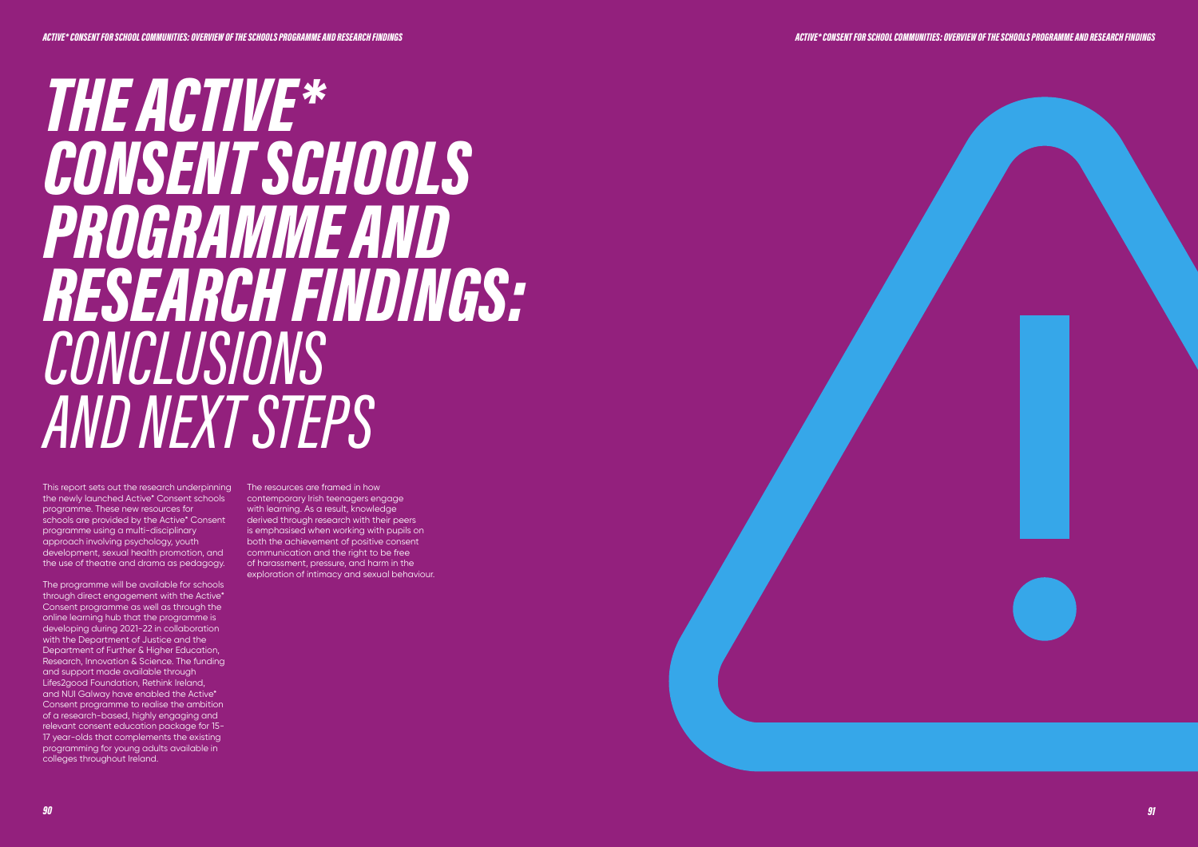# *THE ACTIVE* CONSENT SCHOOLS PROGRAMME AND RESEARCH FINDINGS: CONCLUSIONS AND NEXT STEPS*

This report sets out the research underpinning the newly launched Active* Consent schools programme. These new resources for schools are provided by the Active* Consent programme using a multi-disciplinary approach involving psychology, youth development, sexual health promotion, and the use of theatre and drama as pedagogy.

The programme will be available for schools through direct engagement with the Active* Consent programme as well as through the online learning hub that the programme is developing during 2021-22 in collaboration with the Department of Justice and the Department of Further & Higher Education, Research, Innovation & Science. The funding and support made available through Lifes2good Foundation, Rethink Ireland, and NUI Galway have enabled the Active* Consent programme to realise the ambition of a research-based, highly engaging and relevant consent education package for 15-17 year-olds that complements the existing programming for young adults available in colleges throughout Ireland.

The resources are framed in how contemporary Irish teenagers engage with learning. As a result, knowledge derived through research with their peers is emphasised when working with pupils on both the achievement of positive consent communication and the right to be free of harassment, pressure, and harm in the exploration of intimacy and sexual behaviour.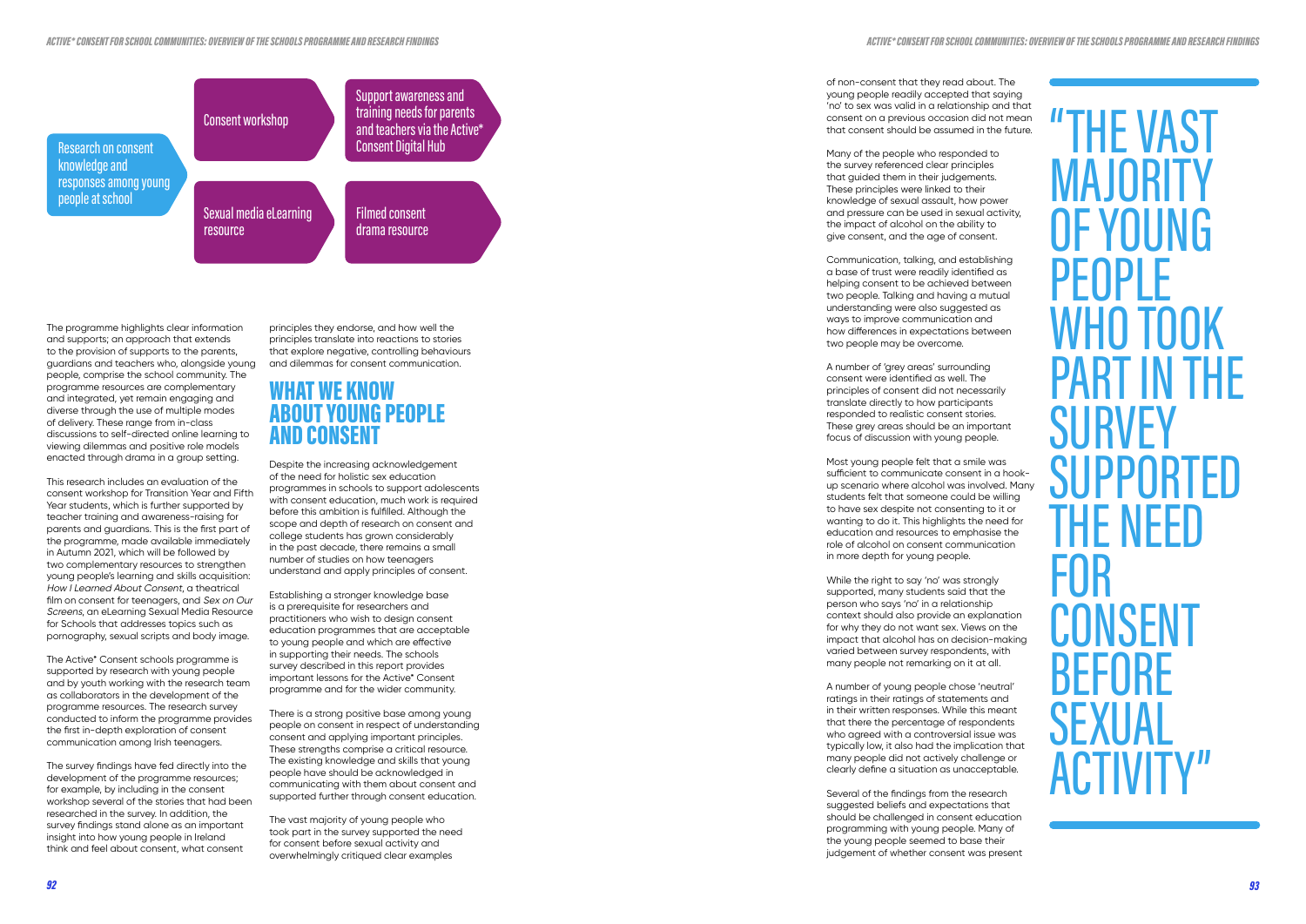Research on consent knowledge and responses among young people at school

Consent workshop

Support awareness and training needs for parents and teachers via the Active* Consent Digital Hub

Sexual media eLearning resource

Filmed consent drama resource

The programme highlights clear information and supports; an approach that extends to the provision of supports to the parents, guardians and teachers who, alongside young people, comprise the school community. The programme resources are complementary and integrated, yet remain engaging and diverse through the use of multiple modes of delivery. These range from in-class discussions to self-directed online learning to viewing dilemmas and positive role models enacted through drama in a group setting.

This research includes an evaluation of the consent workshop for Transition Year and Fifth Year students, which is further supported by teacher training and awareness-raising for parents and guardians. This is the first part of the programme, made available immediately in Autumn 2021, which will be followed by two complementary resources to strengthen young people's learning and skills acquisition: *How I Learned About Consent*, a theatrical film on consent for teenagers, and *Sex on Our Screens*, an eLearning Sexual Media Resource for Schools that addresses topics such as pornography, sexual scripts and body image.

The Active* Consent schools programme is supported by research with young people and by youth working with the research team as collaborators in the development of the programme resources. The research survey conducted to inform the programme provides the first in-depth exploration of consent communication among Irish teenagers.

The survey findings have fed directly into the development of the programme resources; for example, by including in the consent workshop several of the stories that had been researched in the survey. In addition, the survey findings stand alone as an important insight into how young people in Ireland think and feel about consent, what consent principles they endorse, and how well the principles translate into reactions to stories that explore negative, controlling behaviours and dilemmas for consent communication.

## WHAT WE KNOW ABOUT YOUNG PEOPLE AND CONSENT

Despite the increasing acknowledgement of the need for holistic sex education programmes in schools to support adolescents with consent education, much work is required before this ambition is fulfilled. Although the scope and depth of research on consent and college students has grown considerably in the past decade, there remains a small number of studies on how teenagers understand and apply principles of consent.

Establishing a stronger knowledge base is a prerequisite for researchers and practitioners who wish to design consent education programmes that are acceptable to young people and which are effective in supporting their needs. The schools survey described in this report provides important lessons for the Active* Consent programme and for the wider community.

There is a strong positive base among young people on consent in respect of understanding consent and applying important principles. These strengths comprise a critical resource. The existing knowledge and skills that young people have should be acknowledged in communicating with them about consent and supported further through consent education.

The vast majority of young people who took part in the survey supported the need for consent before sexual activity and overwhelmingly critiqued clear examples of non-consent that they read about. The young people readily accepted that saying 'no' to sex was valid in a relationship and that consent on a previous occasion did not mean that consent should be assumed in the future.

Many of the people who responded to the survey referenced clear principles that guided them in their judgements. These principles were linked to their knowledge of sexual assault, how power and pressure can be used in sexual activity, the impact of alcohol on the ability to give consent, and the age of consent.

Communication, talking, and establishing a base of trust were readily identified as helping consent to be achieved between two people. Talking and having a mutual understanding were also suggested as ways to improve communication and how differences in expectations between two people may be overcome.

A number of 'grey areas' surrounding consent were identified as well. The principles of consent did not necessarily translate directly to how participants responded to realistic consent stories. These grey areas should be an important focus of discussion with young people.

Most young people felt that a smile was sufficient to communicate consent in a hook-up scenario where alcohol was involved. Many students felt that someone could be willing to have sex despite not consenting to it or wanting to do it. This highlights the need for education and resources to emphasise the role of alcohol on consent communication in more depth for young people.

While the right to say 'no' was strongly supported, many students said that the person who says 'no' in a relationship context should also provide an explanation for why they do not want sex. Views on the impact that alcohol has on decision-making varied between survey respondents, with many people not remarking on it at all.

A number of young people chose 'neutral' ratings in their ratings of statements and in their written responses. While this meant that there the percentage of respondents who agreed with a controversial issue was typically low, it also had the implication that many people did not actively challenge or clearly define a situation as unacceptable.

Several of the findings from the research suggested beliefs and expectations that should be challenged in consent education programming with young people. Many of the young people seemed to base their judgement of whether consent was present

> "THE VAST MAJORITY OF YOUNG PEOPLE WHO TOOK PART IN THE SURVEY SUPPORTED THE NEED FOR CONSENT BEFORE SEXUAL ACTIVITY"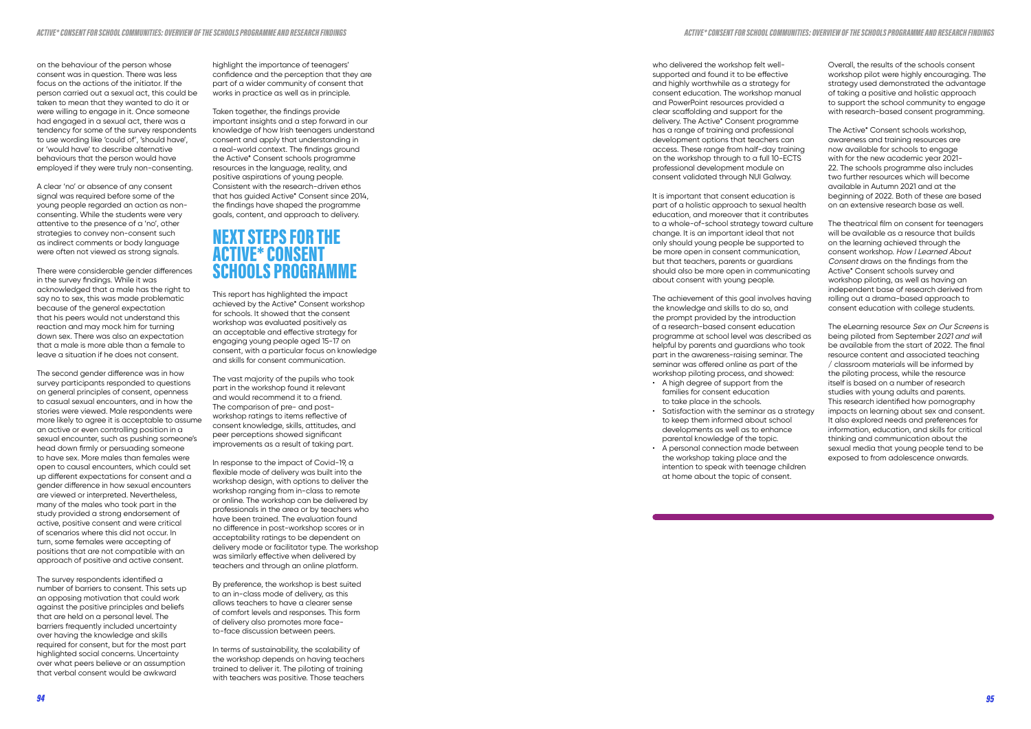on the behaviour of the person whose consent was in question. There was less focus on the actions of the initiator. If the person carried out a sexual act, this could be taken to mean that they wanted to do it or were willing to engage in it. Once someone had engaged in a sexual act, there was a tendency for some of the survey respondents to use wording like 'could of', 'should have', or 'would have' to describe alternative behaviours that the person would have employed if they were truly non-consenting.

A clear 'no' or absence of any consent signal was required before some of the young people regarded an action as non-consenting. While the students were very attentive to the presence of a 'no', other strategies to convey non-consent such as indirect comments or body language were often not viewed as strong signals.

There were considerable gender differences in the survey findings. While it was acknowledged that a male has the right to say no to sex, this was made problematic because of the general expectation that his peers would not understand this reaction and may mock him for turning down sex. There was also an expectation that a male is more able than a female to leave a situation if he does not consent.

The second gender difference was in how survey participants responded to questions on general principles of consent, openness to casual sexual encounters, and in how the stories were viewed. Male respondents were more likely to agree it is acceptable to assume an active or even controlling position in a sexual encounter, such as pushing someone's head down firmly or persuading someone to have sex. More males than females were open to causal encounters, which could set up different expectations for consent and a gender difference in how sexual encounters are viewed or interpreted. Nevertheless, many of the males who took part in the study provided a strong endorsement of active, positive consent and were critical of scenarios where this did not occur. In turn, some females were accepting of positions that are not compatible with an approach of positive and active consent.

The survey respondents identified a number of barriers to consent. This sets up an opposing motivation that could work against the positive principles and beliefs that are held on a personal level. The barriers frequently included uncertainty over having the knowledge and skills required for consent, but for the most part highlighted social concerns. Uncertainty over what peers believe or an assumption that verbal consent would be awkward highlight the importance of teenagers' confidence and the perception that they are part of a wider community of consent that works in practice as well as in principle.

Taken together, the findings provide important insights and a step forward in our knowledge of how Irish teenagers understand consent and apply that understanding in a real-world context. The findings ground the Active* Consent schools programme resources in the language, reality, and positive aspirations of young people. Consistent with the research-driven ethos that has guided Active* Consent since 2014, the findings have shaped the programme goals, content, and approach to delivery.

# NEXT STEPS FOR THE ACTIVE* CONSENT SCHOOLS PROGRAMME

This report has highlighted the impact achieved by the Active* Consent workshop for schools. It showed that the consent workshop was evaluated positively as an acceptable and effective strategy for engaging young people aged 15-17 on consent, with a particular focus on knowledge and skills for consent communication.

The vast majority of the pupils who took part in the workshop found it relevant and would recommend it to a friend. The comparison of pre- and post-workshop ratings to items reflective of consent knowledge, skills, attitudes, and peer perceptions showed significant improvements as a result of taking part.

In response to the impact of Covid-19, a flexible mode of delivery was built into the workshop design, with options to deliver the workshop ranging from in-class to remote or online. The workshop can be delivered by professionals in the area or by teachers who have been trained. The evaluation found no difference in post-workshop scores or in acceptability ratings to be dependent on delivery mode or facilitator type. The workshop was similarly effective when delivered by teachers and through an online platform.

By preference, the workshop is best suited to an in-class mode of delivery, as this allows teachers to have a clearer sense of comfort levels and responses. This form of delivery also promotes more face-to-face discussion between peers.

In terms of sustainability, the scalability of the workshop depends on having teachers trained to deliver it. The piloting of training with teachers was positive. Those teachers who delivered the workshop felt well-supported and found it to be effective and highly worthwhile as a strategy for consent education. The workshop manual and PowerPoint resources provided a clear scaffolding and support for the delivery. The Active* Consent programme has a range of training and professional development options that teachers can access. These range from half-day training on the workshop through to a full 10-ECTS professional development module on consent validated through NUI Galway.

It is important that consent education is part of a holistic approach to sexual health education, and moreover that it contributes to a whole-of-school strategy toward culture change. It is an important ideal that not only should young people be supported to be more open in consent communication, but that teachers, parents or guardians should also be more open in communicating about consent with young people.

The achievement of this goal involves having the knowledge and skills to do so, and the prompt provided by the introduction of a research-based consent education programme at school level was described as helpful by parents and guardians who took part in the awareness-raising seminar. The seminar was offered online as part of the workshop piloting process, and showed:

- A high degree of support from the families for consent education to take place in the schools.
- Satisfaction with the seminar as a strategy to keep them informed about school developments as well as to enhance parental knowledge of the topic.
- A personal connection made between the workshop taking place and the intention to speak with teenage children at home about the topic of consent.

Overall, the results of the schools consent workshop pilot were highly encouraging. The strategy used demonstrated the advantage of taking a positive and holistic approach to support the school community to engage with research-based consent programming.

The Active* Consent schools workshop, awareness and training resources are now available for schools to engage with for the new academic year 2021-22. The schools programme also includes two further resources which will become available in Autumn 2021 and at the beginning of 2022. Both of these are based on an extensive research base as well.

The theatrical film on consent for teenagers will be available as a resource that builds on the learning achieved through the consent workshop. *How I Learned About Consent* draws on the findings from the Active* Consent schools survey and workshop piloting, as well as having an independent base of research derived from rolling out a drama-based approach to consent education with college students.

The eLearning resource *Sex on Our Screens* is being piloted from September 2021 and will be available from the start of 2022. The final resource content and associated teaching / classroom materials will be informed by the piloting process, while the resource itself is based on a number of research studies with young adults and parents. This research identified how pornography impacts on learning about sex and consent. It also explored needs and preferences for information, education, and skills for critical thinking and communication about the sexual media that young people tend to be exposed to from adolescence onwards.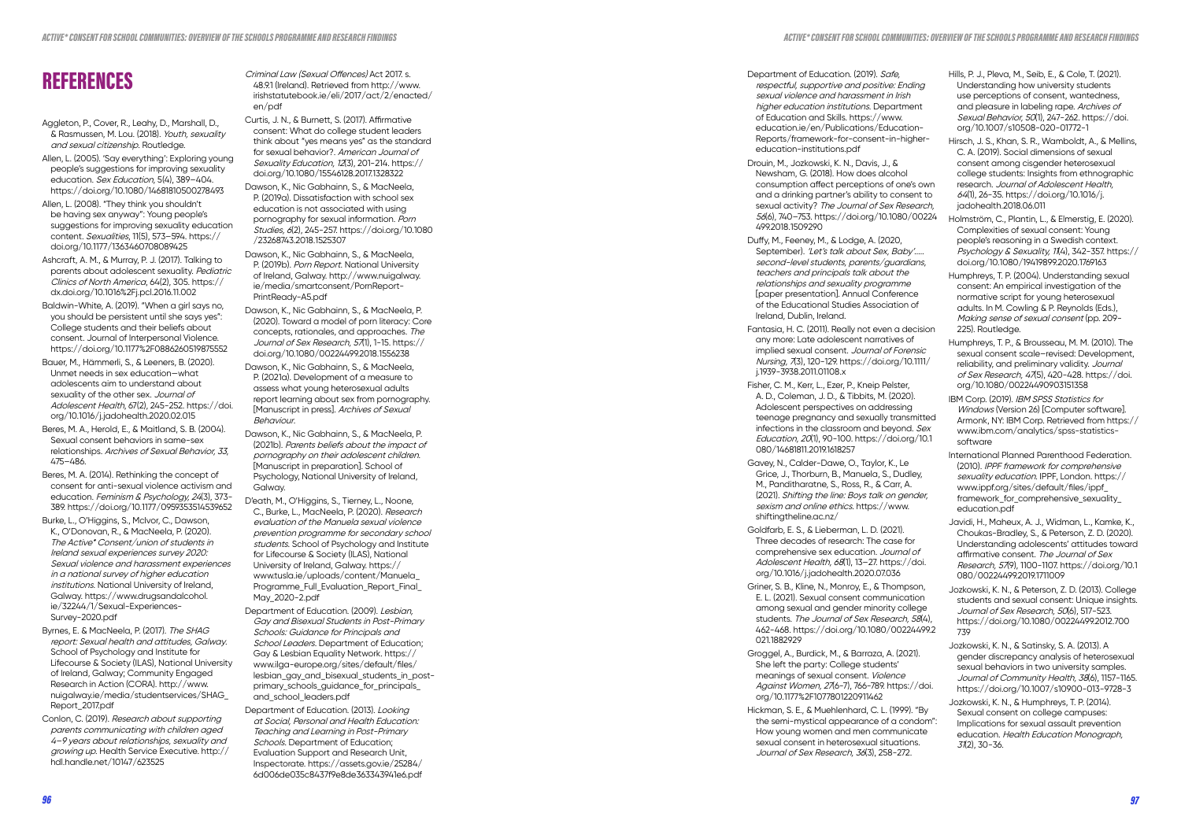# REFERENCES

Aggleton, P., Cover, R., Leahy, D., Marshall, D., & Rasmussen, M. Lou. (2018). *Youth, sexuality and sexual citizenship*. Routledge.

Allen, L. (2005). 'Say everything': Exploring young people's suggestions for improving sexuality education. *Sex Education*, 5(4), 389–404. https://doi.org/10.1080/14681810500278493

Allen, L. (2008). "They think you shouldn't be having sex anyway": Young people's suggestions for improving sexuality education content. *Sexualities*, 11(5), 573–594. https://doi.org/10.1177/1363460708089425

Ashcraft, A. M., & Murray, P. J. (2017). Talking to parents about adolescent sexuality. *Pediatric Clinics of North America*, 64(2), 305. https://dx.doi.org/10.1016%2Fj.pcl.2016.11.002

Baldwin-White, A. (2019). "When a girl says no, you should be persistent until she says yes": College students and their beliefs about consent. Journal of Interpersonal Violence. https://doi.org/10.1177%2F0886260519875552

Bauer, M., Hämmerli, S., & Leeners, B. (2020). Unmet needs in sex education—what adolescents aim to understand about sexuality of the other sex. *Journal of Adolescent Health*, *67*(2), 245–252. https://doi.org/10.1016/j.jadohealth.2020.02.015

Beres, M. A., Herold, E., & Maitland, S. B. (2004). Sexual consent behaviors in same-sex relationships. *Archives of Sexual Behavior, 33*, 475–486.

Beres, M. A. (2014). Rethinking the concept of consent for anti-sexual violence activism and education. *Feminism & Psychology, 24*(3), 373–389. https://doi.org/10.1177/0959353514539652

Burke, L., O'Higgins, S., McIvor, C., Dawson, K., O'Donovan, R., & MacNeela, P. (2020). *The Active* Consent/union of students in Ireland sexual experiences survey 2020: Sexual violence and harassment experiences in a national survey of higher education institutions.* National University of Ireland, Galway. https://www.drugsandalcohol.ie/32244/1/Sexual-Experiences-Survey-2020.pdf

Byrnes, E. & MacNeela, P. (2017). *The SHAG report: Sexual health and attitudes, Galway.* School of Psychology and Institute for Lifecourse & Society (ILAS), National University of Ireland, Galway; Community Engaged Research in Action (CORA). http://www.nuigalway.ie/media/studentservices/SHAG_Report_2017.pdf

Conlon, C. (2019). *Research about supporting parents communicating with children aged 4–9 years about relationships, sexuality and growing up.* Health Service Executive. http://hdl.handle.net/10147/623525

*Criminal Law (Sexual Offences)* Act 2017. s. 48.9.1 (Ireland). Retrieved from http://www.irishstatutebook.ie/eli/2017/act/2/enacted/en/pdf

Curtis, J. N., & Burnett, S. (2017). Affirmative consent: What do college student leaders think about "yes means yes" as the standard for sexual behavior?. *American Journal of Sexuality Education, 12*(3), 201–214. https://doi.org/10.1080/15546128.2017.1328322

Dawson, K., Nic Gabhainn, S., & MacNeela, P. (2019a). Dissatisfaction with school sex education is not associated with using pornography for sexual information. *Porn Studies, 6*(2), 245–257. https://doi.org/10.1080/23268743.2018.1525307

Dawson, K., Nic Gabhainn, S., & MacNeela, P. (2019b). *Porn Report*. National University of Ireland, Galway. http://www.nuigalway.ie/media/smartconsent/PornReport-PrintReady-A5.pdf

Dawson, K., Nic Gabhainn, S., & MacNeela, P. (2020). Toward a model of porn literacy: Core concepts, rationales, and approaches. *The Journal of Sex Research, 57*(1), 1–15. https://doi.org/10.1080/00224499.2018.1556238

Dawson, K., Nic Gabhainn, S., & MacNeela, P. (2021a). Development of a measure to assess what young heterosexual adults report learning about sex from pornography. [Manuscript in press]. *Archives of Sexual Behaviour*.

Dawson, K., Nic Gabhainn, S., & MacNeela, P. (2021b). *Parents beliefs about the impact of pornography on their adolescent children.* [Manuscript in preparation]. School of Psychology, National University of Ireland, Galway.

D'eath, M., O'Higgins, S., Tierney, L., Noone, C., Burke, L., MacNeela, P. (2020). *Research evaluation of the Manuela sexual violence prevention programme for secondary school students.* School of Psychology and Institute for Lifecourse & Society (ILAS), National University of Ireland, Galway. https://www.tusla.ie/uploads/content/Manuela_Programme_Full_Evaluation_Report_Final_May_2020-2.pdf

Department of Education. (2009). *Lesbian, Gay and Bisexual Students in Post-Primary Schools: Guidance for Principals and School Leaders.* Department of Education; Gay & Lesbian Equality Network. https://www.ilga-europe.org/sites/default/files/lesbian_gay_and_bisexual_students_in_post-primary_schools_guidance_for_principals_and_school_leaders.pdf

Department of Education. (2013). *Looking at Social, Personal and Health Education: Teaching and Learning in Post-Primary Schools.* Department of Education; Evaluation Support and Research Unit, Inspectorate. https://assets.gov.ie/25284/6d006de035c8437f9e8de363343941e6.pdf

Department of Education. (2019). *Safe, respectful, supportive and positive: Ending sexual violence and harassment in Irish higher education institutions.* Department of Education and Skills. https://www.education.ie/en/Publications/Education-Reports/framework-for-consent-in-higher-education-institutions.pdf

Drouin, M., Jozkowski, K. N., Davis, J., & Newsham, G. (2018). How does alcohol consumption affect perceptions of one's own and a drinking partner's ability to consent to sexual activity? *The Journal of Sex Research, 56*(6), 740–753. https://doi.org/10.1080/00224499.2018.1509290

Duffy, M., Feeney, M., & Lodge, A. (2020, September). *'Let's talk about Sex, Baby'..... second-level students, parents/guardians, teachers and principals talk about the relationships and sexuality programme* [paper presentation]. Annual Conference of the Educational Studies Association of Ireland, Dublin, Ireland.

Fantasia, H. C. (2011). Really not even a decision any more: Late adolescent narratives of implied sexual consent. *Journal of Forensic Nursing, 7*(3), 120–129. https://doi.org/10.1111/j.1939-3938.2011.01108.x

Fisher, C. M., Kerr, L., Ezer, P., Kneip Pelster, A. D., Coleman, J. D., & Tibbits, M. (2020). Adolescent perspectives on addressing teenage pregnancy and sexually transmitted infections in the classroom and beyond. *Sex Education, 20*(1), 90–100. https://doi.org/10.1080/14681811.2019.1618257

Gavey, N., Calder-Dawe, O., Taylor, K., Le Grice, J., Thorburn, B., Manuela, S., Dudley, M., Panditharatne, S., Ross, R., & Carr, A. (2021). *Shifting the line: Boys talk on gender, sexism and online ethics.* https://www.shiftingtheline.ac.nz/

Goldfarb, E. S., & Lieberman, L. D. (2021). Three decades of research: The case for comprehensive sex education. *Journal of Adolescent Health, 68*(1), 13–27. https://doi.org/10.1016/j.jadohealth.2020.07.036

Griner, S. B., Kline, N., Monroy, E., & Thompson, E. L. (2021). Sexual consent communication among sexual and gender minority college students. *The Journal of Sex Research, 58*(4), 462–468. https://doi.org/10.1080/00224499.2021.1882929

Groggel, A., Burdick, M., & Barraza, A. (2021). She left the party: College students' meanings of sexual consent. *Violence Against Women, 27*(6–7), 766–789. https://doi.org/10.1177%2F1077801220911462

Hickman, S. E., & Muehlenhard, C. L. (1999). "By the semi-mystical appearance of a condom": How young women and men communicate sexual consent in heterosexual situations. *Journal of Sex Research, 36*(3), 258–272.

Hills, P. J., Pleva, M., Seib, E., & Cole, T. (2021). Understanding how university students use perceptions of consent, wantedness, and pleasure in labeling rape. *Archives of Sexual Behavior, 50*(1), 247–262. https://doi.org/10.1007/s10508-020-01772-1

Hirsch, J. S., Khan, S. R., Wamboldt, A., & Mellins, C. A. (2019). Social dimensions of sexual consent among cisgender heterosexual college students: Insights from ethnographic research. *Journal of Adolescent Health, 64*(1), 26–35. https://doi.org/10.1016/j.jadohealth.2018.06.011

Holmström, C., Plantin, L., & Elmerstig, E. (2020). Complexities of sexual consent: Young people's reasoning in a Swedish context. *Psychology & Sexuality, 11*(4), 342–357. https://doi.org/10.1080/19419899.2020.1769163

Humphreys, T. P. (2004). Understanding sexual consent: An empirical investigation of the normative script for young heterosexual adults. In M. Cowling & P. Reynolds (Eds.), *Making sense of sexual consent* (pp. 209–225). Routledge.

Humphreys, T. P., & Brousseau, M. M. (2010). The sexual consent scale–revised: Development, reliability, and preliminary validity. *Journal of Sex Research, 47*(5), 420–428. https://doi.org/10.1080/00224490903151358

IBM Corp. (2019). *IBM SPSS Statistics for Windows* (Version 26) [Computer software]. Armonk, NY: IBM Corp. Retrieved from https://www.ibm.com/analytics/spss-statistics-software

International Planned Parenthood Federation. (2010). *IPPF framework for comprehensive sexuality education.* IPPF, London. https://www.ippf.org/sites/default/files/ippf_framework_for_comprehensive_sexuality_education.pdf

Javidi, H., Maheux, A. J., Widman, L., Kamke, K., Choukas-Bradley, S., & Peterson, Z. D. (2020). Understanding adolescents' attitudes toward affirmative consent. *The Journal of Sex Research, 57*(9), 1100–1107. https://doi.org/10.1080/00224499.2019.1711009

Jozkowski, K. N., & Peterson, Z. D. (2013). College students and sexual consent: Unique insights. *Journal of Sex Research, 50*(6), 517–523. https://doi.org/10.1080/00224499.2012.700739

Jozkowski, K. N., & Satinsky, S. A. (2013). A gender discrepancy analysis of heterosexual sexual behaviors in two university samples. *Journal of Community Health, 38*(6), 1157–1165. https://doi.org/10.1007/s10900-013-9728-3

Jozkowski, K. N., & Humphreys, T. P. (2014). Sexual consent on college campuses: Implications for sexual assault prevention education. *Health Education Monograph, 31*(2), 30–36.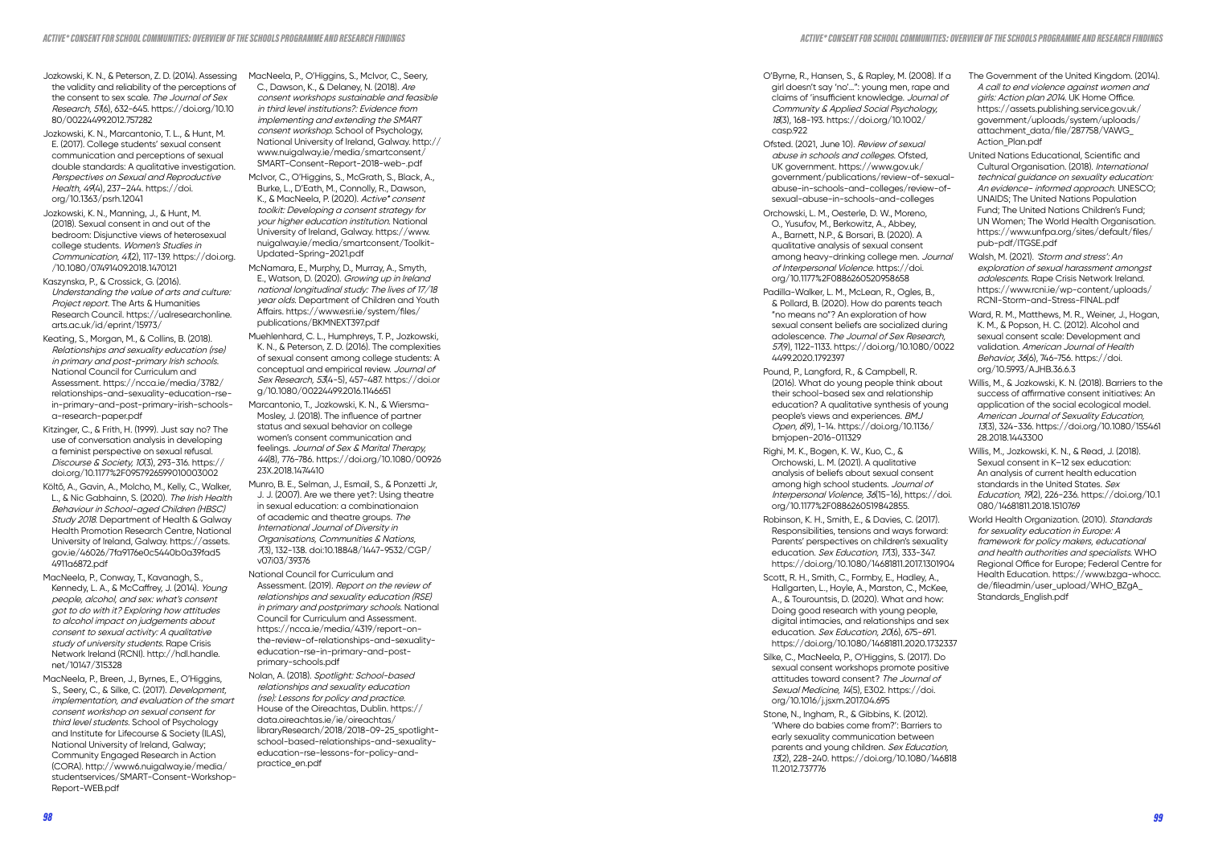Jozkowski, K. N., & Peterson, Z. D. (2014). Assessing the validity and reliability of the perceptions of the consent to sex scale. *The Journal of Sex Research, 51*(6), 632–645. https://doi.org/10.1080/00224499.2012.757282

Jozkowski, K. N., Marcantonio, T. L., & Hunt, M. E. (2017). College students' sexual consent communication and perceptions of sexual double standards: A qualitative investigation. *Perspectives on Sexual and Reproductive Health, 49*(4), 237–244. https://doi.org/10.1363/psrh.12041

Jozkowski, K. N., Manning, J., & Hunt, M. (2018). Sexual consent in and out of the bedroom: Disjunctive views of heterosexual college students. *Women's Studies in Communication, 41*(2), 117–139. https://doi.org/10.1080/07491409.2018.1470121

Kaszynska, P., & Crossick, G. (2016). *Understanding the value of arts and culture: Project report.* The Arts & Humanities Research Council. https://ualresearchonline.arts.ac.uk/id/eprint/15973/

Keating, S., Morgan, M., & Collins, B. (2018). *Relationships and sexuality education (rse) in primary and post-primary Irish schools.* National Council for Curriculum and Assessment. https://ncca.ie/media/3782/relationships-and-sexuality-education-rse-in-primary-and-post-primary-irish-schools-a-research-paper.pdf

Kitzinger, C., & Frith, H. (1999). Just say no? The use of conversation analysis in developing a feminist perspective on sexual refusal. *Discourse & Society, 10*(3), 293–316. https://doi.org/10.1177%2F0957926599010003002

Költő, A., Gavin, A., Molcho, M., Kelly, C., Walker, L., & Nic Gabhainn, S. (2020). *The Irish Health Behaviour in School-aged Children (HBSC) Study 2018.* Department of Health & Galway Health Promotion Research Centre, National University of Ireland, Galway. https://assets.gov.ie/46026/7fa9176e0c5440b0a39fad54911a6872.pdf

MacNeela, P., Conway, T., Kavanagh, S., Kennedy, L. A., & McCaffrey, J. (2014). *Young people, alcohol, and sex: what's consent got to do with it? Exploring how attitudes to alcohol impact on judgements about consent to sexual activity: A qualitative study of university students.* Rape Crisis Network Ireland (RCNI). http://hdl.handle.net/10147/315328

MacNeela, P., Breen, J., Byrnes, E., O'Higgins, S., Seery, C., & Silke, C. (2017). *Development, implementation, and evaluation of the smart consent workshop on sexual consent for third level students.* School of Psychology and Institute for Lifecourse & Society (ILAS), National University of Ireland, Galway; Community Engaged Research in Action (CORA). http://www6.nuigalway.ie/media/studentservices/SMART-Consent-Workshop-Report-WEB.pdf

MacNeela, P., O'Higgins, S., McIvor, C., Seery, C., Dawson, K., & Delaney, N. (2018). *Are consent workshops sustainable and feasible in third level institutions?: Evidence from implementing and extending the SMART consent workshop.* School of Psychology, National University of Ireland, Galway. http://www.nuigalway.ie/media/smartconsent/SMART-Consent-Report-2018-web-.pdf

McIvor, C., O'Higgins, S., McGrath, S., Black, A., Burke, L., D'Eath, M., Connolly, R., Dawson, K., & MacNeela, P. (2020). *Active\* consent toolkit: Developing a consent strategy for your higher education institution.* National University of Ireland, Galway. https://www.nuigalway.ie/media/smartconsent/Toolkit-Updated-Spring-2021.pdf

McNamara, E., Murphy, D., Murray, A., Smyth, E., Watson, D. (2020). *Growing up in Ireland national longitudinal study: The lives of 17/18 year olds.* Department of Children and Youth Affairs. https://www.esri.ie/system/files/publications/BKMNEXT397.pdf

Muehlenhard, C. L., Humphreys, T. P., Jozkowski, K. N., & Peterson, Z. D. (2016). The complexities of sexual consent among college students: A conceptual and empirical review. *Journal of Sex Research, 53*(4–5), 457–487. https://doi.org/10.1080/00224499.2016.1146651

Marcantonio, T., Jozkowski, K. N., & Wiersma-Mosley, J. (2018). The influence of partner status and sexual behavior on college women's consent communication and feelings. *Journal of Sex & Marital Therapy, 44*(8), 776–786. https://doi.org/10.1080/0092623X.2018.1474410

Munro, B. E., Selman, J., Esmail, S., & Ponzetti Jr, J. J. (2007). Are we there yet?: Using theatre in sexual education: a combinationaion of academic and theatre groups. *The International Journal of Diversity in Organisations, Communities & Nations, 7*(3), 132–138. doi:10.18848/1447-9532/CGP/v07i03/39376

National Council for Curriculum and Assessment. (2019). *Report on the review of relationships and sexuality education (RSE) in primary and postprimary schools.* National Council for Curriculum and Assessment. https://ncca.ie/media/4319/report-on-the-review-of-relationships-and-sexuality-education-rse-in-primary-and-post-primary-schools.pdf

Nolan, A. (2018). *Spotlight: School-based relationships and sexuality education (rse): Lessons for policy and practice.* House of the Oireachtas, Dublin. https://data.oireachtas.ie/ie/oireachtas/libraryResearch/2018/2018-09-25_spotlight-school-based-relationships-and-sexuality-education-rse-lessons-for-policy-and-practice_en.pdf

O'Byrne, R., Hansen, S., & Rapley, M. (2008). If a girl doesn't say 'no'...": young men, rape and claims of 'insufficient knowledge. *Journal of Community & Applied Social Psychology, 18*(3), 168–193. https://doi.org/10.1002/casp.922

Ofsted. (2021, June 10). *Review of sexual abuse in schools and colleges.* Ofsted, UK government. https://www.gov.uk/government/publications/review-of-sexual-abuse-in-schools-and-colleges/review-of-sexual-abuse-in-schools-and-colleges

Orchowski, L. M., Oesterle, D. W., Moreno, O., Yusufov, M., Berkowitz, A., Abbey, A., Barnett, N.P., & Borsari, B. (2020). A qualitative analysis of sexual consent among heavy-drinking college men. *Journal of Interpersonal Violence.* https://doi.org/10.1177%2F0886260520958658

Padilla-Walker, L. M., McLean, R., Ogles, B., & Pollard, B. (2020). How do parents teach "no means no"? An exploration of how sexual consent beliefs are socialized during adolescence. *The Journal of Sex Research, 57*(9), 1122–1133. https://doi.org/10.1080/00224499.2020.1792397

Pound, P., Langford, R., & Campbell, R. (2016). What do young people think about their school-based sex and relationship education? A qualitative synthesis of young people's views and experiences. *BMJ Open, 6*(9), 1–14. https://doi.org/10.1136/bmjopen-2016-011329

Righi, M. K., Bogen, K. W., Kuo, C., & Orchowski, L. M. (2021). A qualitative analysis of beliefs about sexual consent among high school students. *Journal of Interpersonal Violence, 36*(15–16), https://doi.org/10.1177%2F0886260519842855.

Robinson, K. H., Smith, E., & Davies, C. (2017). Responsibilities, tensions and ways forward: Parents' perspectives on children's sexuality education. *Sex Education, 17*(3), 333–347. https://doi.org/10.1080/14681811.2017.1301904

Scott, R. H., Smith, C., Formby, E., Hadley, A., Hallgarten, L., Hoyle, A., Marston, C., McKee, A., & Tourountsis, D. (2020). What and how: Doing good research with young people, digital intimacies, and relationships and sex education. *Sex Education, 20*(6), 675–691. https://doi.org/10.1080/14681811.2020.1732337

Silke, C., MacNeela, P., O'Higgins, S. (2017). Do sexual consent workshops promote positive attitudes toward consent? *The Journal of Sexual Medicine, 14*(5), E302. https://doi.org/10.1016/j.jsxm.2017.04.695

Stone, N., Ingham, R., & Gibbins, K. (2012). 'Where do babies come from?': Barriers to early sexuality communication between parents and young children. *Sex Education, 13*(2), 228–240. https://doi.org/10.1080/14681811.2012.737776

The Government of the United Kingdom. (2014). *A call to end violence against women and girls: Action plan 2014.* UK Home Office. https://assets.publishing.service.gov.uk/government/uploads/system/uploads/attachment_data/file/287758/VAWG_Action_Plan.pdf

United Nations Educational, Scientific and Cultural Organisation. (2018). *International technical guidance on sexuality education: An evidence- informed approach.* UNESCO; UNAIDS; The United Nations Population Fund; The United Nations Children's Fund; UN Women; The World Health Organisation. https://www.unfpa.org/sites/default/files/pub-pdf/ITGSE.pdf

Walsh, M. (2021). *'Storm and stress': An exploration of sexual harassment amongst adolescents.* Rape Crisis Network Ireland. https://www.rcni.ie/wp-content/uploads/RCNI-Storm-and-Stress-FINAL.pdf

Ward, R. M., Matthews, M. R., Weiner, J., Hogan, K. M., & Popson, H. C. (2012). Alcohol and sexual consent scale: Development and validation. *American Journal of Health Behavior, 36*(6), 746–756. https://doi.org/10.5993/AJHB.36.6.3

Willis, M., & Jozkowski, K. N. (2018). Barriers to the success of affirmative consent initiatives: An application of the social ecological model. *American Journal of Sexuality Education, 13*(3), 324–336. https://doi.org/10.1080/15546128.2018.1443300

Willis, M., Jozkowski, K. N., & Read, J. (2018). Sexual consent in K–12 sex education: An analysis of current health education standards in the United States. *Sex Education, 19*(2), 226–236. https://doi.org/10.1080/14681811.2018.1510769

World Health Organization. (2010). *Standards for sexuality education in Europe: A framework for policy makers, educational and health authorities and specialists.* WHO Regional Office for Europe; Federal Centre for Health Education. https://www.bzga-whocc.de/fileadmin/user_upload/WHO_BZgA_Standards_English.pdf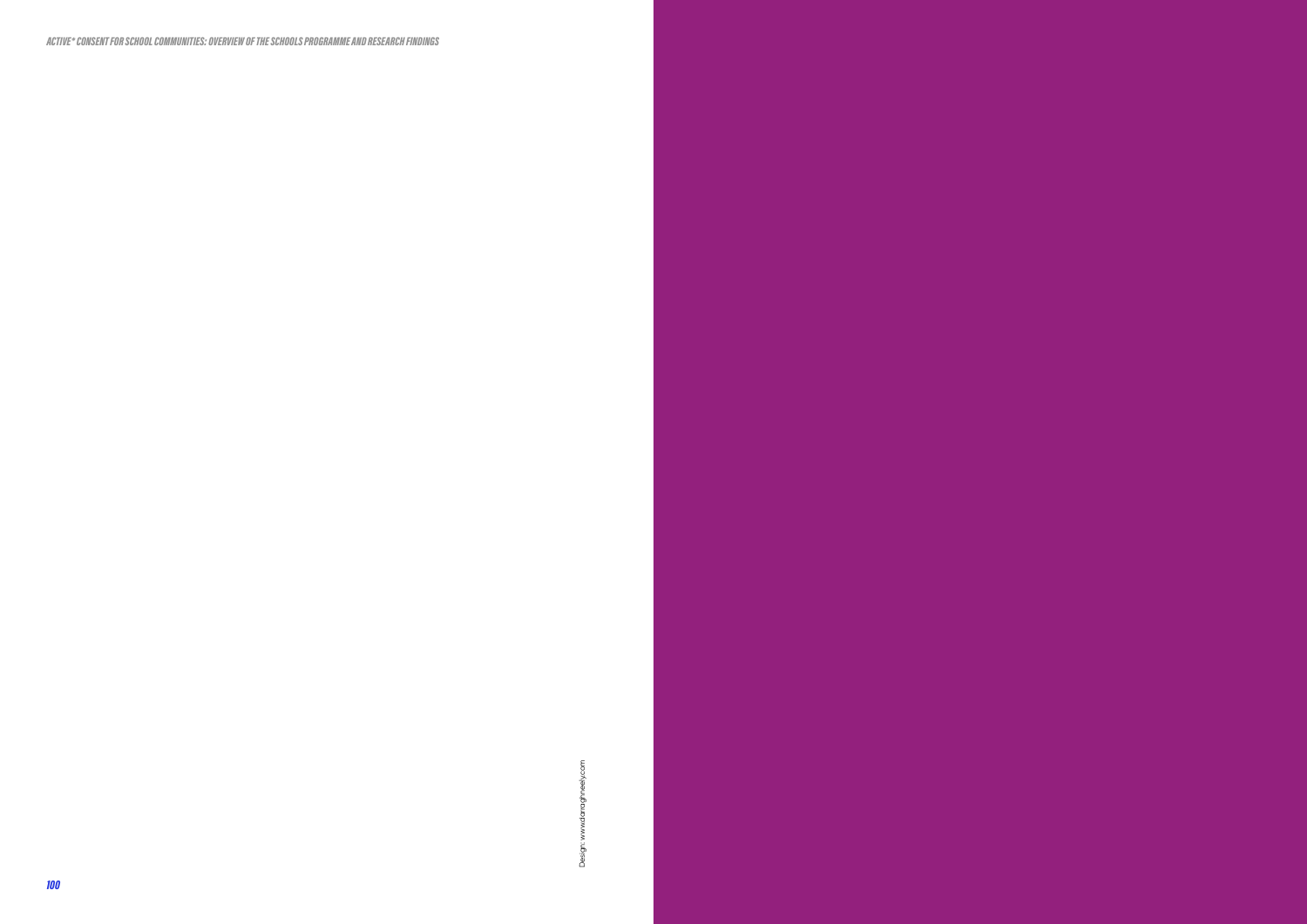Design: www.danaghneely.com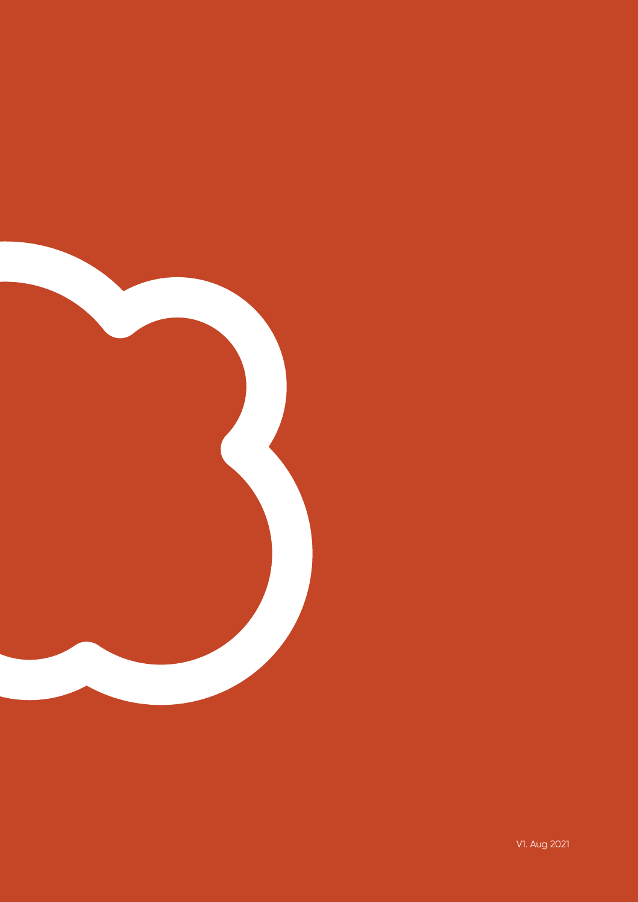V1. Aug 2021